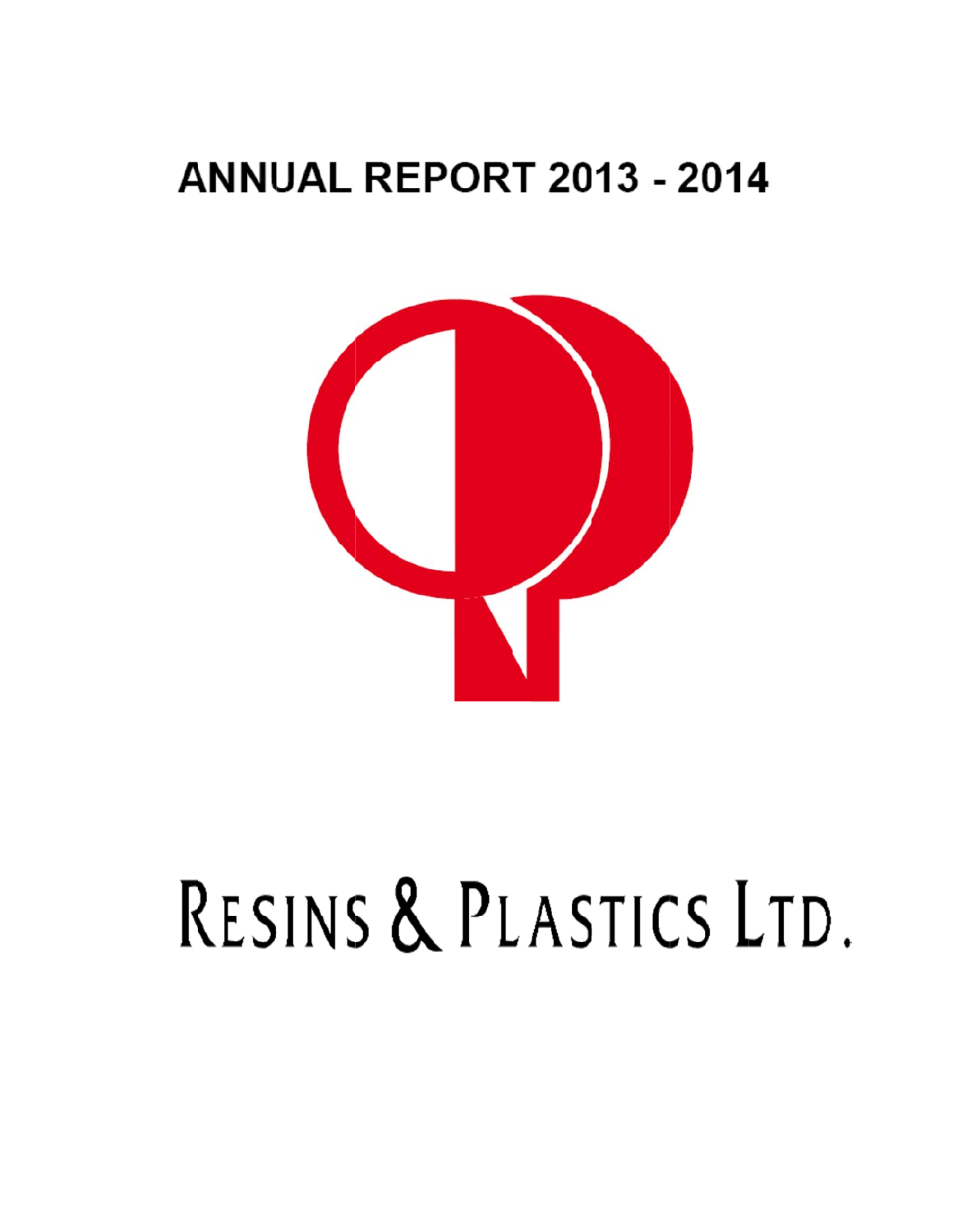# ANNUAL REPORT 2013 - 2014

# RESINS & PLASTICS LTD.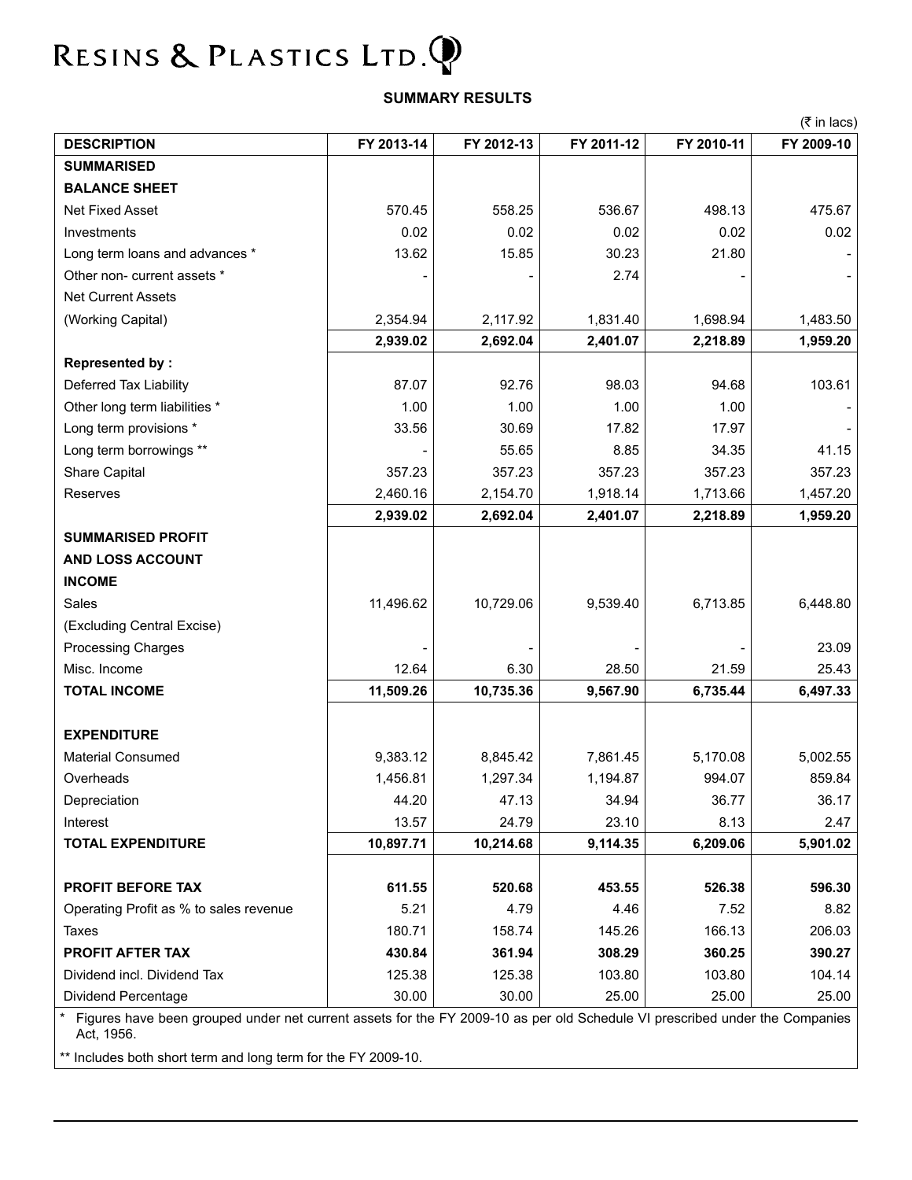# RESINS & PLASTICS LTD.

## SUMMARY RESULTS

(₹ in lacs)

| DESCRIPTION | FY 2013-14 | FY 2012-13 | FY 2011-12 | FY 2010-11 | FY 2009-10 |
|---|---|---|---|---|---|
| **SUMMARISED** | | | | | |
| **BALANCE SHEET** | | | | | |
| Net Fixed Asset | 570.45 | 558.25 | 536.67 | 498.13 | 475.67 |
| Investments | 0.02 | 0.02 | 0.02 | 0.02 | 0.02 |
| Long term loans and advances * | 13.62 | 15.85 | 30.23 | 21.80 | - |
| Other non- current assets * | - | - | 2.74 | - | - |
| Net Current Assets | | | | | |
| (Working Capital) | 2,354.94 | 2,117.92 | 1,831.40 | 1,698.94 | 1,483.50 |
| | **2,939.02** | **2,692.04** | **2,401.07** | **2,218.89** | **1,959.20** |
| **Represented by :** | | | | | |
| Deferred Tax Liability | 87.07 | 92.76 | 98.03 | 94.68 | 103.61 |
| Other long term liabilities * | 1.00 | 1.00 | 1.00 | 1.00 | - |
| Long term provisions * | 33.56 | 30.69 | 17.82 | 17.97 | - |
| Long term borrowings ** | - | 55.65 | 8.85 | 34.35 | 41.15 |
| Share Capital | 357.23 | 357.23 | 357.23 | 357.23 | 357.23 |
| Reserves | 2,460.16 | 2,154.70 | 1,918.14 | 1,713.66 | 1,457.20 |
| | **2,939.02** | **2,692.04** | **2,401.07** | **2,218.89** | **1,959.20** |
| **SUMMARISED PROFIT** | | | | | |
| **AND LOSS ACCOUNT** | | | | | |
| **INCOME** | | | | | |
| Sales | 11,496.62 | 10,729.06 | 9,539.40 | 6,713.85 | 6,448.80 |
| (Excluding Central Excise) | | | | | |
| Processing Charges | - | - | - | - | 23.09 |
| Misc. Income | 12.64 | 6.30 | 28.50 | 21.59 | 25.43 |
| **TOTAL INCOME** | **11,509.26** | **10,735.36** | **9,567.90** | **6,735.44** | **6,497.33** |
| **EXPENDITURE** | | | | | |
| Material Consumed | 9,383.12 | 8,845.42 | 7,861.45 | 5,170.08 | 5,002.55 |
| Overheads | 1,456.81 | 1,297.34 | 1,194.87 | 994.07 | 859.84 |
| Depreciation | 44.20 | 47.13 | 34.94 | 36.77 | 36.17 |
| Interest | 13.57 | 24.79 | 23.10 | 8.13 | 2.47 |
| **TOTAL EXPENDITURE** | **10,897.71** | **10,214.68** | **9,114.35** | **6,209.06** | **5,901.02** |
| **PROFIT BEFORE TAX** | **611.55** | **520.68** | **453.55** | **526.38** | **596.30** |
| Operating Profit as % to sales revenue | 5.21 | 4.79 | 4.46 | 7.52 | 8.82 |
| Taxes | 180.71 | 158.74 | 145.26 | 166.13 | 206.03 |
| **PROFIT AFTER TAX** | **430.84** | **361.94** | **308.29** | **360.25** | **390.27** |
| Dividend incl. Dividend Tax | 125.38 | 125.38 | 103.80 | 103.80 | 104.14 |
| Dividend Percentage | 30.00 | 30.00 | 25.00 | 25.00 | 25.00 |

\* Figures have been grouped under net current assets for the FY 2009-10 as per old Schedule VI prescribed under the Companies Act, 1956.

** Includes both short term and long term for the FY 2009-10.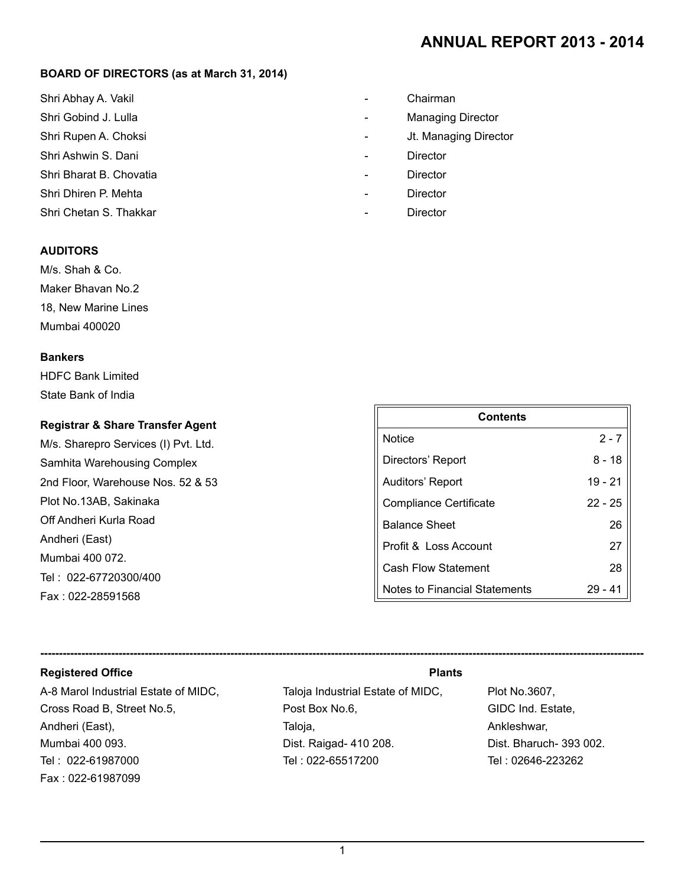# ANNUAL REPORT 2013 - 2014

**BOARD OF DIRECTORS (as at March 31, 2014)**

| | | |
|---|---|---|
| Shri Abhay A. Vakil | - | Chairman |
| Shri Gobind J. Lulla | - | Managing Director |
| Shri Rupen A. Choksi | - | Jt. Managing Director |
| Shri Ashwin S. Dani | - | Director |
| Shri Bharat B. Chovatia | - | Director |
| Shri Dhiren P. Mehta | - | Director |
| Shri Chetan S. Thakkar | - | Director |

**AUDITORS**

M/s. Shah & Co.
Maker Bhavan No.2
18, New Marine Lines
Mumbai 400020

**Bankers**

HDFC Bank Limited
State Bank of India

**Registrar & Share Transfer Agent**

M/s. Sharepro Services (I) Pvt. Ltd.
Samhita Warehousing Complex
2nd Floor, Warehouse Nos. 52 & 53
Plot No.13AB, Sakinaka
Off Andheri Kurla Road
Andheri (East)
Mumbai 400 072.
Tel : 022-67720300/400
Fax : 022-28591568

| Contents | |
|---|---|
| Notice | 2 - 7 |
| Directors' Report | 8 - 18 |
| Auditors' Report | 19 - 21 |
| Compliance Certificate | 22 - 25 |
| Balance Sheet | 26 |
| Profit & Loss Account | 27 |
| Cash Flow Statement | 28 |
| Notes to Financial Statements | 29 - 41 |

---

**Registered Office**

A-8 Marol Industrial Estate of MIDC,
Cross Road B, Street No.5,
Andheri (East),
Mumbai 400 093.
Tel : 022-61987000
Fax : 022-61987099

**Plants**

Taloja Industrial Estate of MIDC,
Post Box No.6,
Taloja,
Dist. Raigad- 410 208.
Tel : 022-65517200

Plot No.3607,
GIDC Ind. Estate,
Ankleshwar,
Dist. Bharuch- 393 002.
Tel : 02646-223262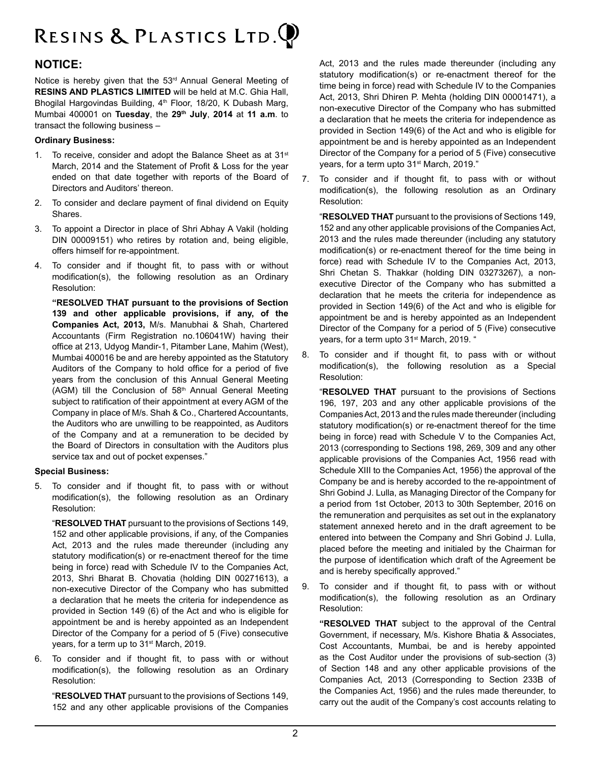## NOTICE:

Notice is hereby given that the 53rd Annual General Meeting of **RESINS AND PLASTICS LIMITED** will be held at M.C. Ghia Hall, Bhogilal Hargovindas Building, 4th Floor, 18/20, K Dubash Marg, Mumbai 400001 on **Tuesday**, the **29th July**, **2014** at **11 a.m**. to transact the following business –

**Ordinary Business:**

1. To receive, consider and adopt the Balance Sheet as at 31st March, 2014 and the Statement of Profit & Loss for the year ended on that date together with reports of the Board of Directors and Auditors' thereon.
2. To consider and declare payment of final dividend on Equity Shares.
3. To appoint a Director in place of Shri Abhay A Vakil (holding DIN 00009151) who retires by rotation and, being eligible, offers himself for re-appointment.
4. To consider and if thought fit, to pass with or without modification(s), the following resolution as an Ordinary Resolution:

   **"RESOLVED THAT pursuant to the provisions of Section 139 and other applicable provisions, if any, of the Companies Act, 2013,** M/s. Manubhai & Shah, Chartered Accountants (Firm Registration no.106041W) having their office at 213, Udyog Mandir-1, Pitamber Lane, Mahim (West), Mumbai 400016 be and are hereby appointed as the Statutory Auditors of the Company to hold office for a period of five years from the conclusion of this Annual General Meeting (AGM) till the Conclusion of 58th Annual General Meeting subject to ratification of their appointment at every AGM of the Company in place of M/s. Shah & Co., Chartered Accountants, the Auditors who are unwilling to be reappointed, as Auditors of the Company and at a remuneration to be decided by the Board of Directors in consultation with the Auditors plus service tax and out of pocket expenses."

**Special Business:**

5. To consider and if thought fit, to pass with or without modification(s), the following resolution as an Ordinary Resolution:

   "**RESOLVED THAT** pursuant to the provisions of Sections 149, 152 and other applicable provisions, if any, of the Companies Act, 2013 and the rules made thereunder (including any statutory modification(s) or re-enactment thereof for the time being in force) read with Schedule IV to the Companies Act, 2013, Shri Bharat B. Chovatia (holding DIN 00271613), a non-executive Director of the Company who has submitted a declaration that he meets the criteria for independence as provided in Section 149 (6) of the Act and who is eligible for appointment be and is hereby appointed as an Independent Director of the Company for a period of 5 (Five) consecutive years, for a term up to 31st March, 2019.

6. To consider and if thought fit, to pass with or without modification(s), the following resolution as an Ordinary Resolution:

   "**RESOLVED THAT** pursuant to the provisions of Sections 149, 152 and any other applicable provisions of the Companies Act, 2013 and the rules made thereunder (including any statutory modification(s) or re-enactment thereof for the time being in force) read with Schedule IV to the Companies Act, 2013, Shri Dhiren P. Mehta (holding DIN 00001471), a non-executive Director of the Company who has submitted a declaration that he meets the criteria for independence as provided in Section 149(6) of the Act and who is eligible for appointment be and is hereby appointed as an Independent Director of the Company for a period of 5 (Five) consecutive years, for a term upto 31st March, 2019."

7. To consider and if thought fit, to pass with or without modification(s), the following resolution as an Ordinary Resolution:

   "**RESOLVED THAT** pursuant to the provisions of Sections 149, 152 and any other applicable provisions of the Companies Act, 2013 and the rules made thereunder (including any statutory modification(s) or re-enactment thereof for the time being in force) read with Schedule IV to the Companies Act, 2013, Shri Chetan S. Thakkar (holding DIN 03273267), a non-executive Director of the Company who has submitted a declaration that he meets the criteria for independence as provided in Section 149(6) of the Act and who is eligible for appointment be and is hereby appointed as an Independent Director of the Company for a period of 5 (Five) consecutive years, for a term upto 31st March, 2019. "

8. To consider and if thought fit, to pass with or without modification(s), the following resolution as a Special Resolution:

   "**RESOLVED THAT** pursuant to the provisions of Sections 196, 197, 203 and any other applicable provisions of the Companies Act, 2013 and the rules made thereunder (including statutory modification(s) or re-enactment thereof for the time being in force) read with Schedule V to the Companies Act, 2013 (corresponding to Sections 198, 269, 309 and any other applicable provisions of the Companies Act, 1956 read with Schedule XIII to the Companies Act, 1956) the approval of the Company be and is hereby accorded to the re-appointment of Shri Gobind J. Lulla, as Managing Director of the Company for a period from 1st October, 2013 to 30th September, 2016 on the remuneration and perquisites as set out in the explanatory statement annexed hereto and in the draft agreement to be entered into between the Company and Shri Gobind J. Lulla, placed before the meeting and initialed by the Chairman for the purpose of identification which draft of the Agreement be and is hereby specifically approved."

9. To consider and if thought fit, to pass with or without modification(s), the following resolution as an Ordinary Resolution:

   **"RESOLVED THAT** subject to the approval of the Central Government, if necessary, M/s. Kishore Bhatia & Associates, Cost Accountants, Mumbai, be and is hereby appointed as the Cost Auditor under the provisions of sub-section (3) of Section 148 and any other applicable provisions of the Companies Act, 2013 (Corresponding to Section 233B of the Companies Act, 1956) and the rules made thereunder, to carry out the audit of the Company's cost accounts relating to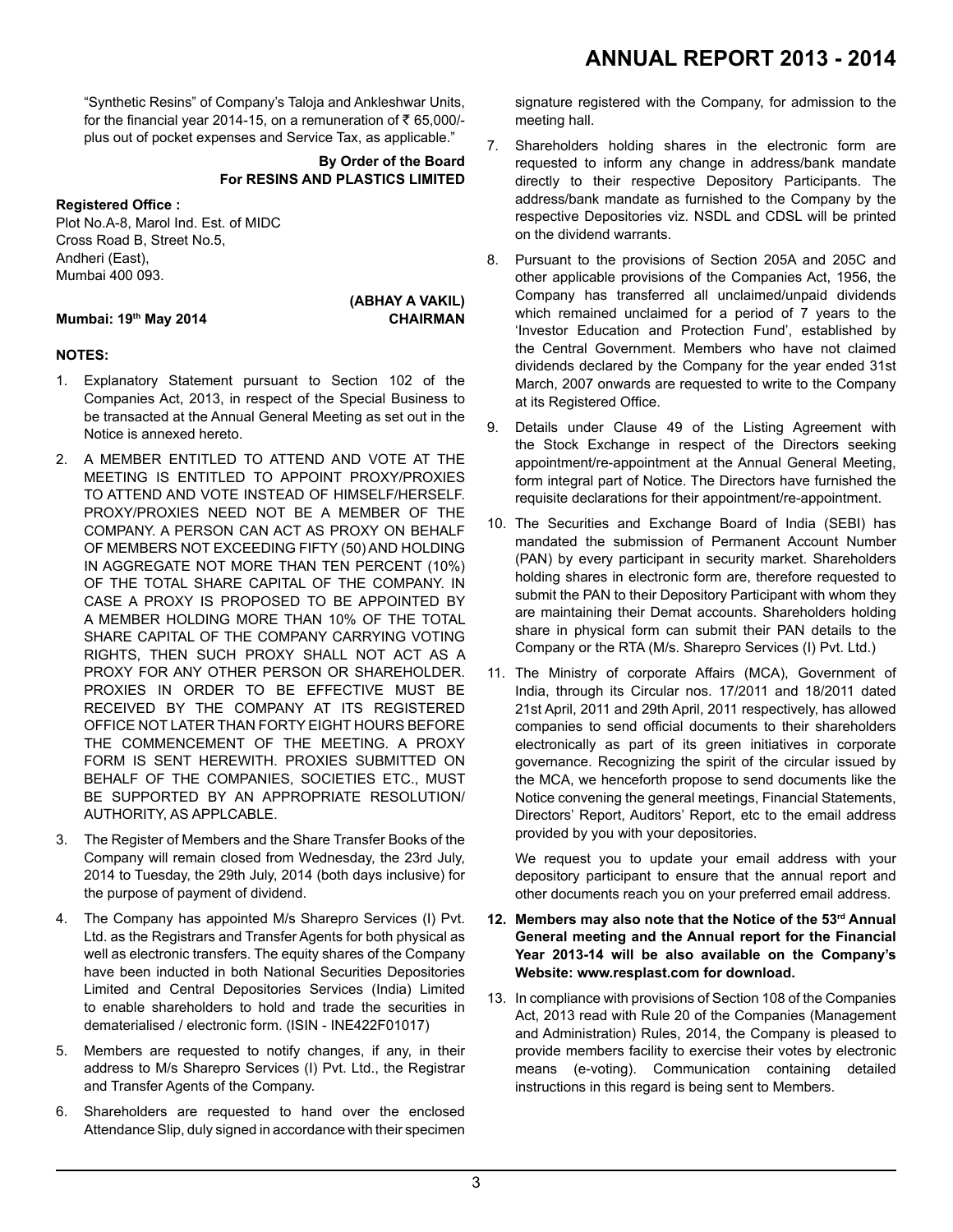"Synthetic Resins" of Company's Taloja and Ankleshwar Units, for the financial year 2014-15, on a remuneration of ₹ 65,000/- plus out of pocket expenses and Service Tax, as applicable."

**By Order of the Board**
**For RESINS AND PLASTICS LIMITED**

**Registered Office :**
Plot No.A-8, Marol Ind. Est. of MIDC
Cross Road B, Street No.5,
Andheri (East),
Mumbai 400 093.

**Mumbai: 19th May 2014**

**(ABHAY A VAKIL)**
**CHAIRMAN**

**NOTES:**

1. Explanatory Statement pursuant to Section 102 of the Companies Act, 2013, in respect of the Special Business to be transacted at the Annual General Meeting as set out in the Notice is annexed hereto.

2. A MEMBER ENTITLED TO ATTEND AND VOTE AT THE MEETING IS ENTITLED TO APPOINT PROXY/PROXIES TO ATTEND AND VOTE INSTEAD OF HIMSELF/HERSELF. PROXY/PROXIES NEED NOT BE A MEMBER OF THE COMPANY. A PERSON CAN ACT AS PROXY ON BEHALF OF MEMBERS NOT EXCEEDING FIFTY (50) AND HOLDING IN AGGREGATE NOT MORE THAN TEN PERCENT (10%) OF THE TOTAL SHARE CAPITAL OF THE COMPANY. IN CASE A PROXY IS PROPOSED TO BE APPOINTED BY A MEMBER HOLDING MORE THAN 10% OF THE TOTAL SHARE CAPITAL OF THE COMPANY CARRYING VOTING RIGHTS, THEN SUCH PROXY SHALL NOT ACT AS A PROXY FOR ANY OTHER PERSON OR SHAREHOLDER. PROXIES IN ORDER TO BE EFFECTIVE MUST BE RECEIVED BY THE COMPANY AT ITS REGISTERED OFFICE NOT LATER THAN FORTY EIGHT HOURS BEFORE THE COMMENCEMENT OF THE MEETING. A PROXY FORM IS SENT HEREWITH. PROXIES SUBMITTED ON BEHALF OF THE COMPANIES, SOCIETIES ETC., MUST BE SUPPORTED BY AN APPROPRIATE RESOLUTION/ AUTHORITY, AS APPLCABLE.

3. The Register of Members and the Share Transfer Books of the Company will remain closed from Wednesday, the 23rd July, 2014 to Tuesday, the 29th July, 2014 (both days inclusive) for the purpose of payment of dividend.

4. The Company has appointed M/s Sharepro Services (I) Pvt. Ltd. as the Registrars and Transfer Agents for both physical as well as electronic transfers. The equity shares of the Company have been inducted in both National Securities Depositories Limited and Central Depositories Services (India) Limited to enable shareholders to hold and trade the securities in dematerialised / electronic form. (ISIN - INE422F01017)

5. Members are requested to notify changes, if any, in their address to M/s Sharepro Services (I) Pvt. Ltd., the Registrar and Transfer Agents of the Company.

6. Shareholders are requested to hand over the enclosed Attendance Slip, duly signed in accordance with their specimen signature registered with the Company, for admission to the meeting hall.

7. Shareholders holding shares in the electronic form are requested to inform any change in address/bank mandate directly to their respective Depository Participants. The address/bank mandate as furnished to the Company by the respective Depositories viz. NSDL and CDSL will be printed on the dividend warrants.

8. Pursuant to the provisions of Section 205A and 205C and other applicable provisions of the Companies Act, 1956, the Company has transferred all unclaimed/unpaid dividends which remained unclaimed for a period of 7 years to the 'Investor Education and Protection Fund', established by the Central Government. Members who have not claimed dividends declared by the Company for the year ended 31st March, 2007 onwards are requested to write to the Company at its Registered Office.

9. Details under Clause 49 of the Listing Agreement with the Stock Exchange in respect of the Directors seeking appointment/re-appointment at the Annual General Meeting, form integral part of Notice. The Directors have furnished the requisite declarations for their appointment/re-appointment.

10. The Securities and Exchange Board of India (SEBI) has mandated the submission of Permanent Account Number (PAN) by every participant in security market. Shareholders holding shares in electronic form are, therefore requested to submit the PAN to their Depository Participant with whom they are maintaining their Demat accounts. Shareholders holding share in physical form can submit their PAN details to the Company or the RTA (M/s. Sharepro Services (I) Pvt. Ltd.)

11. The Ministry of corporate Affairs (MCA), Government of India, through its Circular nos. 17/2011 and 18/2011 dated 21st April, 2011 and 29th April, 2011 respectively, has allowed companies to send official documents to their shareholders electronically as part of its green initiatives in corporate governance. Recognizing the spirit of the circular issued by the MCA, we henceforth propose to send documents like the Notice convening the general meetings, Financial Statements, Directors' Report, Auditors' Report, etc to the email address provided by you with your depositories.

    We request you to update your email address with your depository participant to ensure that the annual report and other documents reach you on your preferred email address.

12. **Members may also note that the Notice of the 53rd Annual General meeting and the Annual report for the Financial Year 2013-14 will be also available on the Company's Website: www.resplast.com for download.**

13. In compliance with provisions of Section 108 of the Companies Act, 2013 read with Rule 20 of the Companies (Management and Administration) Rules, 2014, the Company is pleased to provide members facility to exercise their votes by electronic means (e-voting). Communication containing detailed instructions in this regard is being sent to Members.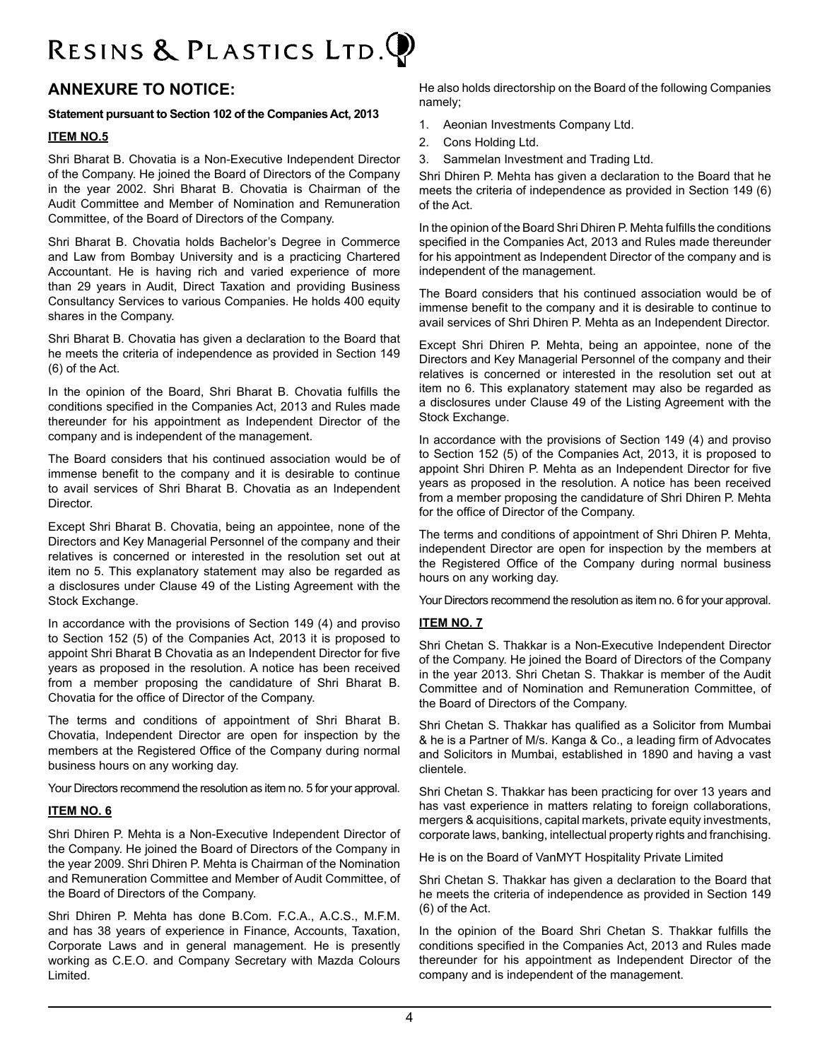## ANNEXURE TO NOTICE:

**Statement pursuant to Section 102 of the Companies Act, 2013**

**ITEM NO.5**

Shri Bharat B. Chovatia is a Non-Executive Independent Director of the Company. He joined the Board of Directors of the Company in the year 2002. Shri Bharat B. Chovatia is Chairman of the Audit Committee and Member of Nomination and Remuneration Committee, of the Board of Directors of the Company.

Shri Bharat B. Chovatia holds Bachelor's Degree in Commerce and Law from Bombay University and is a practicing Chartered Accountant. He is having rich and varied experience of more than 29 years in Audit, Direct Taxation and providing Business Consultancy Services to various Companies. He holds 400 equity shares in the Company.

Shri Bharat B. Chovatia has given a declaration to the Board that he meets the criteria of independence as provided in Section 149 (6) of the Act.

In the opinion of the Board, Shri Bharat B. Chovatia fulfills the conditions specified in the Companies Act, 2013 and Rules made thereunder for his appointment as Independent Director of the company and is independent of the management.

The Board considers that his continued association would be of immense benefit to the company and it is desirable to continue to avail services of Shri Bharat B. Chovatia as an Independent Director.

Except Shri Bharat B. Chovatia, being an appointee, none of the Directors and Key Managerial Personnel of the company and their relatives is concerned or interested in the resolution set out at item no 5. This explanatory statement may also be regarded as a disclosures under Clause 49 of the Listing Agreement with the Stock Exchange.

In accordance with the provisions of Section 149 (4) and proviso to Section 152 (5) of the Companies Act, 2013 it is proposed to appoint Shri Bharat B Chovatia as an Independent Director for five years as proposed in the resolution. A notice has been received from a member proposing the candidature of Shri Bharat B. Chovatia for the office of Director of the Company.

The terms and conditions of appointment of Shri Bharat B. Chovatia, Independent Director are open for inspection by the members at the Registered Office of the Company during normal business hours on any working day.

Your Directors recommend the resolution as item no. 5 for your approval.

**ITEM NO. 6**

Shri Dhiren P. Mehta is a Non-Executive Independent Director of the Company. He joined the Board of Directors of the Company in the year 2009. Shri Dhiren P. Mehta is Chairman of the Nomination and Remuneration Committee and Member of Audit Committee, of the Board of Directors of the Company.

Shri Dhiren P. Mehta has done B.Com. F.C.A., A.C.S., M.F.M. and has 38 years of experience in Finance, Accounts, Taxation, Corporate Laws and in general management. He is presently working as C.E.O. and Company Secretary with Mazda Colours Limited.

He also holds directorship on the Board of the following Companies namely;

1. Aeonian Investments Company Ltd.
2. Cons Holding Ltd.
3. Sammelan Investment and Trading Ltd.

Shri Dhiren P. Mehta has given a declaration to the Board that he meets the criteria of independence as provided in Section 149 (6) of the Act.

In the opinion of the Board Shri Dhiren P. Mehta fulfills the conditions specified in the Companies Act, 2013 and Rules made thereunder for his appointment as Independent Director of the company and is independent of the management.

The Board considers that his continued association would be of immense benefit to the company and it is desirable to continue to avail services of Shri Dhiren P. Mehta as an Independent Director.

Except Shri Dhiren P. Mehta, being an appointee, none of the Directors and Key Managerial Personnel of the company and their relatives is concerned or interested in the resolution set out at item no 6. This explanatory statement may also be regarded as a disclosures under Clause 49 of the Listing Agreement with the Stock Exchange.

In accordance with the provisions of Section 149 (4) and proviso to Section 152 (5) of the Companies Act, 2013, it is proposed to appoint Shri Dhiren P. Mehta as an Independent Director for five years as proposed in the resolution. A notice has been received from a member proposing the candidature of Shri Dhiren P. Mehta for the office of Director of the Company.

The terms and conditions of appointment of Shri Dhiren P. Mehta, independent Director are open for inspection by the members at the Registered Office of the Company during normal business hours on any working day.

Your Directors recommend the resolution as item no. 6 for your approval.

**ITEM NO. 7**

Shri Chetan S. Thakkar is a Non-Executive Independent Director of the Company. He joined the Board of Directors of the Company in the year 2013. Shri Chetan S. Thakkar is member of the Audit Committee and of Nomination and Remuneration Committee, of the Board of Directors of the Company.

Shri Chetan S. Thakkar has qualified as a Solicitor from Mumbai & he is a Partner of M/s. Kanga & Co., a leading firm of Advocates and Solicitors in Mumbai, established in 1890 and having a vast clientele.

Shri Chetan S. Thakkar has been practicing for over 13 years and has vast experience in matters relating to foreign collaborations, mergers & acquisitions, capital markets, private equity investments, corporate laws, banking, intellectual property rights and franchising.

He is on the Board of VanMYT Hospitality Private Limited

Shri Chetan S. Thakkar has given a declaration to the Board that he meets the criteria of independence as provided in Section 149 (6) of the Act.

In the opinion of the Board Shri Chetan S. Thakkar fulfills the conditions specified in the Companies Act, 2013 and Rules made thereunder for his appointment as Independent Director of the company and is independent of the management.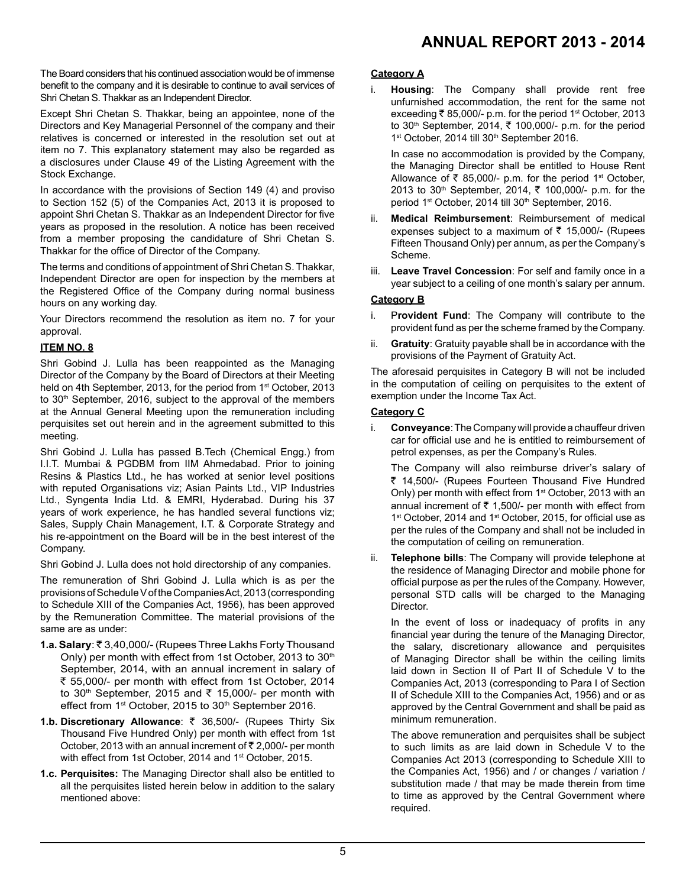The Board considers that his continued association would be of immense benefit to the company and it is desirable to continue to avail services of Shri Chetan S. Thakkar as an Independent Director.

Except Shri Chetan S. Thakkar, being an appointee, none of the Directors and Key Managerial Personnel of the company and their relatives is concerned or interested in the resolution set out at item no 7. This explanatory statement may also be regarded as a disclosures under Clause 49 of the Listing Agreement with the Stock Exchange.

In accordance with the provisions of Section 149 (4) and proviso to Section 152 (5) of the Companies Act, 2013 it is proposed to appoint Shri Chetan S. Thakkar as an Independent Director for five years as proposed in the resolution. A notice has been received from a member proposing the candidature of Shri Chetan S. Thakkar for the office of Director of the Company.

The terms and conditions of appointment of Shri Chetan S. Thakkar, Independent Director are open for inspection by the members at the Registered Office of the Company during normal business hours on any working day.

Your Directors recommend the resolution as item no. 7 for your approval.

**ITEM NO. 8**

Shri Gobind J. Lulla has been reappointed as the Managing Director of the Company by the Board of Directors at their Meeting held on 4th September, 2013, for the period from 1st October, 2013 to 30th September, 2016, subject to the approval of the members at the Annual General Meeting upon the remuneration including perquisites set out herein and in the agreement submitted to this meeting.

Shri Gobind J. Lulla has passed B.Tech (Chemical Engg.) from I.I.T. Mumbai & PGDBM from IIM Ahmedabad. Prior to joining Resins & Plastics Ltd., he has worked at senior level positions with reputed Organisations viz; Asian Paints Ltd., VIP Industries Ltd., Syngenta India Ltd. & EMRI, Hyderabad. During his 37 years of work experience, he has handled several functions viz; Sales, Supply Chain Management, I.T. & Corporate Strategy and his re-appointment on the Board will be in the best interest of the Company.

Shri Gobind J. Lulla does not hold directorship of any companies.

The remuneration of Shri Gobind J. Lulla which is as per the provisions of Schedule V of the Companies Act, 2013 (corresponding to Schedule XIII of the Companies Act, 1956), has been approved by the Remuneration Committee. The material provisions of the same are as under:

**1.a. Salary**: ₹ 3,40,000/- (Rupees Three Lakhs Forty Thousand Only) per month with effect from 1st October, 2013 to 30th September, 2014, with an annual increment in salary of ₹ 55,000/- per month with effect from 1st October, 2014 to 30th September, 2015 and ₹ 15,000/- per month with effect from 1st October, 2015 to 30th September 2016.

**1.b. Discretionary Allowance**: ₹ 36,500/- (Rupees Thirty Six Thousand Five Hundred Only) per month with effect from 1st October, 2013 with an annual increment of ₹ 2,000/- per month with effect from 1st October, 2014 and 1st October, 2015.

**1.c. Perquisites:** The Managing Director shall also be entitled to all the perquisites listed herein below in addition to the salary mentioned above:

**Category A**

i. **Housing**: The Company shall provide rent free unfurnished accommodation, the rent for the same not exceeding ₹ 85,000/- p.m. for the period 1st October, 2013 to 30th September, 2014, ₹ 100,000/- p.m. for the period 1st October, 2014 till 30th September 2016.

   In case no accommodation is provided by the Company, the Managing Director shall be entitled to House Rent Allowance of ₹ 85,000/- p.m. for the period 1st October, 2013 to 30th September, 2014, ₹ 100,000/- p.m. for the period 1st October, 2014 till 30th September, 2016.

ii. **Medical Reimbursement**: Reimbursement of medical expenses subject to a maximum of ₹ 15,000/- (Rupees Fifteen Thousand Only) per annum, as per the Company's Scheme.

iii. **Leave Travel Concession**: For self and family once in a year subject to a ceiling of one month's salary per annum.

**Category B**

i. P**rovident Fund**: The Company will contribute to the provident fund as per the scheme framed by the Company.

ii. **Gratuity**: Gratuity payable shall be in accordance with the provisions of the Payment of Gratuity Act.

The aforesaid perquisites in Category B will not be included in the computation of ceiling on perquisites to the extent of exemption under the Income Tax Act.

**Category C**

i. **Conveyance**: The Company will provide a chauffeur driven car for official use and he is entitled to reimbursement of petrol expenses, as per the Company's Rules.

   The Company will also reimburse driver's salary of ₹ 14,500/- (Rupees Fourteen Thousand Five Hundred Only) per month with effect from 1st October, 2013 with an annual increment of ₹ 1,500/- per month with effect from 1st October, 2014 and 1st October, 2015, for official use as per the rules of the Company and shall not be included in the computation of ceiling on remuneration.

ii. **Telephone bills**: The Company will provide telephone at the residence of Managing Director and mobile phone for official purpose as per the rules of the Company. However, personal STD calls will be charged to the Managing Director.

   In the event of loss or inadequacy of profits in any financial year during the tenure of the Managing Director, the salary, discretionary allowance and perquisites of Managing Director shall be within the ceiling limits laid down in Section II of Part II of Schedule V to the Companies Act, 2013 (corresponding to Para I of Section II of Schedule XIII to the Companies Act, 1956) and or as approved by the Central Government and shall be paid as minimum remuneration.

   The above remuneration and perquisites shall be subject to such limits as are laid down in Schedule V to the Companies Act 2013 (corresponding to Schedule XIII to the Companies Act, 1956) and / or changes / variation / substitution made / that may be made therein from time to time as approved by the Central Government where required.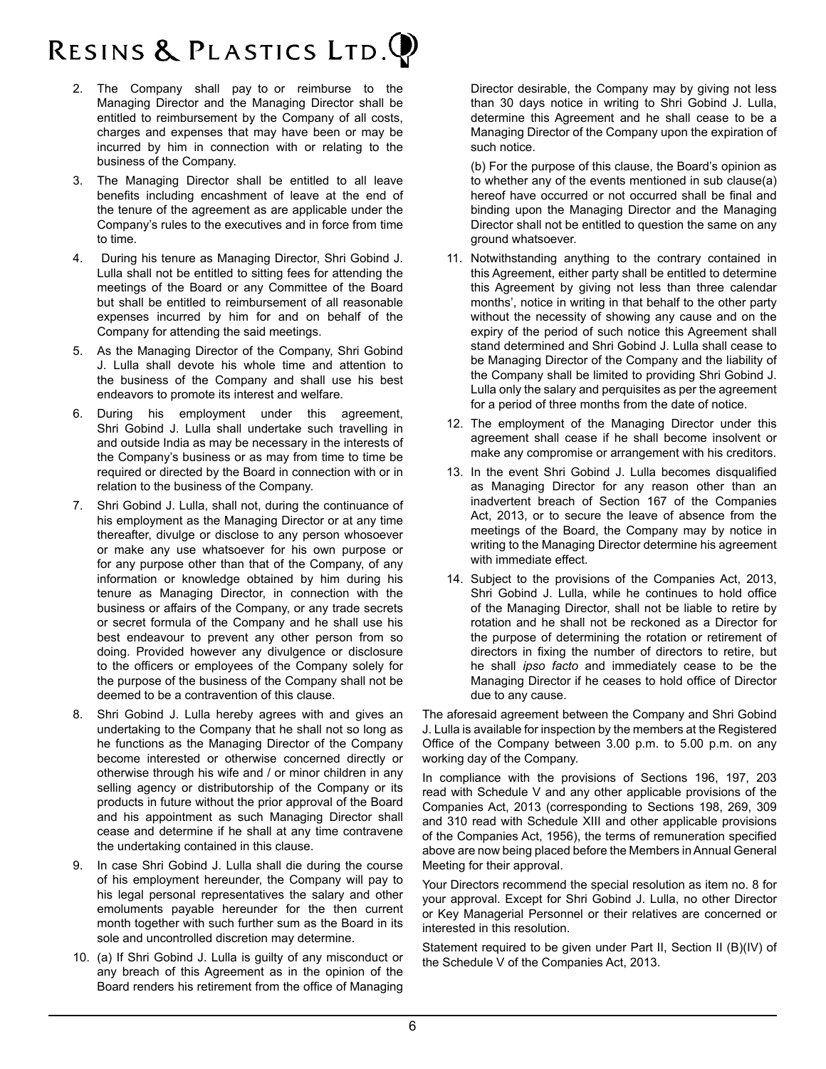2. The Company shall pay to or reimburse to the Managing Director and the Managing Director shall be entitled to reimbursement by the Company of all costs, charges and expenses that may have been or may be incurred by him in connection with or relating to the business of the Company.

3. The Managing Director shall be entitled to all leave benefits including encashment of leave at the end of the tenure of the agreement as are applicable under the Company's rules to the executives and in force from time to time.

4. During his tenure as Managing Director, Shri Gobind J. Lulla shall not be entitled to sitting fees for attending the meetings of the Board or any Committee of the Board but shall be entitled to reimbursement of all reasonable expenses incurred by him for and on behalf of the Company for attending the said meetings.

5. As the Managing Director of the Company, Shri Gobind J. Lulla shall devote his whole time and attention to the business of the Company and shall use his best endeavors to promote its interest and welfare.

6. During his employment under this agreement, Shri Gobind J. Lulla shall undertake such travelling in and outside India as may be necessary in the interests of the Company's business or as may from time to time be required or directed by the Board in connection with or in relation to the business of the Company.

7. Shri Gobind J. Lulla, shall not, during the continuance of his employment as the Managing Director or at any time thereafter, divulge or disclose to any person whosoever or make any use whatsoever for his own purpose or for any purpose other than that of the Company, of any information or knowledge obtained by him during his tenure as Managing Director, in connection with the business or affairs of the Company, or any trade secrets or secret formula of the Company and he shall use his best endeavour to prevent any other person from so doing. Provided however any divulgence or disclosure to the officers or employees of the Company solely for the purpose of the business of the Company shall not be deemed to be a contravention of this clause.

8. Shri Gobind J. Lulla hereby agrees with and gives an undertaking to the Company that he shall not so long as he functions as the Managing Director of the Company become interested or otherwise concerned directly or otherwise through his wife and / or minor children in any selling agency or distributorship of the Company or its products in future without the prior approval of the Board and his appointment as such Managing Director shall cease and determine if he shall at any time contravene the undertaking contained in this clause.

9. In case Shri Gobind J. Lulla shall die during the course of his employment hereunder, the Company will pay to his legal personal representatives the salary and other emoluments payable hereunder for the then current month together with such further sum as the Board in its sole and uncontrolled discretion may determine.

10. (a) If Shri Gobind J. Lulla is guilty of any misconduct or any breach of this Agreement as in the opinion of the Board renders his retirement from the office of Managing Director desirable, the Company may by giving not less than 30 days notice in writing to Shri Gobind J. Lulla, determine this Agreement and he shall cease to be a Managing Director of the Company upon the expiration of such notice.

    (b) For the purpose of this clause, the Board's opinion as to whether any of the events mentioned in sub clause(a) hereof have occurred or not occurred shall be final and binding upon the Managing Director and the Managing Director shall not be entitled to question the same on any ground whatsoever.

11. Notwithstanding anything to the contrary contained in this Agreement, either party shall be entitled to determine this Agreement by giving not less than three calendar months', notice in writing in that behalf to the other party without the necessity of showing any cause and on the expiry of the period of such notice this Agreement shall stand determined and Shri Gobind J. Lulla shall cease to be Managing Director of the Company and the liability of the Company shall be limited to providing Shri Gobind J. Lulla only the salary and perquisites as per the agreement for a period of three months from the date of notice.

12. The employment of the Managing Director under this agreement shall cease if he shall become insolvent or make any compromise or arrangement with his creditors.

13. In the event Shri Gobind J. Lulla becomes disqualified as Managing Director for any reason other than an inadvertent breach of Section 167 of the Companies Act, 2013, or to secure the leave of absence from the meetings of the Board, the Company may by notice in writing to the Managing Director determine his agreement with immediate effect.

14. Subject to the provisions of the Companies Act, 2013, Shri Gobind J. Lulla, while he continues to hold office of the Managing Director, shall not be liable to retire by rotation and he shall not be reckoned as a Director for the purpose of determining the rotation or retirement of directors in fixing the number of directors to retire, but he shall *ipso facto* and immediately cease to be the Managing Director if he ceases to hold office of Director due to any cause.

The aforesaid agreement between the Company and Shri Gobind J. Lulla is available for inspection by the members at the Registered Office of the Company between 3.00 p.m. to 5.00 p.m. on any working day of the Company.

In compliance with the provisions of Sections 196, 197, 203 read with Schedule V and any other applicable provisions of the Companies Act, 2013 (corresponding to Sections 198, 269, 309 and 310 read with Schedule XIII and other applicable provisions of the Companies Act, 1956), the terms of remuneration specified above are now being placed before the Members in Annual General Meeting for their approval.

Your Directors recommend the special resolution as item no. 8 for your approval. Except for Shri Gobind J. Lulla, no other Director or Key Managerial Personnel or their relatives are concerned or interested in this resolution.

Statement required to be given under Part II, Section II (B)(IV) of the Schedule V of the Companies Act, 2013.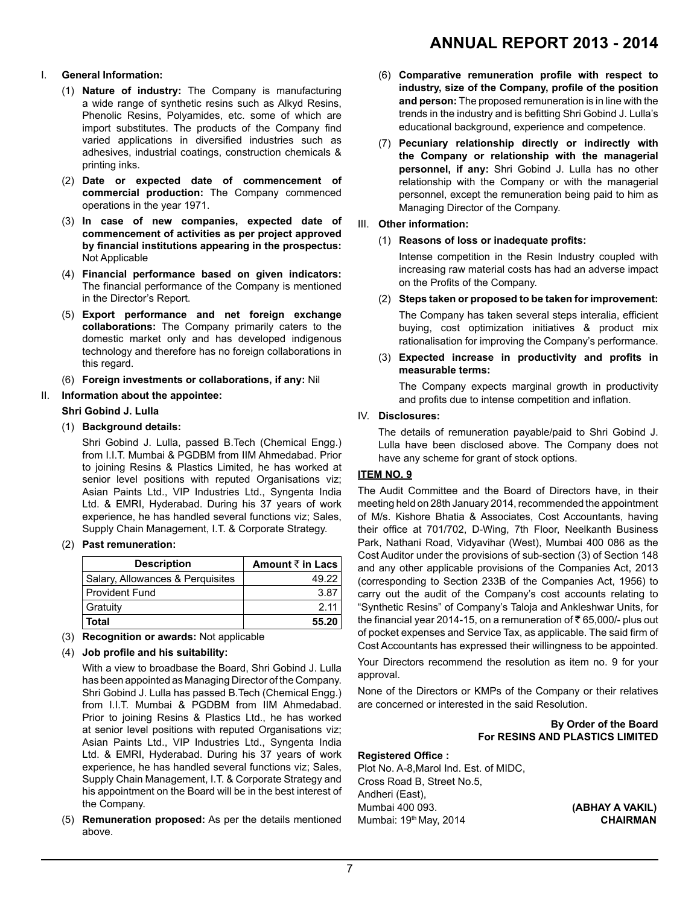I. **General Information:**

(1) **Nature of industry:** The Company is manufacturing a wide range of synthetic resins such as Alkyd Resins, Phenolic Resins, Polyamides, etc. some of which are import substitutes. The products of the Company find varied applications in diversified industries such as adhesives, industrial coatings, construction chemicals & printing inks.

(2) **Date or expected date of commencement of commercial production:** The Company commenced operations in the year 1971.

(3) **In case of new companies, expected date of commencement of activities as per project approved by financial institutions appearing in the prospectus:** Not Applicable

(4) **Financial performance based on given indicators:** The financial performance of the Company is mentioned in the Director's Report.

(5) **Export performance and net foreign exchange collaborations:** The Company primarily caters to the domestic market only and has developed indigenous technology and therefore has no foreign collaborations in this regard.

(6) **Foreign investments or collaborations, if any:** Nil

II. **Information about the appointee:**

**Shri Gobind J. Lulla**

(1) **Background details:**

Shri Gobind J. Lulla, passed B.Tech (Chemical Engg.) from I.I.T. Mumbai & PGDBM from IIM Ahmedabad. Prior to joining Resins & Plastics Limited, he has worked at senior level positions with reputed Organisations viz; Asian Paints Ltd., VIP Industries Ltd., Syngenta India Ltd. & EMRI, Hyderabad. During his 37 years of work experience, he has handled several functions viz; Sales, Supply Chain Management, I.T. & Corporate Strategy.

(2) **Past remuneration:**

| Description | Amount ₹ in Lacs |
|---|---|
| Salary, Allowances & Perquisites | 49.22 |
| Provident Fund | 3.87 |
| Gratuity | 2.11 |
| **Total** | **55.20** |

(3) **Recognition or awards:** Not applicable

(4) **Job profile and his suitability:**

With a view to broadbase the Board, Shri Gobind J. Lulla has been appointed as Managing Director of the Company. Shri Gobind J. Lulla has passed B.Tech (Chemical Engg.) from I.I.T. Mumbai & PGDBM from IIM Ahmedabad. Prior to joining Resins & Plastics Ltd., he has worked at senior level positions with reputed Organisations viz; Asian Paints Ltd., VIP Industries Ltd., Syngenta India Ltd. & EMRI, Hyderabad. During his 37 years of work experience, he has handled several functions viz; Sales, Supply Chain Management, I.T. & Corporate Strategy and his appointment on the Board will be in the best interest of the Company.

(5) **Remuneration proposed:** As per the details mentioned above.

(6) **Comparative remuneration profile with respect to industry, size of the Company, profile of the position and person:** The proposed remuneration is in line with the trends in the industry and is befitting Shri Gobind J. Lulla's educational background, experience and competence.

(7) **Pecuniary relationship directly or indirectly with the Company or relationship with the managerial personnel, if any:** Shri Gobind J. Lulla has no other relationship with the Company or with the managerial personnel, except the remuneration being paid to him as Managing Director of the Company.

III. **Other information:**

(1) **Reasons of loss or inadequate profits:**

Intense competition in the Resin Industry coupled with increasing raw material costs has had an adverse impact on the Profits of the Company.

(2) **Steps taken or proposed to be taken for improvement:**

The Company has taken several steps interalia, efficient buying, cost optimization initiatives & product mix rationalisation for improving the Company's performance.

(3) **Expected increase in productivity and profits in measurable terms:**

The Company expects marginal growth in productivity and profits due to intense competition and inflation.

IV. **Disclosures:**

The details of remuneration payable/paid to Shri Gobind J. Lulla have been disclosed above. The Company does not have any scheme for grant of stock options.

**ITEM NO. 9**

The Audit Committee and the Board of Directors have, in their meeting held on 28th January 2014, recommended the appointment of M/s. Kishore Bhatia & Associates, Cost Accountants, having their office at 701/702, D-Wing, 7th Floor, Neelkanth Business Park, Nathani Road, Vidyavihar (West), Mumbai 400 086 as the Cost Auditor under the provisions of sub-section (3) of Section 148 and any other applicable provisions of the Companies Act, 2013 (corresponding to Section 233B of the Companies Act, 1956) to carry out the audit of the Company's cost accounts relating to "Synthetic Resins" of Company's Taloja and Ankleshwar Units, for the financial year 2014-15, on a remuneration of ₹ 65,000/- plus out of pocket expenses and Service Tax, as applicable. The said firm of Cost Accountants has expressed their willingness to be appointed.

Your Directors recommend the resolution as item no. 9 for your approval.

None of the Directors or KMPs of the Company or their relatives are concerned or interested in the said Resolution.

**By Order of the Board**
**For RESINS AND PLASTICS LIMITED**

**Registered Office :**
Plot No. A-8,Marol Ind. Est. of MIDC,
Cross Road B, Street No.5,
Andheri (East),
Mumbai 400 093.
Mumbai: 19th May, 2014

**(ABHAY A VAKIL)**
**CHAIRMAN**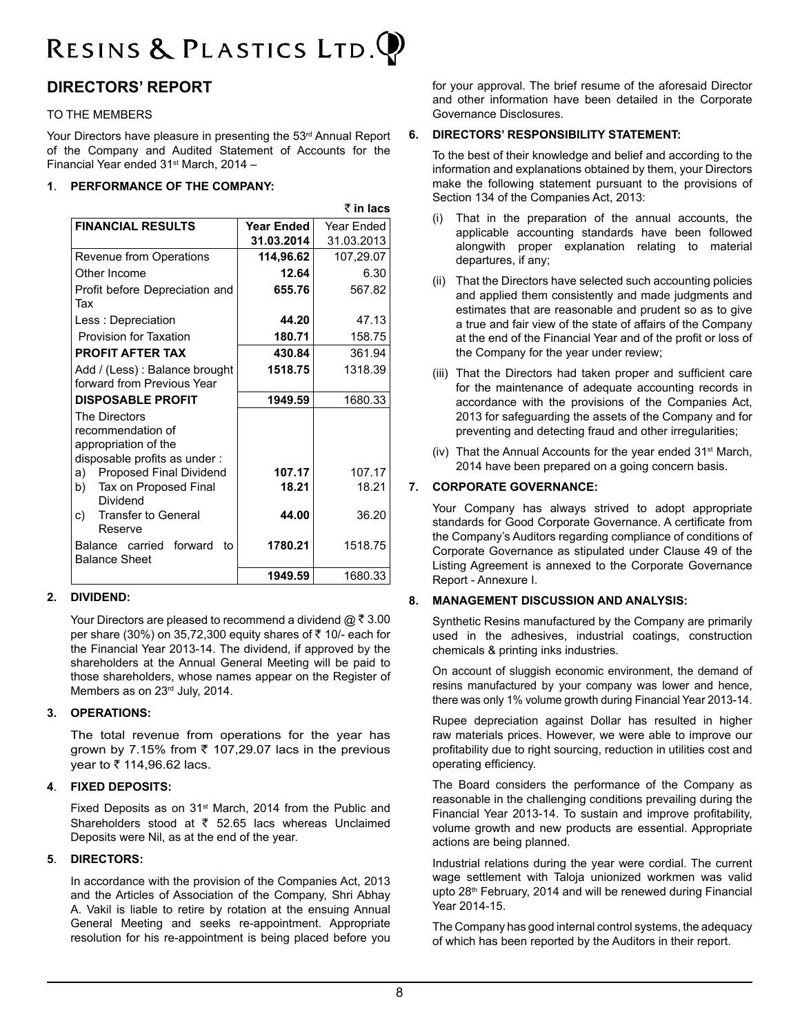# DIRECTORS' REPORT

TO THE MEMBERS

Your Directors have pleasure in presenting the 53rd Annual Report of the Company and Audited Statement of Accounts for the Financial Year ended 31st March, 2014 –

## 1. PERFORMANCE OF THE COMPANY:

₹ **in lacs**

| FINANCIAL RESULTS | Year Ended 31.03.2014 | Year Ended 31.03.2013 |
|---|---|---|
| Revenue from Operations | **114,96.62** | 107,29.07 |
| Other Income | **12.64** | 6.30 |
| Profit before Depreciation and Tax | **655.76** | 567.82 |
| Less : Depreciation | **44.20** | 47.13 |
| Provision for Taxation | **180.71** | 158.75 |
| **PROFIT AFTER TAX** | **430.84** | 361.94 |
| Add / (Less) : Balance brought forward from Previous Year | **1518.75** | 1318.39 |
| **DISPOSABLE PROFIT** | **1949.59** | 1680.33 |
| The Directors recommendation of appropriation of the disposable profits as under : | | |
| a) Proposed Final Dividend | **107.17** | 107.17 |
| b) Tax on Proposed Final Dividend | **18.21** | 18.21 |
| c) Transfer to General Reserve | **44.00** | 36.20 |
| Balance carried forward to Balance Sheet | **1780.21** | 1518.75 |
| | **1949.59** | 1680.33 |

## 2. DIVIDEND:

Your Directors are pleased to recommend a dividend @ ₹ 3.00 per share (30%) on 35,72,300 equity shares of ₹ 10/- each for the Financial Year 2013-14. The dividend, if approved by the shareholders at the Annual General Meeting will be paid to those shareholders, whose names appear on the Register of Members as on 23rd July, 2014.

## 3. OPERATIONS:

The total revenue from operations for the year has grown by 7.15% from ₹ 107,29.07 lacs in the previous year to ₹ 114,96.62 lacs.

## 4. FIXED DEPOSITS:

Fixed Deposits as on 31st March, 2014 from the Public and Shareholders stood at ₹ 52.65 lacs whereas Unclaimed Deposits were Nil, as at the end of the year.

## 5. DIRECTORS:

In accordance with the provision of the Companies Act, 2013 and the Articles of Association of the Company, Shri Abhay A. Vakil is liable to retire by rotation at the ensuing Annual General Meeting and seeks re-appointment. Appropriate resolution for his re-appointment is being placed before you for your approval. The brief resume of the aforesaid Director and other information have been detailed in the Corporate Governance Disclosures.

## 6. DIRECTORS' RESPONSIBILITY STATEMENT:

To the best of their knowledge and belief and according to the information and explanations obtained by them, your Directors make the following statement pursuant to the provisions of Section 134 of the Companies Act, 2013:

(i) That in the preparation of the annual accounts, the applicable accounting standards have been followed alongwith proper explanation relating to material departures, if any;

(ii) That the Directors have selected such accounting policies and applied them consistently and made judgments and estimates that are reasonable and prudent so as to give a true and fair view of the state of affairs of the Company at the end of the Financial Year and of the profit or loss of the Company for the year under review;

(iii) That the Directors had taken proper and sufficient care for the maintenance of adequate accounting records in accordance with the provisions of the Companies Act, 2013 for safeguarding the assets of the Company and for preventing and detecting fraud and other irregularities;

(iv) That the Annual Accounts for the year ended 31st March, 2014 have been prepared on a going concern basis.

## 7. CORPORATE GOVERNANCE:

Your Company has always strived to adopt appropriate standards for Good Corporate Governance. A certificate from the Company's Auditors regarding compliance of conditions of Corporate Governance as stipulated under Clause 49 of the Listing Agreement is annexed to the Corporate Governance Report - Annexure I.

## 8. MANAGEMENT DISCUSSION AND ANALYSIS:

Synthetic Resins manufactured by the Company are primarily used in the adhesives, industrial coatings, construction chemicals & printing inks industries.

On account of sluggish economic environment, the demand of resins manufactured by your company was lower and hence, there was only 1% volume growth during Financial Year 2013-14.

Rupee depreciation against Dollar has resulted in higher raw materials prices. However, we were able to improve our profitability due to right sourcing, reduction in utilities cost and operating efficiency.

The Board considers the performance of the Company as reasonable in the challenging conditions prevailing during the Financial Year 2013-14. To sustain and improve profitability, volume growth and new products are essential. Appropriate actions are being planned.

Industrial relations during the year were cordial. The current wage settlement with Taloja unionized workmen was valid upto 28th February, 2014 and will be renewed during Financial Year 2014-15.

The Company has good internal control systems, the adequacy of which has been reported by the Auditors in their report.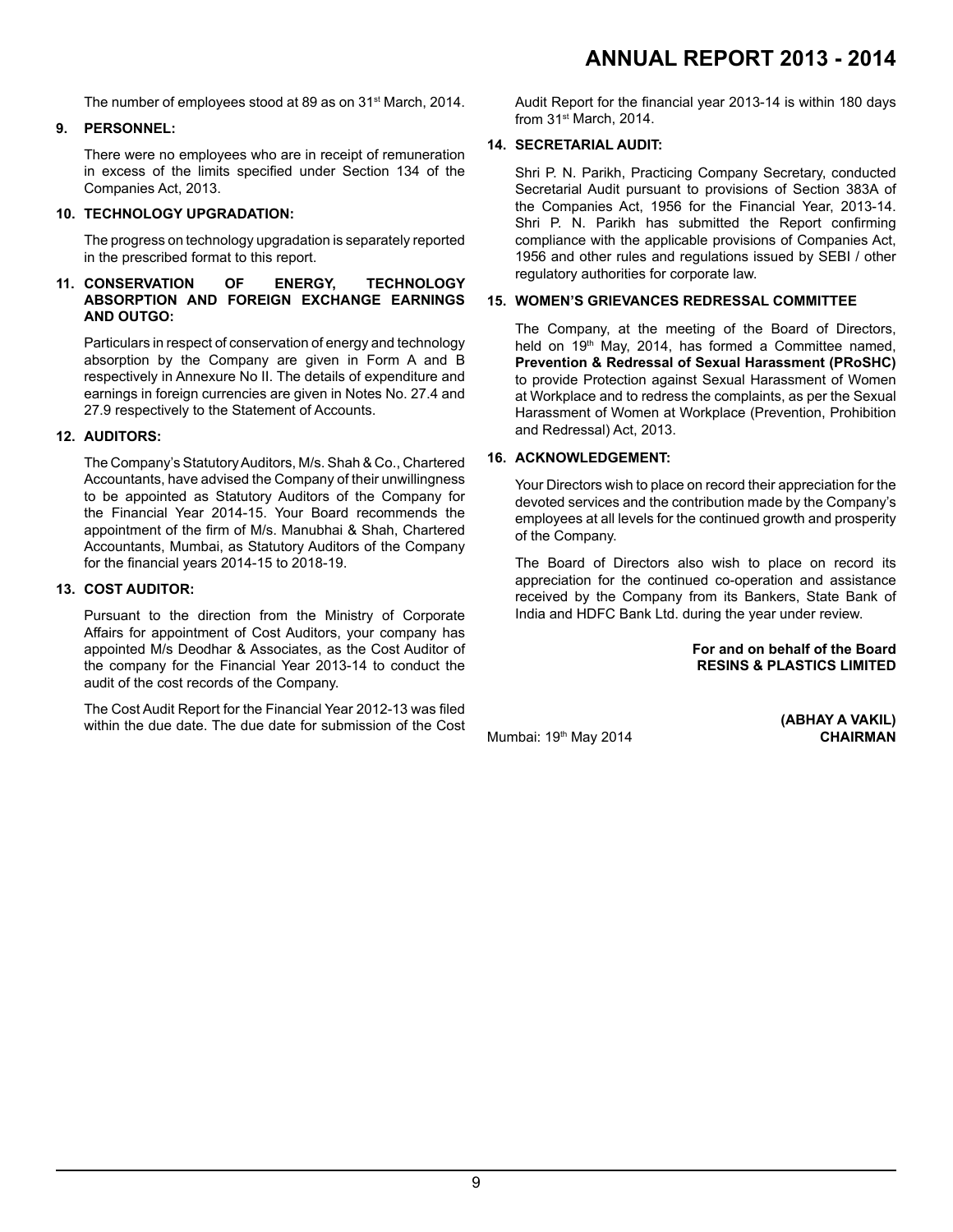The number of employees stood at 89 as on 31st March, 2014.

**9. PERSONNEL:**

There were no employees who are in receipt of remuneration in excess of the limits specified under Section 134 of the Companies Act, 2013.

**10. TECHNOLOGY UPGRADATION:**

The progress on technology upgradation is separately reported in the prescribed format to this report.

**11. CONSERVATION OF ENERGY, TECHNOLOGY ABSORPTION AND FOREIGN EXCHANGE EARNINGS AND OUTGO:**

Particulars in respect of conservation of energy and technology absorption by the Company are given in Form A and B respectively in Annexure No II. The details of expenditure and earnings in foreign currencies are given in Notes No. 27.4 and 27.9 respectively to the Statement of Accounts.

**12. AUDITORS:**

The Company's Statutory Auditors, M/s. Shah & Co., Chartered Accountants, have advised the Company of their unwillingness to be appointed as Statutory Auditors of the Company for the Financial Year 2014-15. Your Board recommends the appointment of the firm of M/s. Manubhai & Shah, Chartered Accountants, Mumbai, as Statutory Auditors of the Company for the financial years 2014-15 to 2018-19.

**13. COST AUDITOR:**

Pursuant to the direction from the Ministry of Corporate Affairs for appointment of Cost Auditors, your company has appointed M/s Deodhar & Associates, as the Cost Auditor of the company for the Financial Year 2013-14 to conduct the audit of the cost records of the Company.

The Cost Audit Report for the Financial Year 2012-13 was filed within the due date. The due date for submission of the Cost Audit Report for the financial year 2013-14 is within 180 days from 31st March, 2014.

**14. SECRETARIAL AUDIT:**

Shri P. N. Parikh, Practicing Company Secretary, conducted Secretarial Audit pursuant to provisions of Section 383A of the Companies Act, 1956 for the Financial Year, 2013-14. Shri P. N. Parikh has submitted the Report confirming compliance with the applicable provisions of Companies Act, 1956 and other rules and regulations issued by SEBI / other regulatory authorities for corporate law.

**15. WOMEN'S GRIEVANCES REDRESSAL COMMITTEE**

The Company, at the meeting of the Board of Directors, held on 19th May, 2014, has formed a Committee named, **Prevention & Redressal of Sexual Harassment (PRoSHC)** to provide Protection against Sexual Harassment of Women at Workplace and to redress the complaints, as per the Sexual Harassment of Women at Workplace (Prevention, Prohibition and Redressal) Act, 2013.

**16. ACKNOWLEDGEMENT:**

Your Directors wish to place on record their appreciation for the devoted services and the contribution made by the Company's employees at all levels for the continued growth and prosperity of the Company.

The Board of Directors also wish to place on record its appreciation for the continued co-operation and assistance received by the Company from its Bankers, State Bank of India and HDFC Bank Ltd. during the year under review.

**For and on behalf of the Board**
**RESINS & PLASTICS LIMITED**

Mumbai: 19th May 2014

**(ABHAY A VAKIL)**
**CHAIRMAN**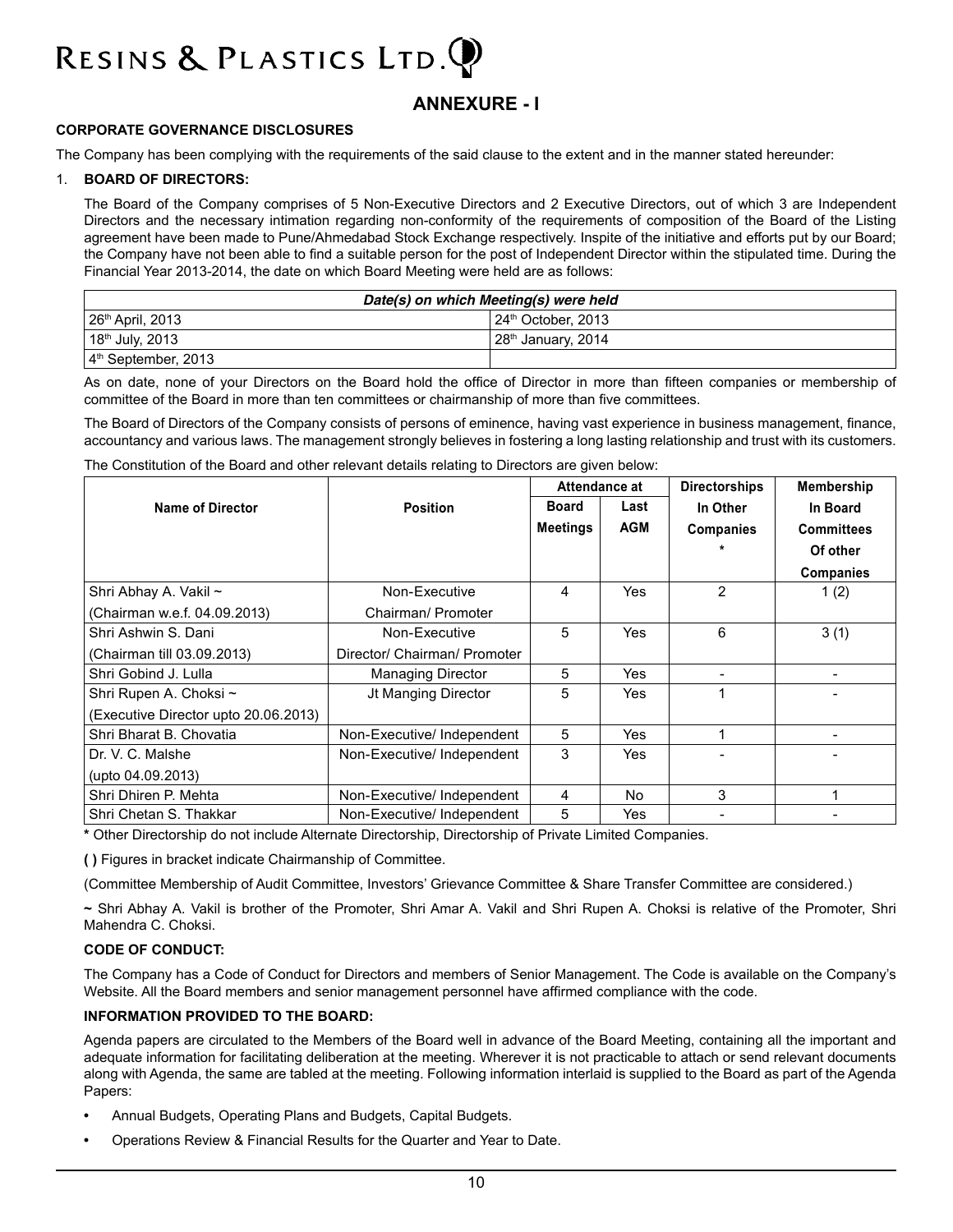## ANNEXURE - I

**CORPORATE GOVERNANCE DISCLOSURES**

The Company has been complying with the requirements of the said clause to the extent and in the manner stated hereunder:

1. **BOARD OF DIRECTORS:**

The Board of the Company comprises of 5 Non-Executive Directors and 2 Executive Directors, out of which 3 are Independent Directors and the necessary intimation regarding non-conformity of the requirements of composition of the Board of the Listing agreement have been made to Pune/Ahmedabad Stock Exchange respectively. Inspite of the initiative and efforts put by our Board; the Company have not been able to find a suitable person for the post of Independent Director within the stipulated time. During the Financial Year 2013-2014, the date on which Board Meeting were held are as follows:

| *Date(s) on which Meeting(s) were held* | |
|---|---|
| 26th April, 2013 | 24th October, 2013 |
| 18th July, 2013 | 28th January, 2014 |
| 4th September, 2013 | |

As on date, none of your Directors on the Board hold the office of Director in more than fifteen companies or membership of committee of the Board in more than ten committees or chairmanship of more than five committees.

The Board of Directors of the Company consists of persons of eminence, having vast experience in business management, finance, accountancy and various laws. The management strongly believes in fostering a long lasting relationship and trust with its customers.

The Constitution of the Board and other relevant details relating to Directors are given below:

| Name of Director | Position | Attendance at | | Directorships In Other Companies * | Membership In Board Committees Of other Companies |
|---|---|---|---|---|---|
| | | Board Meetings | Last AGM | | |
| Shri Abhay A. Vakil ~ (Chairman w.e.f. 04.09.2013) | Non-Executive Chairman/ Promoter | 4 | Yes | 2 | 1 (2) |
| Shri Ashwin S. Dani (Chairman till 03.09.2013) | Non-Executive Director/ Chairman/ Promoter | 5 | Yes | 6 | 3 (1) |
| Shri Gobind J. Lulla | Managing Director | 5 | Yes | - | - |
| Shri Rupen A. Choksi ~ (Executive Director upto 20.06.2013) | Jt Manging Director | 5 | Yes | 1 | - |
| Shri Bharat B. Chovatia | Non-Executive/ Independent | 5 | Yes | 1 | - |
| Dr. V. C. Malshe (upto 04.09.2013) | Non-Executive/ Independent | 3 | Yes | - | - |
| Shri Dhiren P. Mehta | Non-Executive/ Independent | 4 | No | 3 | 1 |
| Shri Chetan S. Thakkar | Non-Executive/ Independent | 5 | Yes | - | - |

**\*** Other Directorship do not include Alternate Directorship, Directorship of Private Limited Companies.

**( )** Figures in bracket indicate Chairmanship of Committee.

(Committee Membership of Audit Committee, Investors' Grievance Committee & Share Transfer Committee are considered.)

**~** Shri Abhay A. Vakil is brother of the Promoter, Shri Amar A. Vakil and Shri Rupen A. Choksi is relative of the Promoter, Shri Mahendra C. Choksi.

**CODE OF CONDUCT:**

The Company has a Code of Conduct for Directors and members of Senior Management. The Code is available on the Company's Website. All the Board members and senior management personnel have affirmed compliance with the code.

**INFORMATION PROVIDED TO THE BOARD:**

Agenda papers are circulated to the Members of the Board well in advance of the Board Meeting, containing all the important and adequate information for facilitating deliberation at the meeting. Wherever it is not practicable to attach or send relevant documents along with Agenda, the same are tabled at the meeting. Following information interlaid is supplied to the Board as part of the Agenda Papers:

- Annual Budgets, Operating Plans and Budgets, Capital Budgets.
- Operations Review & Financial Results for the Quarter and Year to Date.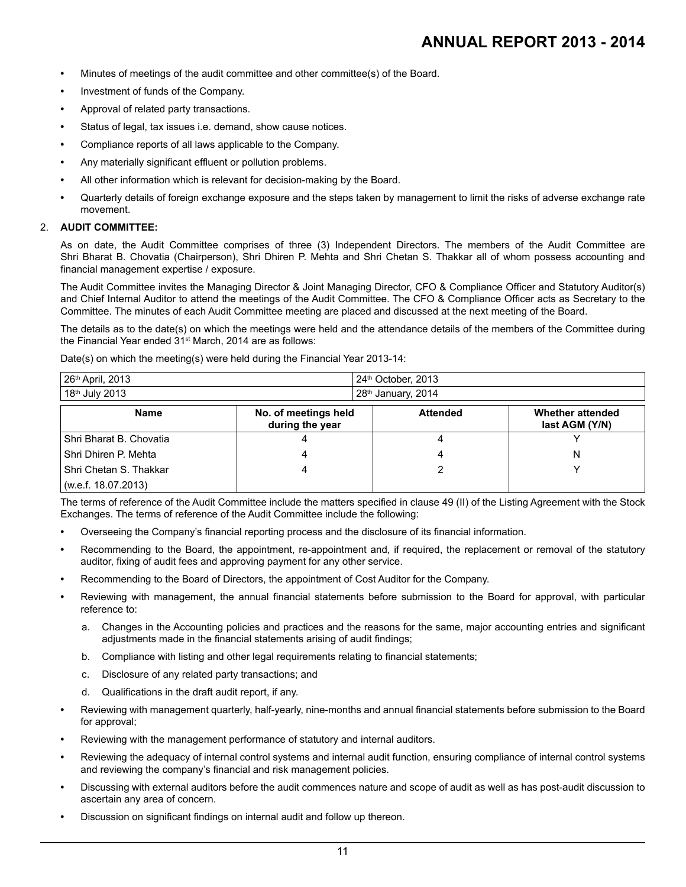- Minutes of meetings of the audit committee and other committee(s) of the Board.
- Investment of funds of the Company.
- Approval of related party transactions.
- Status of legal, tax issues i.e. demand, show cause notices.
- Compliance reports of all laws applicable to the Company.
- Any materially significant effluent or pollution problems.
- All other information which is relevant for decision-making by the Board.
- Quarterly details of foreign exchange exposure and the steps taken by management to limit the risks of adverse exchange rate movement.

## 2. AUDIT COMMITTEE:

As on date, the Audit Committee comprises of three (3) Independent Directors. The members of the Audit Committee are Shri Bharat B. Chovatia (Chairperson), Shri Dhiren P. Mehta and Shri Chetan S. Thakkar all of whom possess accounting and financial management expertise / exposure.

The Audit Committee invites the Managing Director & Joint Managing Director, CFO & Compliance Officer and Statutory Auditor(s) and Chief Internal Auditor to attend the meetings of the Audit Committee. The CFO & Compliance Officer acts as Secretary to the Committee. The minutes of each Audit Committee meeting are placed and discussed at the next meeting of the Board.

The details as to the date(s) on which the meetings were held and the attendance details of the members of the Committee during the Financial Year ended 31st March, 2014 are as follows:

Date(s) on which the meeting(s) were held during the Financial Year 2013-14:

| | |
|---|---|
| 26th April, 2013 | 24th October, 2013 |
| 18th July 2013 | 28th January, 2014 |

| Name | No. of meetings held during the year | Attended | Whether attended last AGM (Y/N) |
|---|---|---|---|
| Shri Bharat B. Chovatia | 4 | 4 | Y |
| Shri Dhiren P. Mehta | 4 | 4 | N |
| Shri Chetan S. Thakkar (w.e.f. 18.07.2013) | 4 | 2 | Y |

The terms of reference of the Audit Committee include the matters specified in clause 49 (II) of the Listing Agreement with the Stock Exchanges. The terms of reference of the Audit Committee include the following:

- Overseeing the Company's financial reporting process and the disclosure of its financial information.
- Recommending to the Board, the appointment, re-appointment and, if required, the replacement or removal of the statutory auditor, fixing of audit fees and approving payment for any other service.
- Recommending to the Board of Directors, the appointment of Cost Auditor for the Company.
- Reviewing with management, the annual financial statements before submission to the Board for approval, with particular reference to:
  a. Changes in the Accounting policies and practices and the reasons for the same, major accounting entries and significant adjustments made in the financial statements arising of audit findings;
  b. Compliance with listing and other legal requirements relating to financial statements;
  c. Disclosure of any related party transactions; and
  d. Qualifications in the draft audit report, if any.
- Reviewing with management quarterly, half-yearly, nine-months and annual financial statements before submission to the Board for approval;
- Reviewing with the management performance of statutory and internal auditors.
- Reviewing the adequacy of internal control systems and internal audit function, ensuring compliance of internal control systems and reviewing the company's financial and risk management policies.
- Discussing with external auditors before the audit commences nature and scope of audit as well as has post-audit discussion to ascertain any area of concern.
- Discussion on significant findings on internal audit and follow up thereon.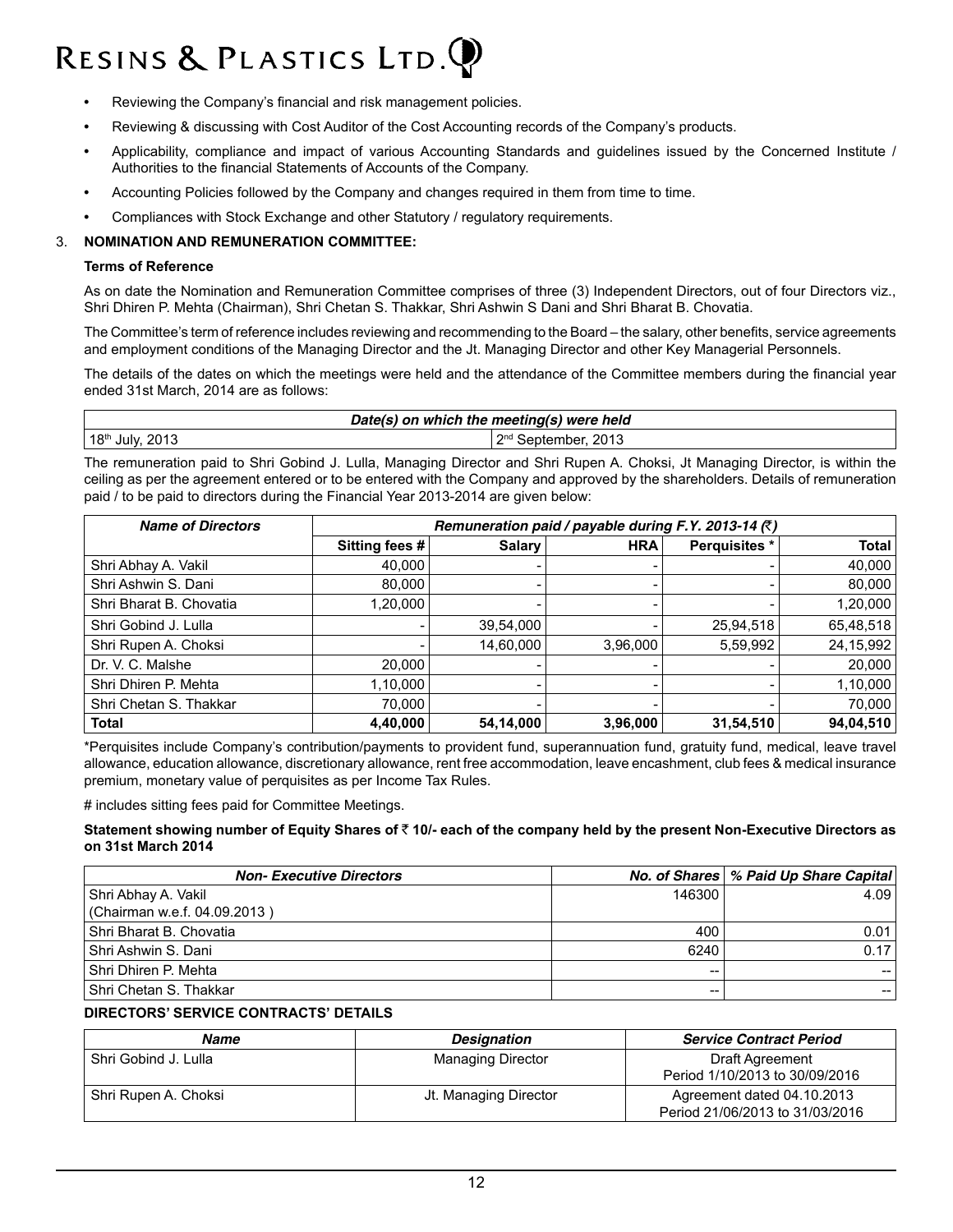- Reviewing the Company's financial and risk management policies.
- Reviewing & discussing with Cost Auditor of the Cost Accounting records of the Company's products.
- Applicability, compliance and impact of various Accounting Standards and guidelines issued by the Concerned Institute / Authorities to the financial Statements of Accounts of the Company.
- Accounting Policies followed by the Company and changes required in them from time to time.
- Compliances with Stock Exchange and other Statutory / regulatory requirements.

3. **NOMINATION AND REMUNERATION COMMITTEE:**

**Terms of Reference**

As on date the Nomination and Remuneration Committee comprises of three (3) Independent Directors, out of four Directors viz., Shri Dhiren P. Mehta (Chairman), Shri Chetan S. Thakkar, Shri Ashwin S Dani and Shri Bharat B. Chovatia.

The Committee's term of reference includes reviewing and recommending to the Board – the salary, other benefits, service agreements and employment conditions of the Managing Director and the Jt. Managing Director and other Key Managerial Personnels.

The details of the dates on which the meetings were held and the attendance of the Committee members during the financial year ended 31st March, 2014 are as follows:

| *Date(s) on which the meeting(s) were held* | |
|---|---|
| 18th July, 2013 | 2nd September, 2013 |

The remuneration paid to Shri Gobind J. Lulla, Managing Director and Shri Rupen A. Choksi, Jt Managing Director, is within the ceiling as per the agreement entered or to be entered with the Company and approved by the shareholders. Details of remuneration paid / to be paid to directors during the Financial Year 2013-2014 are given below:

| *Name of Directors* | *Remuneration paid / payable during F.Y. 2013-14 (₹)* | | | | |
|---|---|---|---|---|---|
| | **Sitting fees #** | **Salary** | **HRA** | **Perquisites \*** | **Total** |
| Shri Abhay A. Vakil | 40,000 | - | - | - | 40,000 |
| Shri Ashwin S. Dani | 80,000 | - | - | - | 80,000 |
| Shri Bharat B. Chovatia | 1,20,000 | - | - | - | 1,20,000 |
| Shri Gobind J. Lulla | - | 39,54,000 | - | 25,94,518 | 65,48,518 |
| Shri Rupen A. Choksi | - | 14,60,000 | 3,96,000 | 5,59,992 | 24,15,992 |
| Dr. V. C. Malshe | 20,000 | - | - | - | 20,000 |
| Shri Dhiren P. Mehta | 1,10,000 | - | - | - | 1,10,000 |
| Shri Chetan S. Thakkar | 70,000 | - | - | - | 70,000 |
| **Total** | **4,40,000** | **54,14,000** | **3,96,000** | **31,54,510** | **94,04,510** |

*Perquisites include Company's contribution/payments to provident fund, superannuation fund, gratuity fund, medical, leave travel allowance, education allowance, discretionary allowance, rent free accommodation, leave encashment, club fees & medical insurance premium, monetary value of perquisites as per Income Tax Rules.

# includes sitting fees paid for Committee Meetings.

**Statement showing number of Equity Shares of ₹ 10/- each of the company held by the present Non-Executive Directors as on 31st March 2014**

| *Non- Executive Directors* | *No. of Shares* | *% Paid Up Share Capital* |
|---|---|---|
| Shri Abhay A. Vakil (Chairman w.e.f. 04.09.2013 ) | 146300 | 4.09 |
| Shri Bharat B. Chovatia | 400 | 0.01 |
| Shri Ashwin S. Dani | 6240 | 0.17 |
| Shri Dhiren P. Mehta | -- | -- |
| Shri Chetan S. Thakkar | -- | -- |

**DIRECTORS' SERVICE CONTRACTS' DETAILS**

| *Name* | *Designation* | *Service Contract Period* |
|---|---|---|
| Shri Gobind J. Lulla | Managing Director | Draft Agreement Period 1/10/2013 to 30/09/2016 |
| Shri Rupen A. Choksi | Jt. Managing Director | Agreement dated 04.10.2013 Period 21/06/2013 to 31/03/2016 |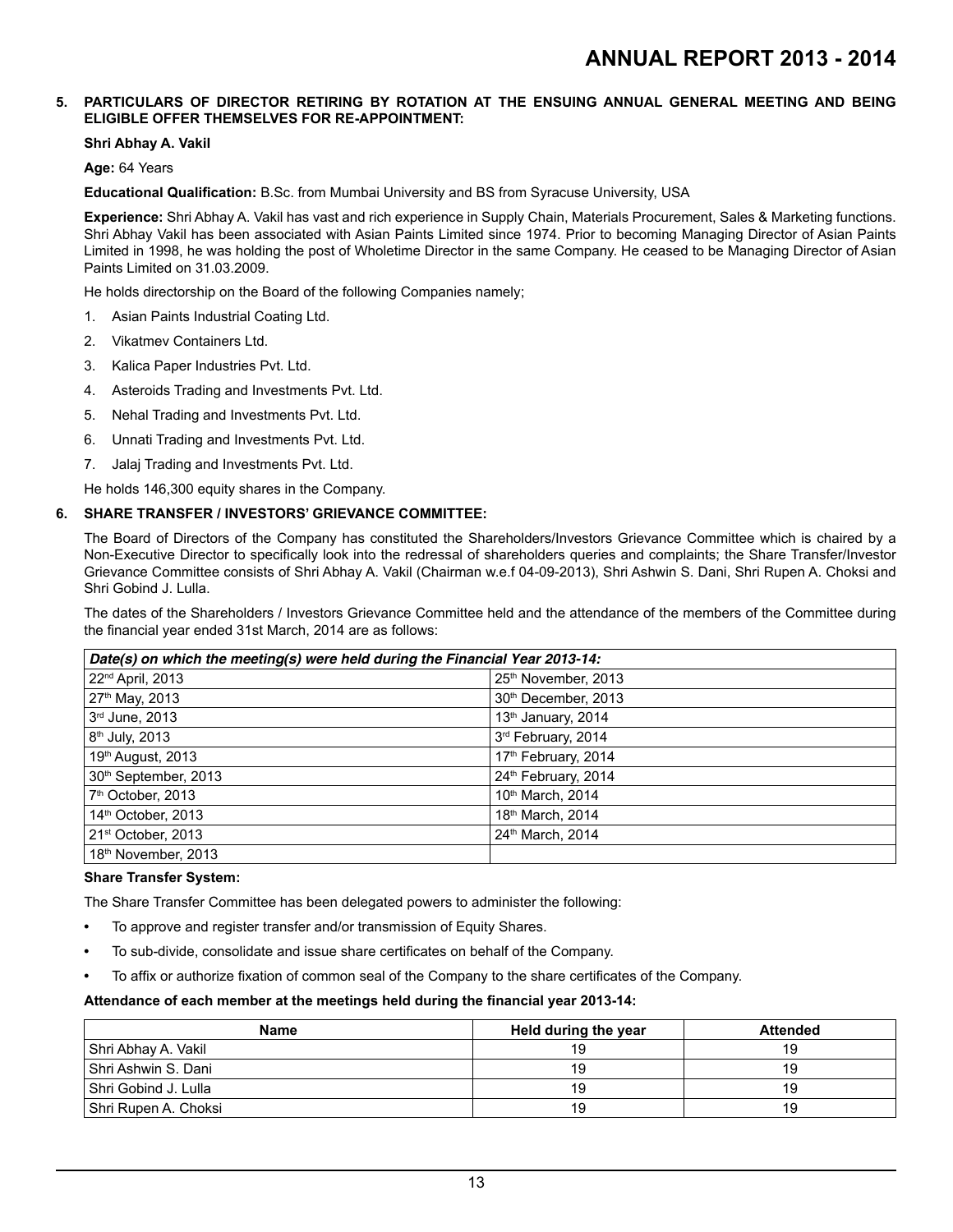**5. PARTICULARS OF DIRECTOR RETIRING BY ROTATION AT THE ENSUING ANNUAL GENERAL MEETING AND BEING ELIGIBLE OFFER THEMSELVES FOR RE-APPOINTMENT:**

**Shri Abhay A. Vakil**

**Age:** 64 Years

**Educational Qualification:** B.Sc. from Mumbai University and BS from Syracuse University, USA

**Experience:** Shri Abhay A. Vakil has vast and rich experience in Supply Chain, Materials Procurement, Sales & Marketing functions. Shri Abhay Vakil has been associated with Asian Paints Limited since 1974. Prior to becoming Managing Director of Asian Paints Limited in 1998, he was holding the post of Wholetime Director in the same Company. He ceased to be Managing Director of Asian Paints Limited on 31.03.2009.

He holds directorship on the Board of the following Companies namely;

1. Asian Paints Industrial Coating Ltd.
2. Vikatmev Containers Ltd.
3. Kalica Paper Industries Pvt. Ltd.
4. Asteroids Trading and Investments Pvt. Ltd.
5. Nehal Trading and Investments Pvt. Ltd.
6. Unnati Trading and Investments Pvt. Ltd.
7. Jalaj Trading and Investments Pvt. Ltd.

He holds 146,300 equity shares in the Company.

**6. SHARE TRANSFER / INVESTORS' GRIEVANCE COMMITTEE:**

The Board of Directors of the Company has constituted the Shareholders/Investors Grievance Committee which is chaired by a Non-Executive Director to specifically look into the redressal of shareholders queries and complaints; the Share Transfer/Investor Grievance Committee consists of Shri Abhay A. Vakil (Chairman w.e.f 04-09-2013), Shri Ashwin S. Dani, Shri Rupen A. Choksi and Shri Gobind J. Lulla.

The dates of the Shareholders / Investors Grievance Committee held and the attendance of the members of the Committee during the financial year ended 31st March, 2014 are as follows:

| *Date(s) on which the meeting(s) were held during the Financial Year 2013-14:* | |
|---|---|
| 22nd April, 2013 | 25th November, 2013 |
| 27th May, 2013 | 30th December, 2013 |
| 3rd June, 2013 | 13th January, 2014 |
| 8th July, 2013 | 3rd February, 2014 |
| 19th August, 2013 | 17th February, 2014 |
| 30th September, 2013 | 24th February, 2014 |
| 7th October, 2013 | 10th March, 2014 |
| 14th October, 2013 | 18th March, 2014 |
| 21st October, 2013 | 24th March, 2014 |
| 18th November, 2013 | |

**Share Transfer System:**

The Share Transfer Committee has been delegated powers to administer the following:

- To approve and register transfer and/or transmission of Equity Shares.
- To sub-divide, consolidate and issue share certificates on behalf of the Company.
- To affix or authorize fixation of common seal of the Company to the share certificates of the Company.

**Attendance of each member at the meetings held during the financial year 2013-14:**

| Name | Held during the year | Attended |
|---|---|---|
| Shri Abhay A. Vakil | 19 | 19 |
| Shri Ashwin S. Dani | 19 | 19 |
| Shri Gobind J. Lulla | 19 | 19 |
| Shri Rupen A. Choksi | 19 | 19 |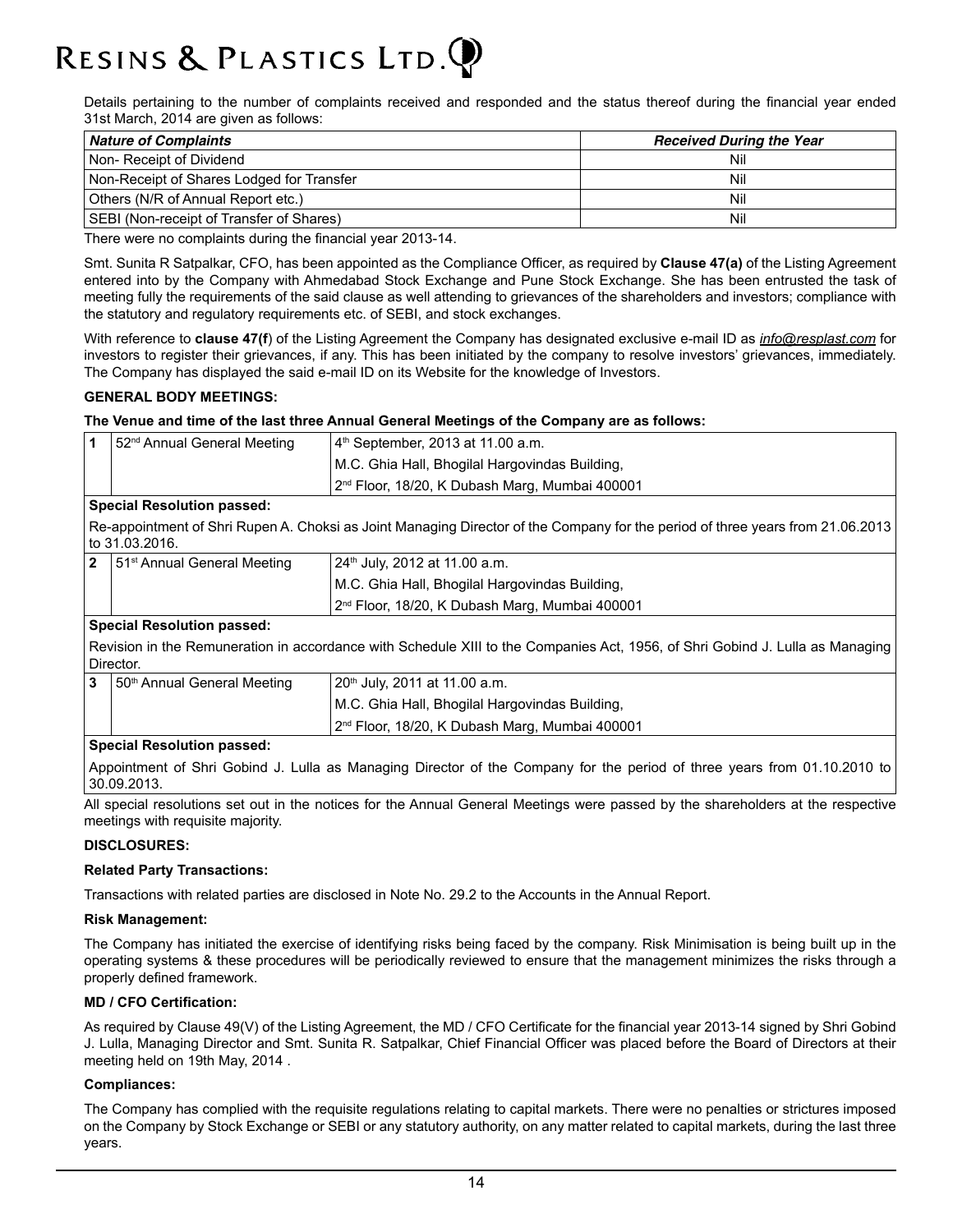Details pertaining to the number of complaints received and responded and the status thereof during the financial year ended 31st March, 2014 are given as follows:

| ***Nature of Complaints*** | ***Received During the Year*** |
|---|---|
| Non- Receipt of Dividend | Nil |
| Non-Receipt of Shares Lodged for Transfer | Nil |
| Others (N/R of Annual Report etc.) | Nil |
| SEBI (Non-receipt of Transfer of Shares) | Nil |

There were no complaints during the financial year 2013-14.

Smt. Sunita R Satpalkar, CFO, has been appointed as the Compliance Officer, as required by **Clause 47(a)** of the Listing Agreement entered into by the Company with Ahmedabad Stock Exchange and Pune Stock Exchange. She has been entrusted the task of meeting fully the requirements of the said clause as well attending to grievances of the shareholders and investors; compliance with the statutory and regulatory requirements etc. of SEBI, and stock exchanges.

With reference to **clause 47(f**) of the Listing Agreement the Company has designated exclusive e-mail ID as *info@resplast.com* for investors to register their grievances, if any. This has been initiated by the company to resolve investors' grievances, immediately. The Company has displayed the said e-mail ID on its Website for the knowledge of Investors.

**GENERAL BODY MEETINGS:**

**The Venue and time of the last three Annual General Meetings of the Company are as follows:**

| | | |
|---|---|---|
| **1** | 52nd Annual General Meeting | 4th September, 2013 at 11.00 a.m.<br>M.C. Ghia Hall, Bhogilal Hargovindas Building,<br>2nd Floor, 18/20, K Dubash Marg, Mumbai 400001 |
| **Special Resolution passed:** | | |
| Re-appointment of Shri Rupen A. Choksi as Joint Managing Director of the Company for the period of three years from 21.06.2013 to 31.03.2016. | | |
| **2** | 51st Annual General Meeting | 24th July, 2012 at 11.00 a.m.<br>M.C. Ghia Hall, Bhogilal Hargovindas Building,<br>2nd Floor, 18/20, K Dubash Marg, Mumbai 400001 |
| **Special Resolution passed:** | | |
| Revision in the Remuneration in accordance with Schedule XIII to the Companies Act, 1956, of Shri Gobind J. Lulla as Managing Director. | | |
| **3** | 50th Annual General Meeting | 20th July, 2011 at 11.00 a.m.<br>M.C. Ghia Hall, Bhogilal Hargovindas Building,<br>2nd Floor, 18/20, K Dubash Marg, Mumbai 400001 |
| **Special Resolution passed:** | | |
| Appointment of Shri Gobind J. Lulla as Managing Director of the Company for the period of three years from 01.10.2010 to 30.09.2013. | | |

All special resolutions set out in the notices for the Annual General Meetings were passed by the shareholders at the respective meetings with requisite majority.

**DISCLOSURES:**

**Related Party Transactions:**

Transactions with related parties are disclosed in Note No. 29.2 to the Accounts in the Annual Report.

**Risk Management:**

The Company has initiated the exercise of identifying risks being faced by the company. Risk Minimisation is being built up in the operating systems & these procedures will be periodically reviewed to ensure that the management minimizes the risks through a properly defined framework.

**MD / CFO Certification:**

As required by Clause 49(V) of the Listing Agreement, the MD / CFO Certificate for the financial year 2013-14 signed by Shri Gobind J. Lulla, Managing Director and Smt. Sunita R. Satpalkar, Chief Financial Officer was placed before the Board of Directors at their meeting held on 19th May, 2014 .

**Compliances:**

The Company has complied with the requisite regulations relating to capital markets. There were no penalties or strictures imposed on the Company by Stock Exchange or SEBI or any statutory authority, on any matter related to capital markets, during the last three years.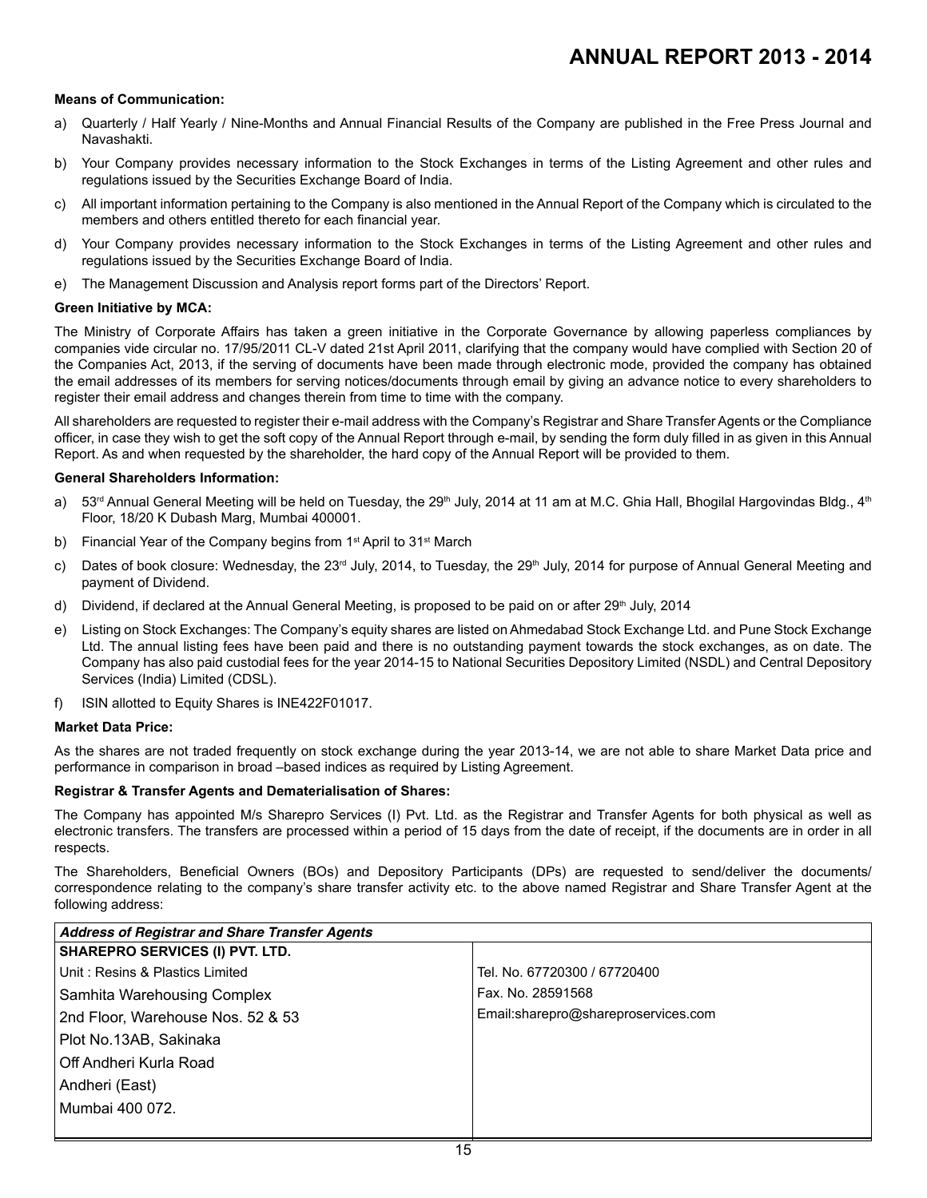**Means of Communication:**

a) Quarterly / Half Yearly / Nine-Months and Annual Financial Results of the Company are published in the Free Press Journal and Navashakti.

b) Your Company provides necessary information to the Stock Exchanges in terms of the Listing Agreement and other rules and regulations issued by the Securities Exchange Board of India.

c) All important information pertaining to the Company is also mentioned in the Annual Report of the Company which is circulated to the members and others entitled thereto for each financial year.

d) Your Company provides necessary information to the Stock Exchanges in terms of the Listing Agreement and other rules and regulations issued by the Securities Exchange Board of India.

e) The Management Discussion and Analysis report forms part of the Directors' Report.

**Green Initiative by MCA:**

The Ministry of Corporate Affairs has taken a green initiative in the Corporate Governance by allowing paperless compliances by companies vide circular no. 17/95/2011 CL-V dated 21st April 2011, clarifying that the company would have complied with Section 20 of the Companies Act, 2013, if the serving of documents have been made through electronic mode, provided the company has obtained the email addresses of its members for serving notices/documents through email by giving an advance notice to every shareholders to register their email address and changes therein from time to time with the company.

All shareholders are requested to register their e-mail address with the Company's Registrar and Share Transfer Agents or the Compliance officer, in case they wish to get the soft copy of the Annual Report through e-mail, by sending the form duly filled in as given in this Annual Report. As and when requested by the shareholder, the hard copy of the Annual Report will be provided to them.

**General Shareholders Information:**

a) 53rd Annual General Meeting will be held on Tuesday, the 29th July, 2014 at 11 am at M.C. Ghia Hall, Bhogilal Hargovindas Bldg., 4th Floor, 18/20 K Dubash Marg, Mumbai 400001.

b) Financial Year of the Company begins from 1st April to 31st March

c) Dates of book closure: Wednesday, the 23rd July, 2014, to Tuesday, the 29th July, 2014 for purpose of Annual General Meeting and payment of Dividend.

d) Dividend, if declared at the Annual General Meeting, is proposed to be paid on or after 29th July, 2014

e) Listing on Stock Exchanges: The Company's equity shares are listed on Ahmedabad Stock Exchange Ltd. and Pune Stock Exchange Ltd. The annual listing fees have been paid and there is no outstanding payment towards the stock exchanges, as on date. The Company has also paid custodial fees for the year 2014-15 to National Securities Depository Limited (NSDL) and Central Depository Services (India) Limited (CDSL).

f) ISIN allotted to Equity Shares is INE422F01017.

**Market Data Price:**

As the shares are not traded frequently on stock exchange during the year 2013-14, we are not able to share Market Data price and performance in comparison in broad –based indices as required by Listing Agreement.

**Registrar & Transfer Agents and Dematerialisation of Shares:**

The Company has appointed M/s Sharepro Services (I) Pvt. Ltd. as the Registrar and Transfer Agents for both physical as well as electronic transfers. The transfers are processed within a period of 15 days from the date of receipt, if the documents are in order in all respects.

The Shareholders, Beneficial Owners (BOs) and Depository Participants (DPs) are requested to send/deliver the documents/ correspondence relating to the company's share transfer activity etc. to the above named Registrar and Share Transfer Agent at the following address:

| *Address of Registrar and Share Transfer Agents* | |
|---|---|
| **SHAREPRO SERVICES (I) PVT. LTD.**<br>Unit : Resins & Plastics Limited<br>Samhita Warehousing Complex<br>2nd Floor, Warehouse Nos. 52 & 53<br>Plot No.13AB, Sakinaka<br>Off Andheri Kurla Road<br>Andheri (East)<br>Mumbai 400 072. | Tel. No. 67720300 / 67720400<br>Fax. No. 28591568<br>Email:sharepro@shareproservices.com |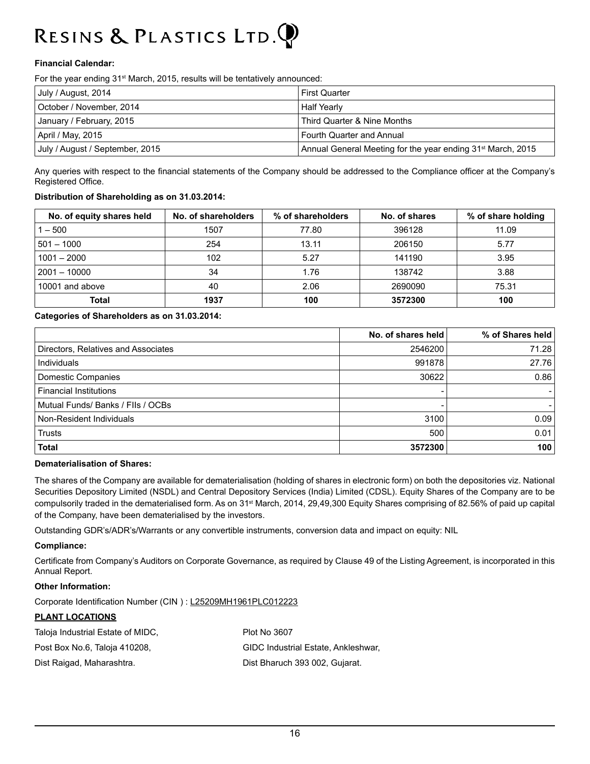**Financial Calendar:**

For the year ending 31st March, 2015, results will be tentatively announced:

| | |
|---|---|
| July / August, 2014 | First Quarter |
| October / November, 2014 | Half Yearly |
| January / February, 2015 | Third Quarter & Nine Months |
| April / May, 2015 | Fourth Quarter and Annual |
| July / August / September, 2015 | Annual General Meeting for the year ending 31st March, 2015 |

Any queries with respect to the financial statements of the Company should be addressed to the Compliance officer at the Company's Registered Office.

**Distribution of Shareholding as on 31.03.2014:**

| No. of equity shares held | No. of shareholders | % of shareholders | No. of shares | % of share holding |
|---|---|---|---|---|
| 1 – 500 | 1507 | 77.80 | 396128 | 11.09 |
| 501 – 1000 | 254 | 13.11 | 206150 | 5.77 |
| 1001 – 2000 | 102 | 5.27 | 141190 | 3.95 |
| 2001 – 10000 | 34 | 1.76 | 138742 | 3.88 |
| 10001 and above | 40 | 2.06 | 2690090 | 75.31 |
| **Total** | **1937** | **100** | **3572300** | **100** |

**Categories of Shareholders as on 31.03.2014:**

| | No. of shares held | % of Shares held |
|---|---|---|
| Directors, Relatives and Associates | 2546200 | 71.28 |
| Individuals | 991878 | 27.76 |
| Domestic Companies | 30622 | 0.86 |
| Financial Institutions | - | - |
| Mutual Funds/ Banks / FIIs / OCBs | - | - |
| Non-Resident Individuals | 3100 | 0.09 |
| Trusts | 500 | 0.01 |
| **Total** | **3572300** | **100** |

**Dematerialisation of Shares:**

The shares of the Company are available for dematerialisation (holding of shares in electronic form) on both the depositories viz. National Securities Depository Limited (NSDL) and Central Depository Services (India) Limited (CDSL). Equity Shares of the Company are to be compulsorily traded in the dematerialised form. As on 31st March, 2014, 29,49,300 Equity Shares comprising of 82.56% of paid up capital of the Company, have been dematerialised by the investors.

Outstanding GDR's/ADR's/Warrants or any convertible instruments, conversion data and impact on equity: NIL

**Compliance:**

Certificate from Company's Auditors on Corporate Governance, as required by Clause 49 of the Listing Agreement, is incorporated in this Annual Report.

**Other Information:**

Corporate Identification Number (CIN ) : L25209MH1961PLC012223

**PLANT LOCATIONS**

Taloja Industrial Estate of MIDC,
Post Box No.6, Taloja 410208,
Dist Raigad, Maharashtra.

Plot No 3607
GIDC Industrial Estate, Ankleshwar,
Dist Bharuch 393 002, Gujarat.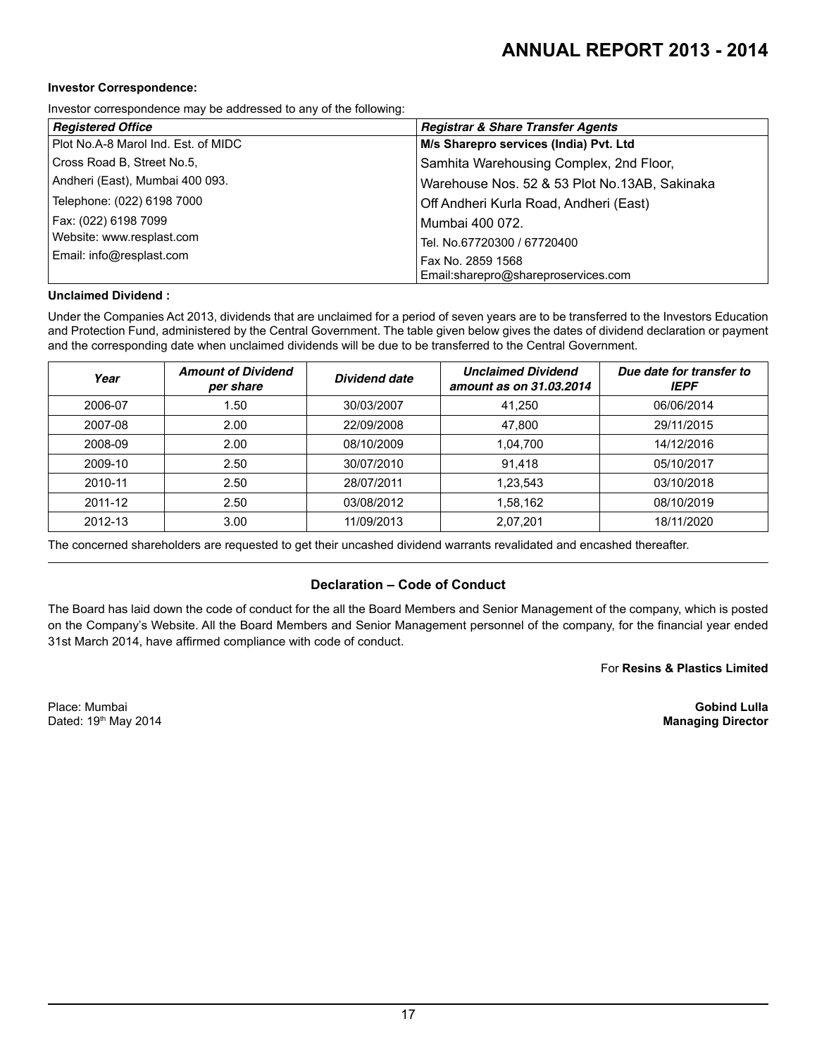**Investor Correspondence:**

Investor correspondence may be addressed to any of the following:

| *Registered Office* | *Registrar & Share Transfer Agents* |
|---|---|
| Plot No.A-8 Marol Ind. Est. of MIDC | **M/s Sharepro services (India) Pvt. Ltd** |
| Cross Road B, Street No.5, | Samhita Warehousing Complex, 2nd Floor, |
| Andheri (East), Mumbai 400 093. | Warehouse Nos. 52 & 53 Plot No.13AB, Sakinaka |
| Telephone: (022) 6198 7000 | Off Andheri Kurla Road, Andheri (East) |
| Fax: (022) 6198 7099 | Mumbai 400 072. |
| Website: www.resplast.com | Tel. No.67720300 / 67720400 |
| Email: info@resplast.com | Fax No. 2859 1568<br>Email:sharepro@shareproservices.com |

**Unclaimed Dividend :**

Under the Companies Act 2013, dividends that are unclaimed for a period of seven years are to be transferred to the Investors Education and Protection Fund, administered by the Central Government. The table given below gives the dates of dividend declaration or payment and the corresponding date when unclaimed dividends will be due to be transferred to the Central Government.

| *Year* | *Amount of Dividend per share* | *Dividend date* | *Unclaimed Dividend amount as on 31.03.2014* | *Due date for transfer to IEPF* |
|---|---|---|---|---|
| 2006-07 | 1.50 | 30/03/2007 | 41,250 | 06/06/2014 |
| 2007-08 | 2.00 | 22/09/2008 | 47,800 | 29/11/2015 |
| 2008-09 | 2.00 | 08/10/2009 | 1,04,700 | 14/12/2016 |
| 2009-10 | 2.50 | 30/07/2010 | 91,418 | 05/10/2017 |
| 2010-11 | 2.50 | 28/07/2011 | 1,23,543 | 03/10/2018 |
| 2011-12 | 2.50 | 03/08/2012 | 1,58,162 | 08/10/2019 |
| 2012-13 | 3.00 | 11/09/2013 | 2,07,201 | 18/11/2020 |

The concerned shareholders are requested to get their uncashed dividend warrants revalidated and encashed thereafter.

## Declaration – Code of Conduct

The Board has laid down the code of conduct for the all the Board Members and Senior Management of the company, which is posted on the Company's Website. All the Board Members and Senior Management personnel of the company, for the financial year ended 31st March 2014, have affirmed compliance with code of conduct.

For **Resins & Plastics Limited**

Place: Mumbai
Dated: 19th May 2014

**Gobind Lulla**
**Managing Director**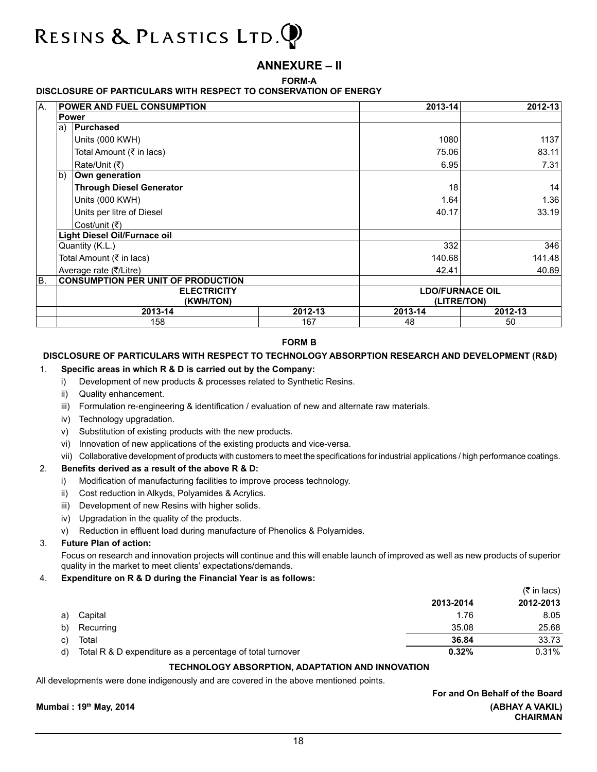# RESINS & PLASTICS LTD.

## ANNEXURE – II

### FORM-A

**DISCLOSURE OF PARTICULARS WITH RESPECT TO CONSERVATION OF ENERGY**

| A. | POWER AND FUEL CONSUMPTION | | | 2013-14 | 2012-13 |
|---|---|---|---|---|---|
| | **Power** | | | | |
| | a) | **Purchased** | | | |
| | | Units (000 KWH) | | 1080 | 1137 |
| | | Total Amount (₹ in lacs) | | 75.06 | 83.11 |
| | | Rate/Unit (₹) | | 6.95 | 7.31 |
| | b) | **Own generation** | | | |
| | | **Through Diesel Generator** | | 18 | 14 |
| | | Units (000 KWH) | | 1.64 | 1.36 |
| | | Units per litre of Diesel | | 40.17 | 33.19 |
| | | Cost/unit (₹) | | | |
| | **Light Diesel Oil/Furnace oil** | | | | |
| | Quantity (K.L.) | | | 332 | 346 |
| | Total Amount (₹ in lacs) | | | 140.68 | 141.48 |
| | Average rate (₹/Litre) | | | 42.41 | 40.89 |
| B. | **CONSUMPTION PER UNIT OF PRODUCTION** | | | | |
| | **ELECTRICITY (KWH/TON)** | | | **LDO/FURNACE OIL (LITRE/TON)** | |
| | **2013-14** | | **2012-13** | **2013-14** | **2012-13** |
| | 158 | | 167 | 48 | 50 |

### FORM B

**DISCLOSURE OF PARTICULARS WITH RESPECT TO TECHNOLOGY ABSORPTION RESEARCH AND DEVELOPMENT (R&D)**

1. **Specific areas in which R & D is carried out by the Company:**
   - i) Development of new products & processes related to Synthetic Resins.
   - ii) Quality enhancement.
   - iii) Formulation re-engineering & identification / evaluation of new and alternate raw materials.
   - iv) Technology upgradation.
   - v) Substitution of existing products with the new products.
   - vi) Innovation of new applications of the existing products and vice-versa.
   - vii) Collaborative development of products with customers to meet the specifications for industrial applications / high performance coatings.

2. **Benefits derived as a result of the above R & D:**
   - i) Modification of manufacturing facilities to improve process technology.
   - ii) Cost reduction in Alkyds, Polyamides & Acrylics.
   - iii) Development of new Resins with higher solids.
   - iv) Upgradation in the quality of the products.
   - v) Reduction in effluent load during manufacture of Phenolics & Polyamides.

3. **Future Plan of action:**

   Focus on research and innovation projects will continue and this will enable launch of improved as well as new products of superior quality in the market to meet clients' expectations/demands.

4. **Expenditure on R & D during the Financial Year is as follows:**

(₹ in lacs)

| | | 2013-2014 | 2012-2013 |
|---|---|---|---|
| a) | Capital | 1.76 | 8.05 |
| b) | Recurring | 35.08 | 25.68 |
| c) | Total | **36.84** | 33.73 |
| d) | Total R & D expenditure as a percentage of total turnover | **0.32%** | 0.31% |

**TECHNOLOGY ABSORPTION, ADAPTATION AND INNOVATION**

All developments were done indigenously and are covered in the above mentioned points.

**For and On Behalf of the Board**

**Mumbai : 19th May, 2014**

**(ABHAY A VAKIL)**
**CHAIRMAN**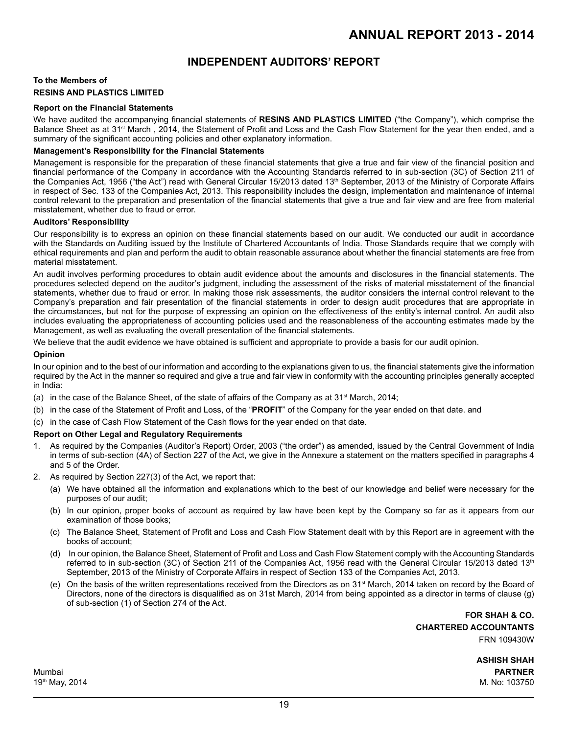# INDEPENDENT AUDITORS' REPORT

**To the Members of**
**RESINS AND PLASTICS LIMITED**

**Report on the Financial Statements**

We have audited the accompanying financial statements of **RESINS AND PLASTICS LIMITED** ("the Company"), which comprise the Balance Sheet as at 31st March , 2014, the Statement of Profit and Loss and the Cash Flow Statement for the year then ended, and a summary of the significant accounting policies and other explanatory information.

**Management's Responsibility for the Financial Statements**

Management is responsible for the preparation of these financial statements that give a true and fair view of the financial position and financial performance of the Company in accordance with the Accounting Standards referred to in sub-section (3C) of Section 211 of the Companies Act, 1956 ("the Act") read with General Circular 15/2013 dated 13th September, 2013 of the Ministry of Corporate Affairs in respect of Sec. 133 of the Companies Act, 2013. This responsibility includes the design, implementation and maintenance of internal control relevant to the preparation and presentation of the financial statements that give a true and fair view and are free from material misstatement, whether due to fraud or error.

**Auditors' Responsibility**

Our responsibility is to express an opinion on these financial statements based on our audit. We conducted our audit in accordance with the Standards on Auditing issued by the Institute of Chartered Accountants of India. Those Standards require that we comply with ethical requirements and plan and perform the audit to obtain reasonable assurance about whether the financial statements are free from material misstatement.

An audit involves performing procedures to obtain audit evidence about the amounts and disclosures in the financial statements. The procedures selected depend on the auditor's judgment, including the assessment of the risks of material misstatement of the financial statements, whether due to fraud or error. In making those risk assessments, the auditor considers the internal control relevant to the Company's preparation and fair presentation of the financial statements in order to design audit procedures that are appropriate in the circumstances, but not for the purpose of expressing an opinion on the effectiveness of the entity's internal control. An audit also includes evaluating the appropriateness of accounting policies used and the reasonableness of the accounting estimates made by the Management, as well as evaluating the overall presentation of the financial statements.

We believe that the audit evidence we have obtained is sufficient and appropriate to provide a basis for our audit opinion.

**Opinion**

In our opinion and to the best of our information and according to the explanations given to us, the financial statements give the information required by the Act in the manner so required and give a true and fair view in conformity with the accounting principles generally accepted in India:

(a) in the case of the Balance Sheet, of the state of affairs of the Company as at 31st March, 2014;

(b) in the case of the Statement of Profit and Loss, of the "**PROFIT**" of the Company for the year ended on that date. and

(c) in the case of Cash Flow Statement of the Cash flows for the year ended on that date.

**Report on Other Legal and Regulatory Requirements**

1. As required by the Companies (Auditor's Report) Order, 2003 ("the order") as amended, issued by the Central Government of India in terms of sub-section (4A) of Section 227 of the Act, we give in the Annexure a statement on the matters specified in paragraphs 4 and 5 of the Order.
2. As required by Section 227(3) of the Act, we report that:
   (a) We have obtained all the information and explanations which to the best of our knowledge and belief were necessary for the purposes of our audit;
   (b) In our opinion, proper books of account as required by law have been kept by the Company so far as it appears from our examination of those books;
   (c) The Balance Sheet, Statement of Profit and Loss and Cash Flow Statement dealt with by this Report are in agreement with the books of account;
   (d) In our opinion, the Balance Sheet, Statement of Profit and Loss and Cash Flow Statement comply with the Accounting Standards referred to in sub-section (3C) of Section 211 of the Companies Act, 1956 read with the General Circular 15/2013 dated 13th September, 2013 of the Ministry of Corporate Affairs in respect of Section 133 of the Companies Act, 2013.
   (e) On the basis of the written representations received from the Directors as on 31st March, 2014 taken on record by the Board of Directors, none of the directors is disqualified as on 31st March, 2014 from being appointed as a director in terms of clause (g) of sub-section (1) of Section 274 of the Act.

**FOR SHAH & CO.**
**CHARTERED ACCOUNTANTS**
FRN 109430W

**ASHISH SHAH**
**PARTNER**
M. No: 103750

Mumbai
19th May, 2014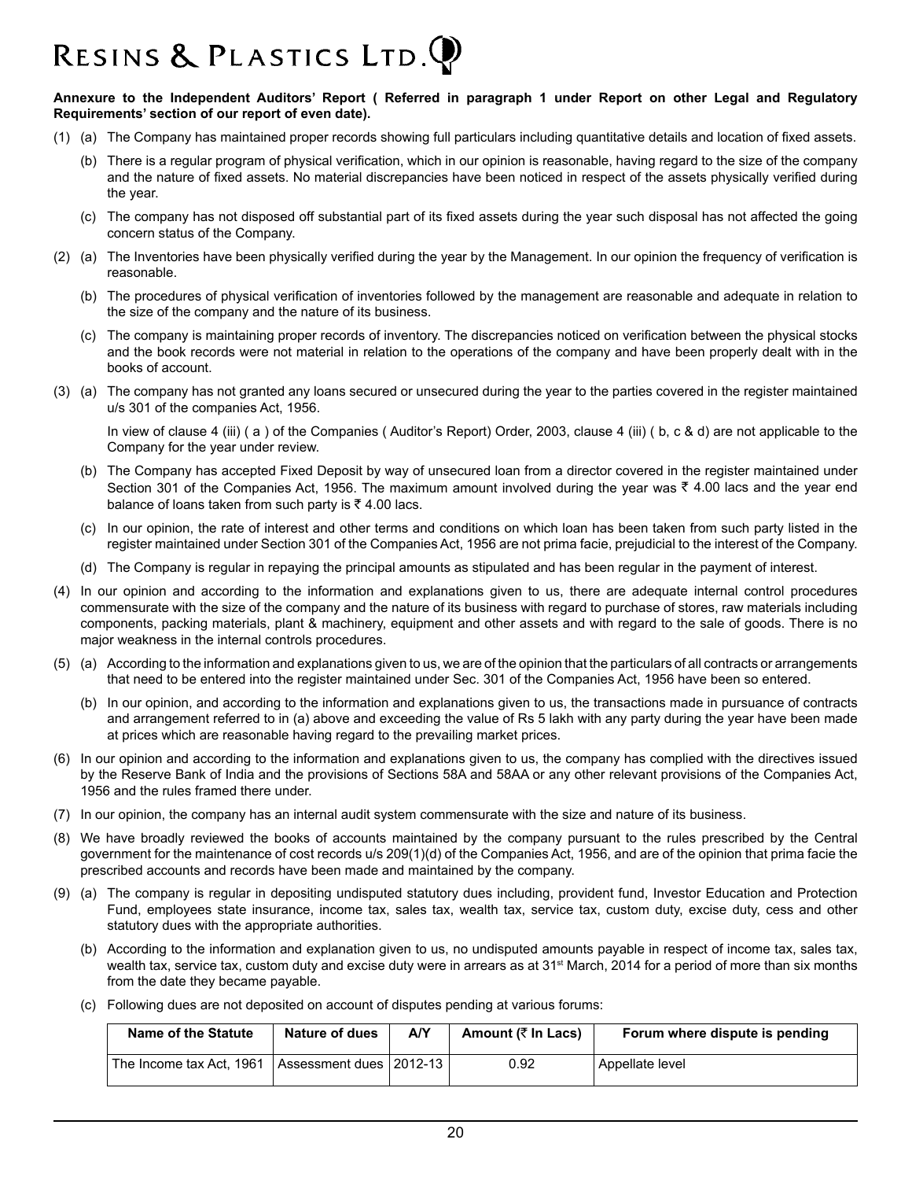**Annexure to the Independent Auditors' Report ( Referred in paragraph 1 under Report on other Legal and Regulatory Requirements' section of our report of even date).**

(1) (a) The Company has maintained proper records showing full particulars including quantitative details and location of fixed assets.

(b) There is a regular program of physical verification, which in our opinion is reasonable, having regard to the size of the company and the nature of fixed assets. No material discrepancies have been noticed in respect of the assets physically verified during the year.

(c) The company has not disposed off substantial part of its fixed assets during the year such disposal has not affected the going concern status of the Company.

(2) (a) The Inventories have been physically verified during the year by the Management. In our opinion the frequency of verification is reasonable.

(b) The procedures of physical verification of inventories followed by the management are reasonable and adequate in relation to the size of the company and the nature of its business.

(c) The company is maintaining proper records of inventory. The discrepancies noticed on verification between the physical stocks and the book records were not material in relation to the operations of the company and have been properly dealt with in the books of account.

(3) (a) The company has not granted any loans secured or unsecured during the year to the parties covered in the register maintained u/s 301 of the companies Act, 1956.

In view of clause 4 (iii) ( a ) of the Companies ( Auditor's Report) Order, 2003, clause 4 (iii) ( b, c & d) are not applicable to the Company for the year under review.

(b) The Company has accepted Fixed Deposit by way of unsecured loan from a director covered in the register maintained under Section 301 of the Companies Act, 1956. The maximum amount involved during the year was ₹ 4.00 lacs and the year end balance of loans taken from such party is ₹ 4.00 lacs.

(c) In our opinion, the rate of interest and other terms and conditions on which loan has been taken from such party listed in the register maintained under Section 301 of the Companies Act, 1956 are not prima facie, prejudicial to the interest of the Company.

(d) The Company is regular in repaying the principal amounts as stipulated and has been regular in the payment of interest.

(4) In our opinion and according to the information and explanations given to us, there are adequate internal control procedures commensurate with the size of the company and the nature of its business with regard to purchase of stores, raw materials including components, packing materials, plant & machinery, equipment and other assets and with regard to the sale of goods. There is no major weakness in the internal controls procedures.

(5) (a) According to the information and explanations given to us, we are of the opinion that the particulars of all contracts or arrangements that need to be entered into the register maintained under Sec. 301 of the Companies Act, 1956 have been so entered.

(b) In our opinion, and according to the information and explanations given to us, the transactions made in pursuance of contracts and arrangement referred to in (a) above and exceeding the value of Rs 5 lakh with any party during the year have been made at prices which are reasonable having regard to the prevailing market prices.

(6) In our opinion and according to the information and explanations given to us, the company has complied with the directives issued by the Reserve Bank of India and the provisions of Sections 58A and 58AA or any other relevant provisions of the Companies Act, 1956 and the rules framed there under.

(7) In our opinion, the company has an internal audit system commensurate with the size and nature of its business.

(8) We have broadly reviewed the books of accounts maintained by the company pursuant to the rules prescribed by the Central government for the maintenance of cost records u/s 209(1)(d) of the Companies Act, 1956, and are of the opinion that prima facie the prescribed accounts and records have been made and maintained by the company.

(9) (a) The company is regular in depositing undisputed statutory dues including, provident fund, Investor Education and Protection Fund, employees state insurance, income tax, sales tax, wealth tax, service tax, custom duty, excise duty, cess and other statutory dues with the appropriate authorities.

(b) According to the information and explanation given to us, no undisputed amounts payable in respect of income tax, sales tax, wealth tax, service tax, custom duty and excise duty were in arrears as at 31st March, 2014 for a period of more than six months from the date they became payable.

(c) Following dues are not deposited on account of disputes pending at various forums:

| Name of the Statute | Nature of dues | A/Y | Amount (₹ In Lacs) | Forum where dispute is pending |
|---|---|---|---|---|
| The Income tax Act, 1961 | Assessment dues | 2012-13 | 0.92 | Appellate level |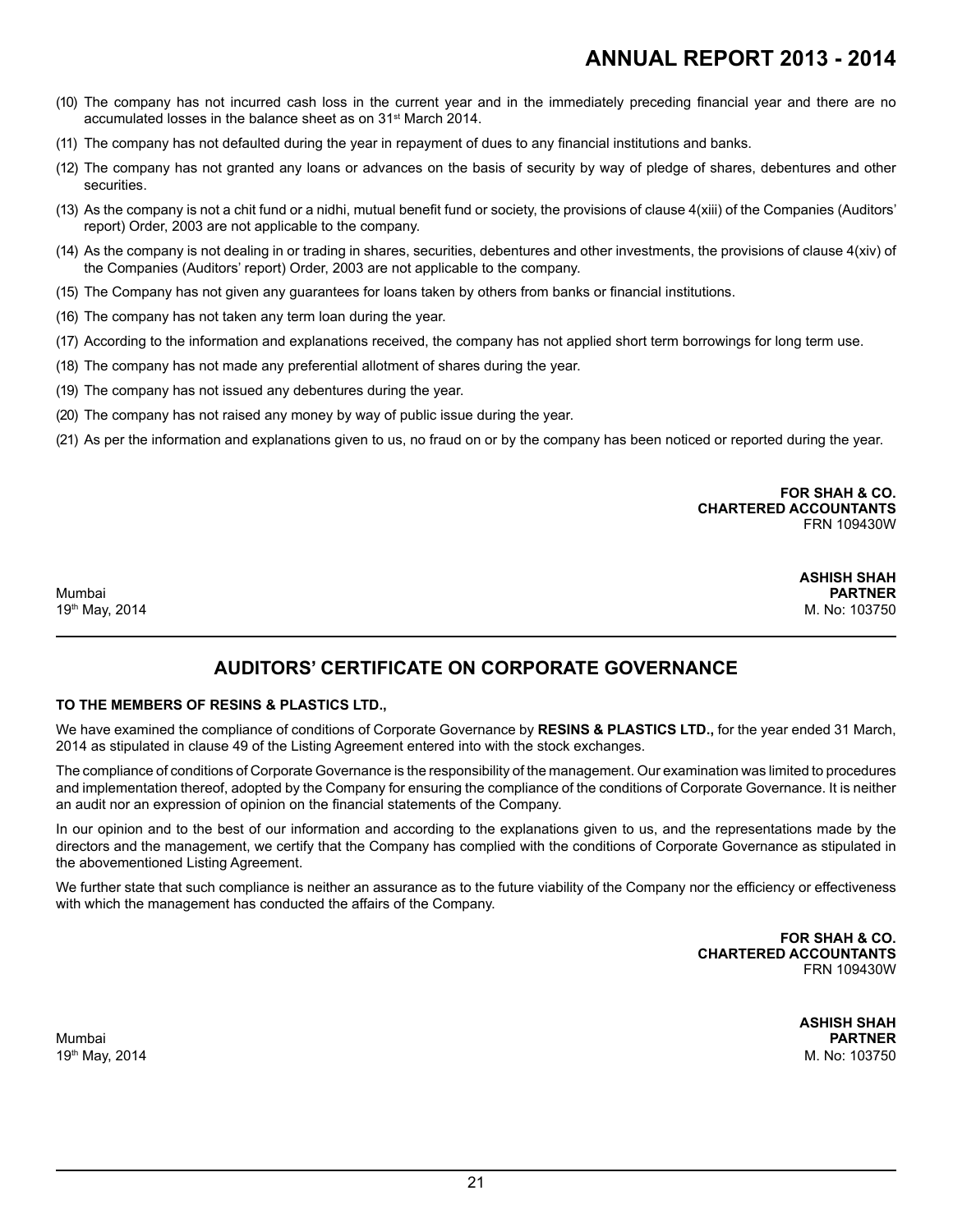(10) The company has not incurred cash loss in the current year and in the immediately preceding financial year and there are no accumulated losses in the balance sheet as on 31st March 2014.

(11) The company has not defaulted during the year in repayment of dues to any financial institutions and banks.

(12) The company has not granted any loans or advances on the basis of security by way of pledge of shares, debentures and other securities.

(13) As the company is not a chit fund or a nidhi, mutual benefit fund or society, the provisions of clause 4(xiii) of the Companies (Auditors' report) Order, 2003 are not applicable to the company.

(14) As the company is not dealing in or trading in shares, securities, debentures and other investments, the provisions of clause 4(xiv) of the Companies (Auditors' report) Order, 2003 are not applicable to the company.

(15) The Company has not given any guarantees for loans taken by others from banks or financial institutions.

(16) The company has not taken any term loan during the year.

(17) According to the information and explanations received, the company has not applied short term borrowings for long term use.

(18) The company has not made any preferential allotment of shares during the year.

(19) The company has not issued any debentures during the year.

(20) The company has not raised any money by way of public issue during the year.

(21) As per the information and explanations given to us, no fraud on or by the company has been noticed or reported during the year.

**FOR SHAH & CO.**
**CHARTERED ACCOUNTANTS**
FRN 109430W

**ASHISH SHAH**
**PARTNER**
M. No: 103750

Mumbai
19th May, 2014

## AUDITORS' CERTIFICATE ON CORPORATE GOVERNANCE

**TO THE MEMBERS OF RESINS & PLASTICS LTD.,**

We have examined the compliance of conditions of Corporate Governance by **RESINS & PLASTICS LTD.,** for the year ended 31 March, 2014 as stipulated in clause 49 of the Listing Agreement entered into with the stock exchanges.

The compliance of conditions of Corporate Governance is the responsibility of the management. Our examination was limited to procedures and implementation thereof, adopted by the Company for ensuring the compliance of the conditions of Corporate Governance. It is neither an audit nor an expression of opinion on the financial statements of the Company.

In our opinion and to the best of our information and according to the explanations given to us, and the representations made by the directors and the management, we certify that the Company has complied with the conditions of Corporate Governance as stipulated in the abovementioned Listing Agreement.

We further state that such compliance is neither an assurance as to the future viability of the Company nor the efficiency or effectiveness with which the management has conducted the affairs of the Company.

**FOR SHAH & CO.**
**CHARTERED ACCOUNTANTS**
FRN 109430W

**ASHISH SHAH**
**PARTNER**
M. No: 103750

Mumbai
19th May, 2014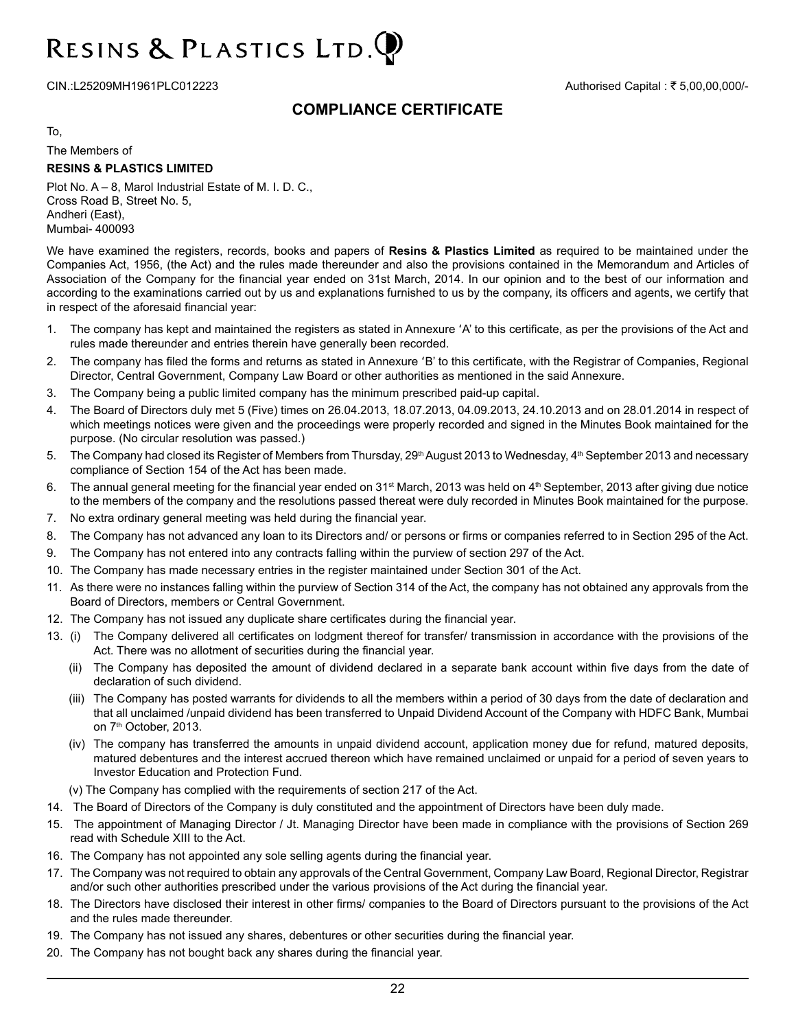# RESINS & PLASTICS LTD.

CIN.:L25209MH1961PLC012223 Authorised Capital : ₹ 5,00,00,000/-

## COMPLIANCE CERTIFICATE

To,

The Members of

**RESINS & PLASTICS LIMITED**

Plot No. A – 8, Marol Industrial Estate of M. I. D. C.,
Cross Road B, Street No. 5,
Andheri (East),
Mumbai- 400093

We have examined the registers, records, books and papers of **Resins & Plastics Limited** as required to be maintained under the Companies Act, 1956, (the Act) and the rules made thereunder and also the provisions contained in the Memorandum and Articles of Association of the Company for the financial year ended on 31st March, 2014. In our opinion and to the best of our information and according to the examinations carried out by us and explanations furnished to us by the company, its officers and agents, we certify that in respect of the aforesaid financial year:

1. The company has kept and maintained the registers as stated in Annexure 'A' to this certificate, as per the provisions of the Act and rules made thereunder and entries therein have generally been recorded.
2. The company has filed the forms and returns as stated in Annexure 'B' to this certificate, with the Registrar of Companies, Regional Director, Central Government, Company Law Board or other authorities as mentioned in the said Annexure.
3. The Company being a public limited company has the minimum prescribed paid-up capital.
4. The Board of Directors duly met 5 (Five) times on 26.04.2013, 18.07.2013, 04.09.2013, 24.10.2013 and on 28.01.2014 in respect of which meetings notices were given and the proceedings were properly recorded and signed in the Minutes Book maintained for the purpose. (No circular resolution was passed.)
5. The Company had closed its Register of Members from Thursday, 29th August 2013 to Wednesday, 4th September 2013 and necessary compliance of Section 154 of the Act has been made.
6. The annual general meeting for the financial year ended on 31st March, 2013 was held on 4th September, 2013 after giving due notice to the members of the company and the resolutions passed thereat were duly recorded in Minutes Book maintained for the purpose.
7. No extra ordinary general meeting was held during the financial year.
8. The Company has not advanced any loan to its Directors and/ or persons or firms or companies referred to in Section 295 of the Act.
9. The Company has not entered into any contracts falling within the purview of section 297 of the Act.
10. The Company has made necessary entries in the register maintained under Section 301 of the Act.
11. As there were no instances falling within the purview of Section 314 of the Act, the company has not obtained any approvals from the Board of Directors, members or Central Government.
12. The Company has not issued any duplicate share certificates during the financial year.
13. (i) The Company delivered all certificates on lodgment thereof for transfer/ transmission in accordance with the provisions of the Act. There was no allotment of securities during the financial year.
    (ii) The Company has deposited the amount of dividend declared in a separate bank account within five days from the date of declaration of such dividend.
    (iii) The Company has posted warrants for dividends to all the members within a period of 30 days from the date of declaration and that all unclaimed /unpaid dividend has been transferred to Unpaid Dividend Account of the Company with HDFC Bank, Mumbai on 7th October, 2013.
    (iv) The company has transferred the amounts in unpaid dividend account, application money due for refund, matured deposits, matured debentures and the interest accrued thereon which have remained unclaimed or unpaid for a period of seven years to Investor Education and Protection Fund.
    (v) The Company has complied with the requirements of section 217 of the Act.
14. The Board of Directors of the Company is duly constituted and the appointment of Directors have been duly made.
15. The appointment of Managing Director / Jt. Managing Director have been made in compliance with the provisions of Section 269 read with Schedule XIII to the Act.
16. The Company has not appointed any sole selling agents during the financial year.
17. The Company was not required to obtain any approvals of the Central Government, Company Law Board, Regional Director, Registrar and/or such other authorities prescribed under the various provisions of the Act during the financial year.
18. The Directors have disclosed their interest in other firms/ companies to the Board of Directors pursuant to the provisions of the Act and the rules made thereunder.
19. The Company has not issued any shares, debentures or other securities during the financial year.
20. The Company has not bought back any shares during the financial year.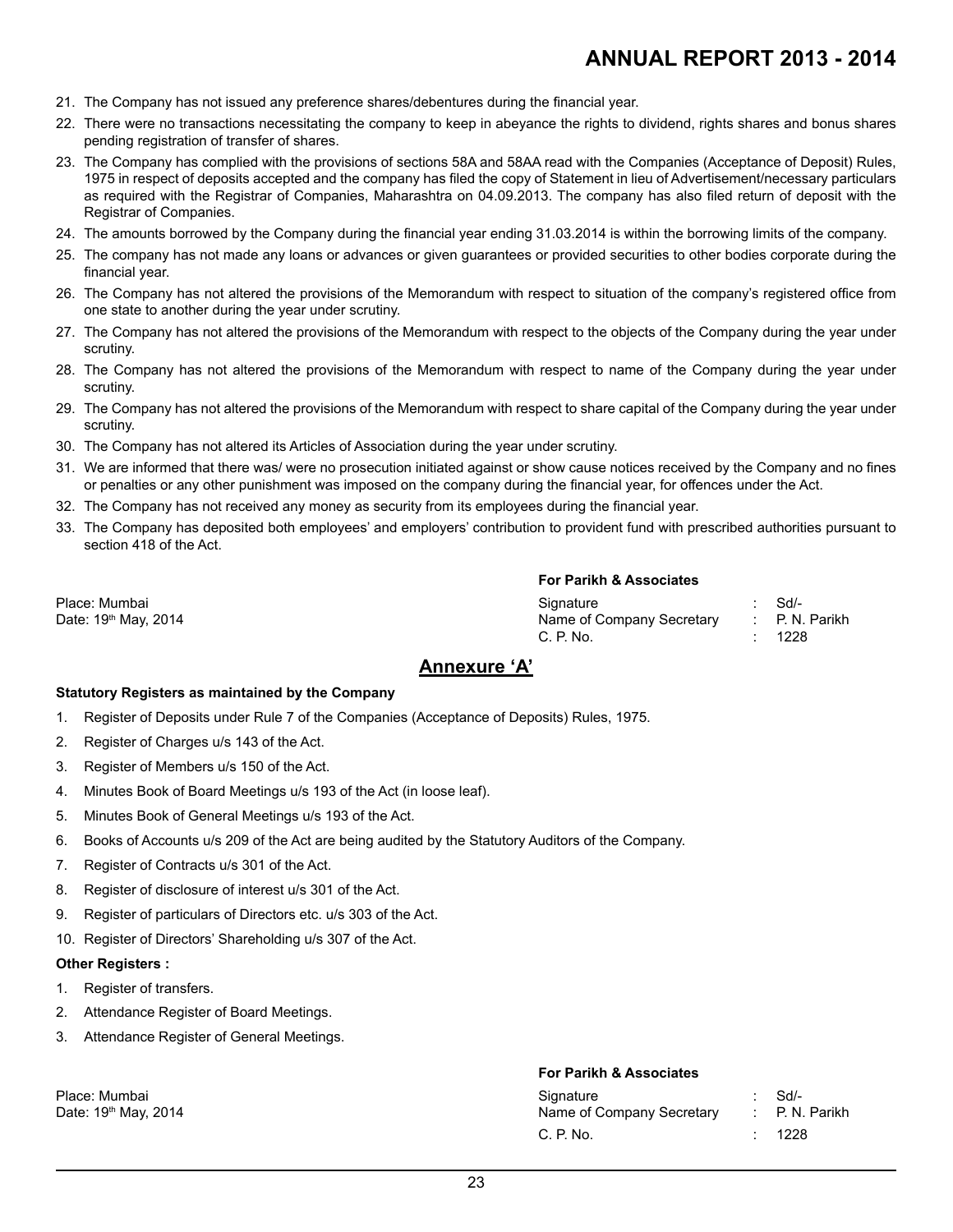21. The Company has not issued any preference shares/debentures during the financial year.
22. There were no transactions necessitating the company to keep in abeyance the rights to dividend, rights shares and bonus shares pending registration of transfer of shares.
23. The Company has complied with the provisions of sections 58A and 58AA read with the Companies (Acceptance of Deposit) Rules, 1975 in respect of deposits accepted and the company has filed the copy of Statement in lieu of Advertisement/necessary particulars as required with the Registrar of Companies, Maharashtra on 04.09.2013. The company has also filed return of deposit with the Registrar of Companies.
24. The amounts borrowed by the Company during the financial year ending 31.03.2014 is within the borrowing limits of the company.
25. The company has not made any loans or advances or given guarantees or provided securities to other bodies corporate during the financial year.
26. The Company has not altered the provisions of the Memorandum with respect to situation of the company's registered office from one state to another during the year under scrutiny.
27. The Company has not altered the provisions of the Memorandum with respect to the objects of the Company during the year under scrutiny.
28. The Company has not altered the provisions of the Memorandum with respect to name of the Company during the year under scrutiny.
29. The Company has not altered the provisions of the Memorandum with respect to share capital of the Company during the year under scrutiny.
30. The Company has not altered its Articles of Association during the year under scrutiny.
31. We are informed that there was/ were no prosecution initiated against or show cause notices received by the Company and no fines or penalties or any other punishment was imposed on the company during the financial year, for offences under the Act.
32. The Company has not received any money as security from its employees during the financial year.
33. The Company has deposited both employees' and employers' contribution to provident fund with prescribed authorities pursuant to section 418 of the Act.

**For Parikh & Associates**

Place: Mumbai
Date: 19th May, 2014

Signature : Sd/-
Name of Company Secretary : P. N. Parikh
C. P. No. : 1228

## Annexure 'A'

**Statutory Registers as maintained by the Company**

1. Register of Deposits under Rule 7 of the Companies (Acceptance of Deposits) Rules, 1975.
2. Register of Charges u/s 143 of the Act.
3. Register of Members u/s 150 of the Act.
4. Minutes Book of Board Meetings u/s 193 of the Act (in loose leaf).
5. Minutes Book of General Meetings u/s 193 of the Act.
6. Books of Accounts u/s 209 of the Act are being audited by the Statutory Auditors of the Company.
7. Register of Contracts u/s 301 of the Act.
8. Register of disclosure of interest u/s 301 of the Act.
9. Register of particulars of Directors etc. u/s 303 of the Act.
10. Register of Directors' Shareholding u/s 307 of the Act.

**Other Registers :**

1. Register of transfers.
2. Attendance Register of Board Meetings.
3. Attendance Register of General Meetings.

**For Parikh & Associates**

Place: Mumbai
Date: 19th May, 2014

Signature : Sd/-
Name of Company Secretary : P. N. Parikh
C. P. No. : 1228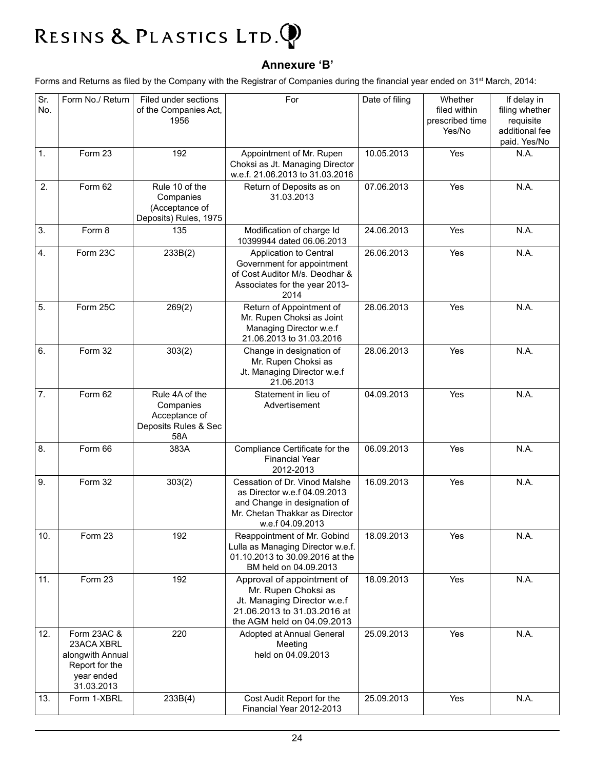## Annexure 'B'

Forms and Returns as filed by the Company with the Registrar of Companies during the financial year ended on 31st March, 2014:

| Sr. No. | Form No./ Return | Filed under sections of the Companies Act, 1956 | For | Date of filing | Whether filed within prescribed time Yes/No | If delay in filing whether requisite additional fee paid. Yes/No |
|---|---|---|---|---|---|---|
| 1. | Form 23 | 192 | Appointment of Mr. Rupen Choksi as Jt. Managing Director w.e.f. 21.06.2013 to 31.03.2016 | 10.05.2013 | Yes | N.A. |
| 2. | Form 62 | Rule 10 of the Companies (Acceptance of Deposits) Rules, 1975 | Return of Deposits as on 31.03.2013 | 07.06.2013 | Yes | N.A. |
| 3. | Form 8 | 135 | Modification of charge Id 10399944 dated 06.06.2013 | 24.06.2013 | Yes | N.A. |
| 4. | Form 23C | 233B(2) | Application to Central Government for appointment of Cost Auditor M/s. Deodhar & Associates for the year 2013-2014 | 26.06.2013 | Yes | N.A. |
| 5. | Form 25C | 269(2) | Return of Appointment of Mr. Rupen Choksi as Joint Managing Director w.e.f 21.06.2013 to 31.03.2016 | 28.06.2013 | Yes | N.A. |
| 6. | Form 32 | 303(2) | Change in designation of Mr. Rupen Choksi as Jt. Managing Director w.e.f 21.06.2013 | 28.06.2013 | Yes | N.A. |
| 7. | Form 62 | Rule 4A of the Companies Acceptance of Deposits Rules & Sec 58A | Statement in lieu of Advertisement | 04.09.2013 | Yes | N.A. |
| 8. | Form 66 | 383A | Compliance Certificate for the Financial Year 2012-2013 | 06.09.2013 | Yes | N.A. |
| 9. | Form 32 | 303(2) | Cessation of Dr. Vinod Malshe as Director w.e.f 04.09.2013 and Change in designation of Mr. Chetan Thakkar as Director w.e.f 04.09.2013 | 16.09.2013 | Yes | N.A. |
| 10. | Form 23 | 192 | Reappointment of Mr. Gobind Lulla as Managing Director w.e.f. 01.10.2013 to 30.09.2016 at the BM held on 04.09.2013 | 18.09.2013 | Yes | N.A. |
| 11. | Form 23 | 192 | Approval of appointment of Mr. Rupen Choksi as Jt. Managing Director w.e.f 21.06.2013 to 31.03.2016 at the AGM held on 04.09.2013 | 18.09.2013 | Yes | N.A. |
| 12. | Form 23AC & 23ACA XBRL alongwith Annual Report for the year ended 31.03.2013 | 220 | Adopted at Annual General Meeting held on 04.09.2013 | 25.09.2013 | Yes | N.A. |
| 13. | Form 1-XBRL | 233B(4) | Cost Audit Report for the Financial Year 2012-2013 | 25.09.2013 | Yes | N.A. |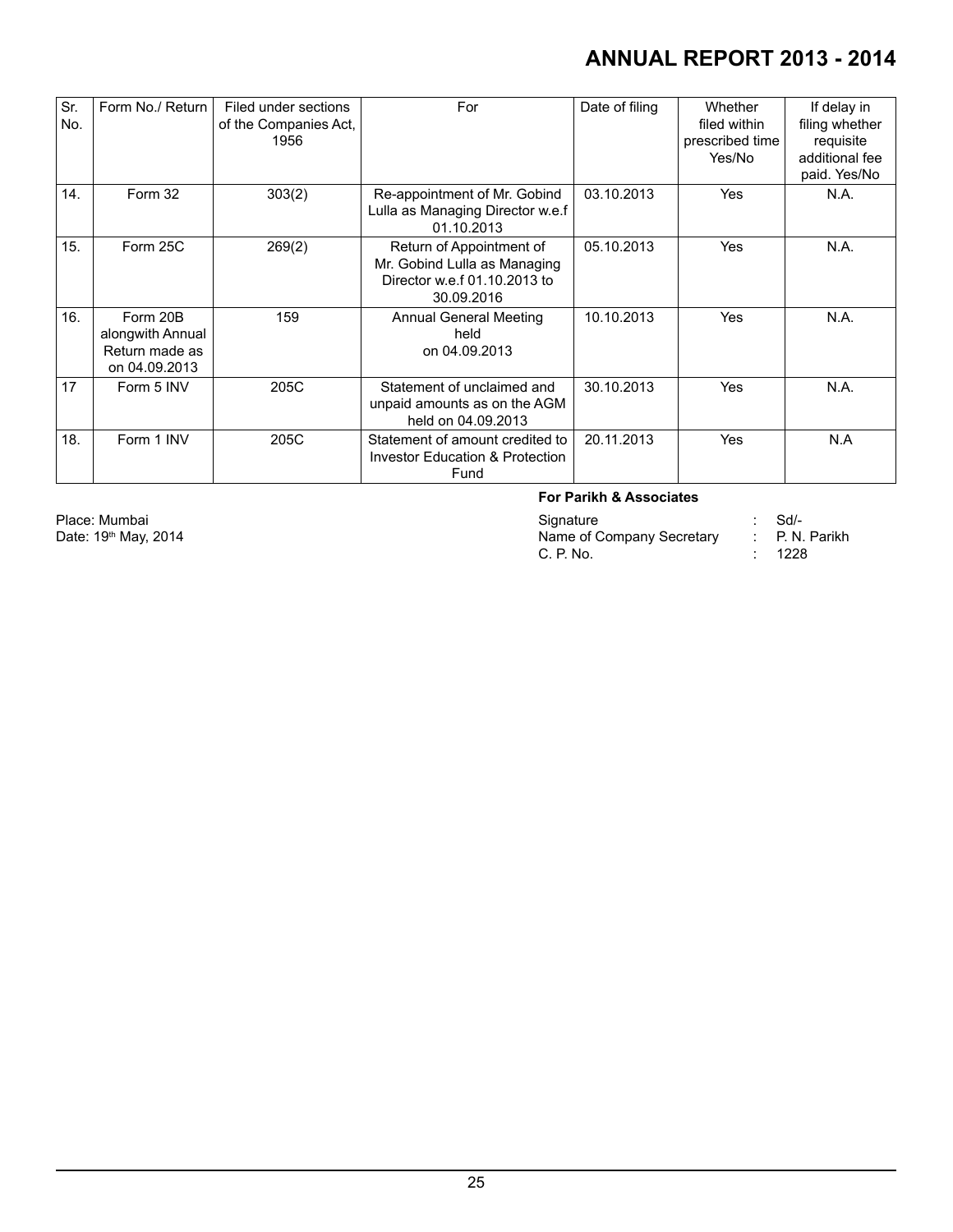| Sr. No. | Form No./ Return | Filed under sections of the Companies Act, 1956 | For | Date of filing | Whether filed within prescribed time Yes/No | If delay in filing whether requisite additional fee paid. Yes/No |
|---|---|---|---|---|---|---|
| 14. | Form 32 | 303(2) | Re-appointment of Mr. Gobind Lulla as Managing Director w.e.f 01.10.2013 | 03.10.2013 | Yes | N.A. |
| 15. | Form 25C | 269(2) | Return of Appointment of Mr. Gobind Lulla as Managing Director w.e.f 01.10.2013 to 30.09.2016 | 05.10.2013 | Yes | N.A. |
| 16. | Form 20B alongwith Annual Return made as on 04.09.2013 | 159 | Annual General Meeting held on 04.09.2013 | 10.10.2013 | Yes | N.A. |
| 17 | Form 5 INV | 205C | Statement of unclaimed and unpaid amounts as on the AGM held on 04.09.2013 | 30.10.2013 | Yes | N.A. |
| 18. | Form 1 INV | 205C | Statement of amount credited to Investor Education & Protection Fund | 20.11.2013 | Yes | N.A |

**For Parikh & Associates**

Place: Mumbai
Date: 19th May, 2014

Signature : Sd/-
Name of Company Secretary : P. N. Parikh
C. P. No. : 1228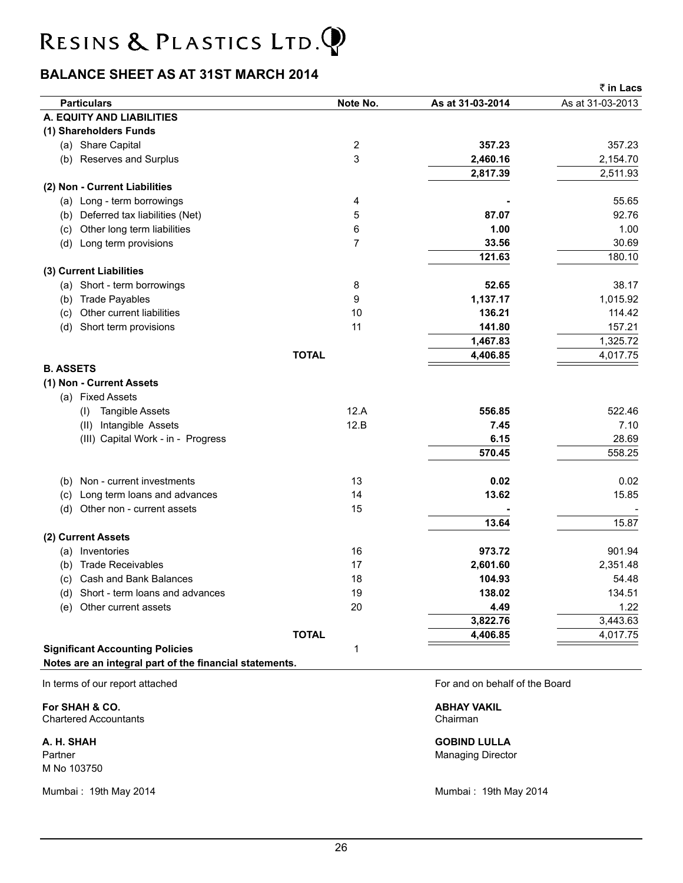# RESINS & PLASTICS LTD.

## BALANCE SHEET AS AT 31ST MARCH 2014

₹ in Lacs

| Particulars | Note No. | As at 31-03-2014 | As at 31-03-2013 |
|---|---|---|---|
| **A. EQUITY AND LIABILITIES** | | | |
| **(1) Shareholders Funds** | | | |
| (a) Share Capital | 2 | **357.23** | 357.23 |
| (b) Reserves and Surplus | 3 | **2,460.16** | 2,154.70 |
| | | **2,817.39** | 2,511.93 |
| **(2) Non - Current Liabilities** | | | |
| (a) Long - term borrowings | 4 | **-** | 55.65 |
| (b) Deferred tax liabilities (Net) | 5 | **87.07** | 92.76 |
| (c) Other long term liabilities | 6 | **1.00** | 1.00 |
| (d) Long term provisions | 7 | **33.56** | 30.69 |
| | | **121.63** | 180.10 |
| **(3) Current Liabilities** | | | |
| (a) Short - term borrowings | 8 | **52.65** | 38.17 |
| (b) Trade Payables | 9 | **1,137.17** | 1,015.92 |
| (c) Other current liabilities | 10 | **136.21** | 114.42 |
| (d) Short term provisions | 11 | **141.80** | 157.21 |
| | | **1,467.83** | 1,325.72 |
| **TOTAL** | | **4,406.85** | 4,017.75 |
| **B. ASSETS** | | | |
| **(1) Non - Current Assets** | | | |
| (a) Fixed Assets | | | |
| (I) Tangible Assets | 12.A | **556.85** | 522.46 |
| (II) Intangible Assets | 12.B | **7.45** | 7.10 |
| (III) Capital Work - in - Progress | | **6.15** | 28.69 |
| | | **570.45** | 558.25 |
| (b) Non - current investments | 13 | **0.02** | 0.02 |
| (c) Long term loans and advances | 14 | **13.62** | 15.85 |
| (d) Other non - current assets | 15 | **-** | - |
| | | **13.64** | 15.87 |
| **(2) Current Assets** | | | |
| (a) Inventories | 16 | **973.72** | 901.94 |
| (b) Trade Receivables | 17 | **2,601.60** | 2,351.48 |
| (c) Cash and Bank Balances | 18 | **104.93** | 54.48 |
| (d) Short - term loans and advances | 19 | **138.02** | 134.51 |
| (e) Other current assets | 20 | **4.49** | 1.22 |
| | | **3,822.76** | 3,443.63 |
| **TOTAL** | | **4,406.85** | 4,017.75 |
| **Significant Accounting Policies** | 1 | | |

**Notes are an integral part of the financial statements.**

In terms of our report attached

**For SHAH & CO.**
Chartered Accountants

**A. H. SHAH**
Partner
M No 103750

Mumbai : 19th May 2014

For and on behalf of the Board

**ABHAY VAKIL**
Chairman

**GOBIND LULLA**
Managing Director

Mumbai : 19th May 2014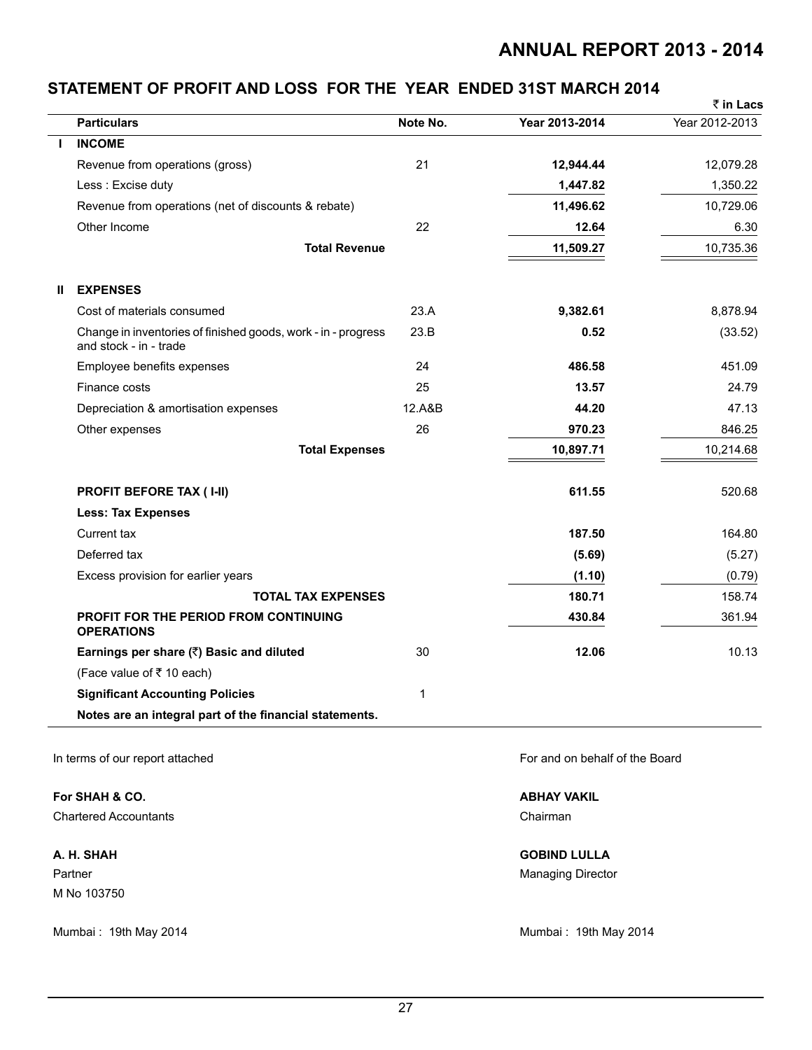# STATEMENT OF PROFIT AND LOSS FOR THE YEAR ENDED 31ST MARCH 2014

₹ in Lacs

| | Particulars | Note No. | Year 2013-2014 | Year 2012-2013 |
|---|---|---|---|---|
| **I** | **INCOME** | | | |
| | Revenue from operations (gross) | 21 | **12,944.44** | 12,079.28 |
| | Less : Excise duty | | **1,447.82** | 1,350.22 |
| | Revenue from operations (net of discounts & rebate) | | **11,496.62** | 10,729.06 |
| | Other Income | 22 | **12.64** | 6.30 |
| | **Total Revenue** | | **11,509.27** | 10,735.36 |
| **II** | **EXPENSES** | | | |
| | Cost of materials consumed | 23.A | **9,382.61** | 8,878.94 |
| | Change in inventories of finished goods, work - in - progress and stock - in - trade | 23.B | **0.52** | (33.52) |
| | Employee benefits expenses | 24 | **486.58** | 451.09 |
| | Finance costs | 25 | **13.57** | 24.79 |
| | Depreciation & amortisation expenses | 12.A&B | **44.20** | 47.13 |
| | Other expenses | 26 | **970.23** | 846.25 |
| | **Total Expenses** | | **10,897.71** | 10,214.68 |
| | **PROFIT BEFORE TAX ( I-II)** | | **611.55** | 520.68 |
| | **Less: Tax Expenses** | | | |
| | Current tax | | **187.50** | 164.80 |
| | Deferred tax | | **(5.69)** | (5.27) |
| | Excess provision for earlier years | | **(1.10)** | (0.79) |
| | **TOTAL TAX EXPENSES** | | **180.71** | 158.74 |
| | **PROFIT FOR THE PERIOD FROM CONTINUING OPERATIONS** | | **430.84** | 361.94 |
| | **Earnings per share (₹) Basic and diluted** | 30 | **12.06** | 10.13 |
| | (Face value of ₹ 10 each) | | | |
| | **Significant Accounting Policies** | 1 | | |
| | **Notes are an integral part of the financial statements.** | | | |

In terms of our report attached

**For SHAH & CO.**
Chartered Accountants

**A. H. SHAH**
Partner
M No 103750

Mumbai : 19th May 2014

For and on behalf of the Board

**ABHAY VAKIL**
Chairman

**GOBIND LULLA**
Managing Director

Mumbai : 19th May 2014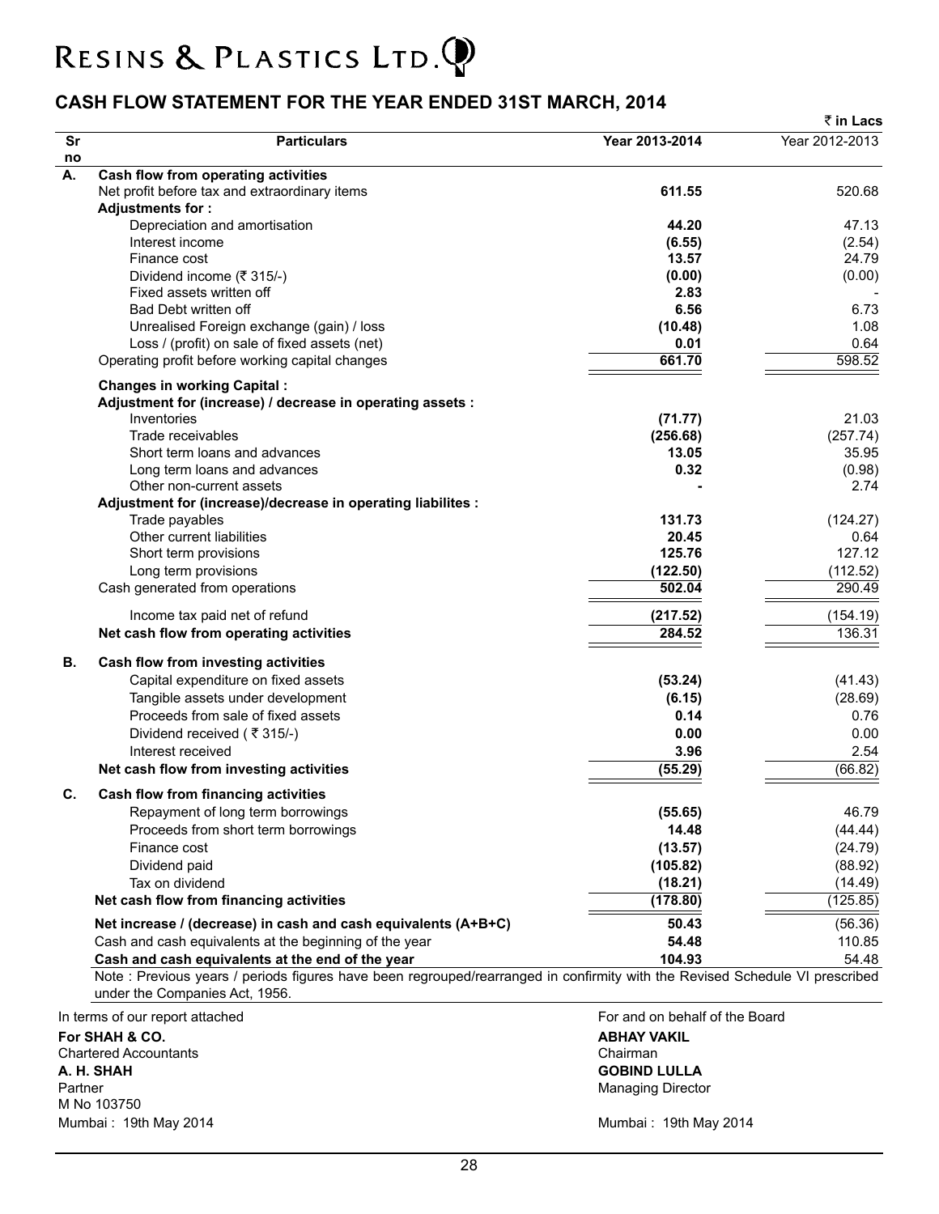# RESINS & PLASTICS LTD.

## CASH FLOW STATEMENT FOR THE YEAR ENDED 31ST MARCH, 2014

₹ in Lacs

| Sr no | Particulars | Year 2013-2014 | Year 2012-2013 |
|---|---|---|---|
| **A.** | **Cash flow from operating activities** | | |
| | Net profit before tax and extraordinary items | **611.55** | 520.68 |
| | **Adjustments for :** | | |
| | Depreciation and amortisation | **44.20** | 47.13 |
| | Interest income | **(6.55)** | (2.54) |
| | Finance cost | **13.57** | 24.79 |
| | Dividend income (₹ 315/-) | **(0.00)** | (0.00) |
| | Fixed assets written off | **2.83** | - |
| | Bad Debt written off | **6.56** | 6.73 |
| | Unrealised Foreign exchange (gain) / loss | **(10.48)** | 1.08 |
| | Loss / (profit) on sale of fixed assets (net) | **0.01** | 0.64 |
| | Operating profit before working capital changes | **661.70** | 598.52 |
| | **Changes in working Capital :** | | |
| | **Adjustment for (increase) / decrease in operating assets :** | | |
| | Inventories | **(71.77)** | 21.03 |
| | Trade receivables | **(256.68)** | (257.74) |
| | Short term loans and advances | **13.05** | 35.95 |
| | Long term loans and advances | **0.32** | (0.98) |
| | Other non-current assets | **-** | 2.74 |
| | **Adjustment for (increase)/decrease in operating liabilites :** | | |
| | Trade payables | **131.73** | (124.27) |
| | Other current liabilities | **20.45** | 0.64 |
| | Short term provisions | **125.76** | 127.12 |
| | Long term provisions | **(122.50)** | (112.52) |
| | Cash generated from operations | **502.04** | 290.49 |
| | Income tax paid net of refund | **(217.52)** | (154.19) |
| | **Net cash flow from operating activities** | **284.52** | 136.31 |
| **B.** | **Cash flow from investing activities** | | |
| | Capital expenditure on fixed assets | **(53.24)** | (41.43) |
| | Tangible assets under development | **(6.15)** | (28.69) |
| | Proceeds from sale of fixed assets | **0.14** | 0.76 |
| | Dividend received ( ₹ 315/-) | **0.00** | 0.00 |
| | Interest received | **3.96** | 2.54 |
| | **Net cash flow from investing activities** | **(55.29)** | (66.82) |
| **C.** | **Cash flow from financing activities** | | |
| | Repayment of long term borrowings | **(55.65)** | 46.79 |
| | Proceeds from short term borrowings | **14.48** | (44.44) |
| | Finance cost | **(13.57)** | (24.79) |
| | Dividend paid | **(105.82)** | (88.92) |
| | Tax on dividend | **(18.21)** | (14.49) |
| | **Net cash flow from financing activities** | **(178.80)** | (125.85) |
| | **Net increase / (decrease) in cash and cash equivalents (A+B+C)** | **50.43** | (56.36) |
| | Cash and cash equivalents at the beginning of the year | **54.48** | 110.85 |
| | **Cash and cash equivalents at the end of the year** | **104.93** | 54.48 |

Note : Previous years / periods figures have been regrouped/rearranged in confirmity with the Revised Schedule VI prescribed under the Companies Act, 1956.

In terms of our report attached

**For SHAH & CO.**
Chartered Accountants
**A. H. SHAH**
Partner
M No 103750
Mumbai : 19th May 2014

For and on behalf of the Board

**ABHAY VAKIL**
Chairman
**GOBIND LULLA**
Managing Director

Mumbai : 19th May 2014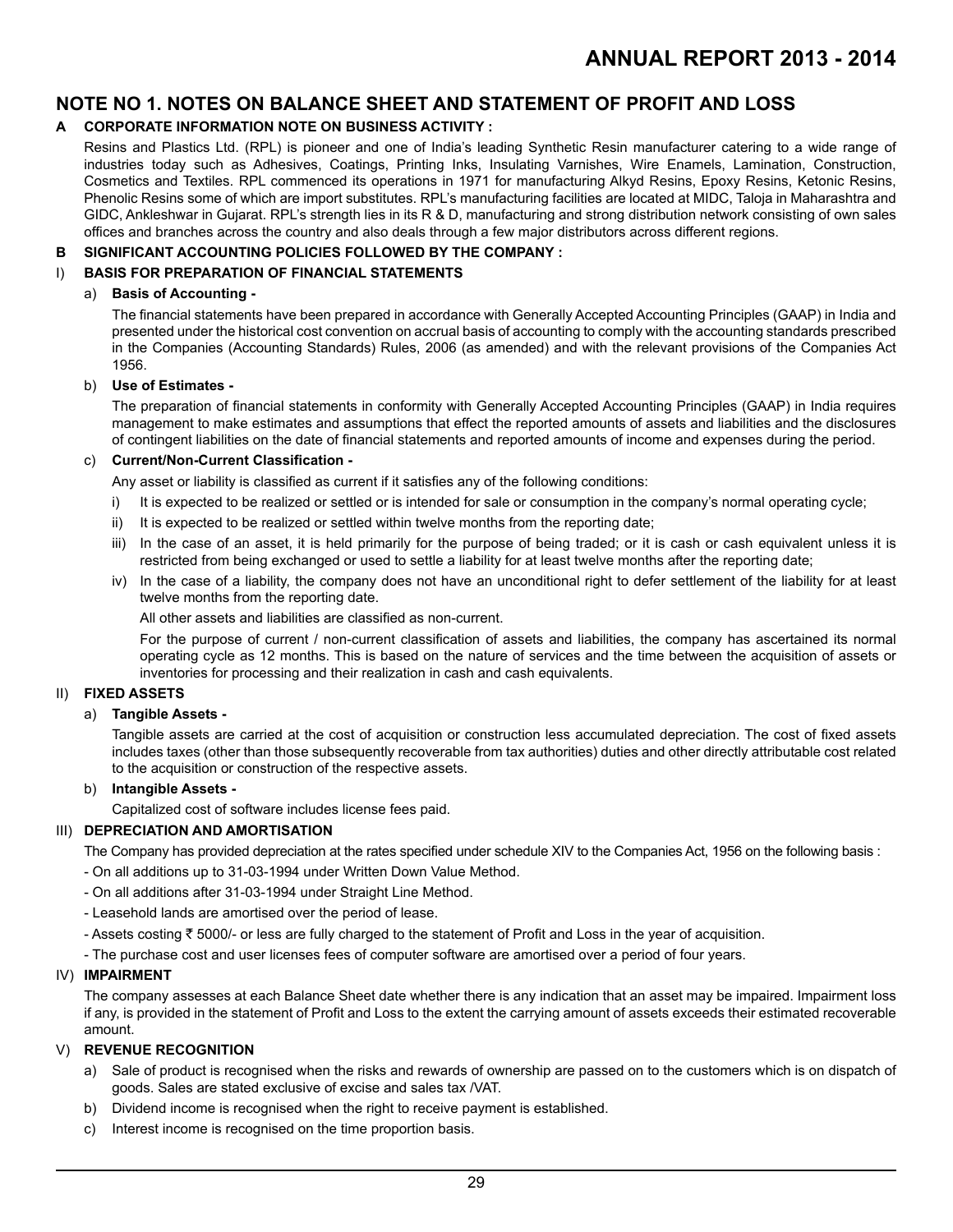## NOTE NO 1. NOTES ON BALANCE SHEET AND STATEMENT OF PROFIT AND LOSS

### A CORPORATE INFORMATION NOTE ON BUSINESS ACTIVITY :

Resins and Plastics Ltd. (RPL) is pioneer and one of India's leading Synthetic Resin manufacturer catering to a wide range of industries today such as Adhesives, Coatings, Printing Inks, Insulating Varnishes, Wire Enamels, Lamination, Construction, Cosmetics and Textiles. RPL commenced its operations in 1971 for manufacturing Alkyd Resins, Epoxy Resins, Ketonic Resins, Phenolic Resins some of which are import substitutes. RPL's manufacturing facilities are located at MIDC, Taloja in Maharashtra and GIDC, Ankleshwar in Gujarat. RPL's strength lies in its R & D, manufacturing and strong distribution network consisting of own sales offices and branches across the country and also deals through a few major distributors across different regions.

### B SIGNIFICANT ACCOUNTING POLICIES FOLLOWED BY THE COMPANY :

#### I) BASIS FOR PREPARATION OF FINANCIAL STATEMENTS

a) **Basis of Accounting -**

The financial statements have been prepared in accordance with Generally Accepted Accounting Principles (GAAP) in India and presented under the historical cost convention on accrual basis of accounting to comply with the accounting standards prescribed in the Companies (Accounting Standards) Rules, 2006 (as amended) and with the relevant provisions of the Companies Act 1956.

b) **Use of Estimates -**

The preparation of financial statements in conformity with Generally Accepted Accounting Principles (GAAP) in India requires management to make estimates and assumptions that effect the reported amounts of assets and liabilities and the disclosures of contingent liabilities on the date of financial statements and reported amounts of income and expenses during the period.

c) **Current/Non-Current Classification -**

Any asset or liability is classified as current if it satisfies any of the following conditions:

i) It is expected to be realized or settled or is intended for sale or consumption in the company's normal operating cycle;

ii) It is expected to be realized or settled within twelve months from the reporting date;

iii) In the case of an asset, it is held primarily for the purpose of being traded; or it is cash or cash equivalent unless it is restricted from being exchanged or used to settle a liability for at least twelve months after the reporting date;

iv) In the case of a liability, the company does not have an unconditional right to defer settlement of the liability for at least twelve months from the reporting date.

All other assets and liabilities are classified as non-current.

For the purpose of current / non-current classification of assets and liabilities, the company has ascertained its normal operating cycle as 12 months. This is based on the nature of services and the time between the acquisition of assets or inventories for processing and their realization in cash and cash equivalents.

#### II) FIXED ASSETS

a) **Tangible Assets -**

Tangible assets are carried at the cost of acquisition or construction less accumulated depreciation. The cost of fixed assets includes taxes (other than those subsequently recoverable from tax authorities) duties and other directly attributable cost related to the acquisition or construction of the respective assets.

b) **Intangible Assets -**

Capitalized cost of software includes license fees paid.

#### III) DEPRECIATION AND AMORTISATION

The Company has provided depreciation at the rates specified under schedule XIV to the Companies Act, 1956 on the following basis :

- On all additions up to 31-03-1994 under Written Down Value Method.
- On all additions after 31-03-1994 under Straight Line Method.
- Leasehold lands are amortised over the period of lease.
- Assets costing ₹ 5000/- or less are fully charged to the statement of Profit and Loss in the year of acquisition.
- The purchase cost and user licenses fees of computer software are amortised over a period of four years.

#### IV) IMPAIRMENT

The company assesses at each Balance Sheet date whether there is any indication that an asset may be impaired. Impairment loss if any, is provided in the statement of Profit and Loss to the extent the carrying amount of assets exceeds their estimated recoverable amount.

#### V) REVENUE RECOGNITION

a) Sale of product is recognised when the risks and rewards of ownership are passed on to the customers which is on dispatch of goods. Sales are stated exclusive of excise and sales tax /VAT.

b) Dividend income is recognised when the right to receive payment is established.

c) Interest income is recognised on the time proportion basis.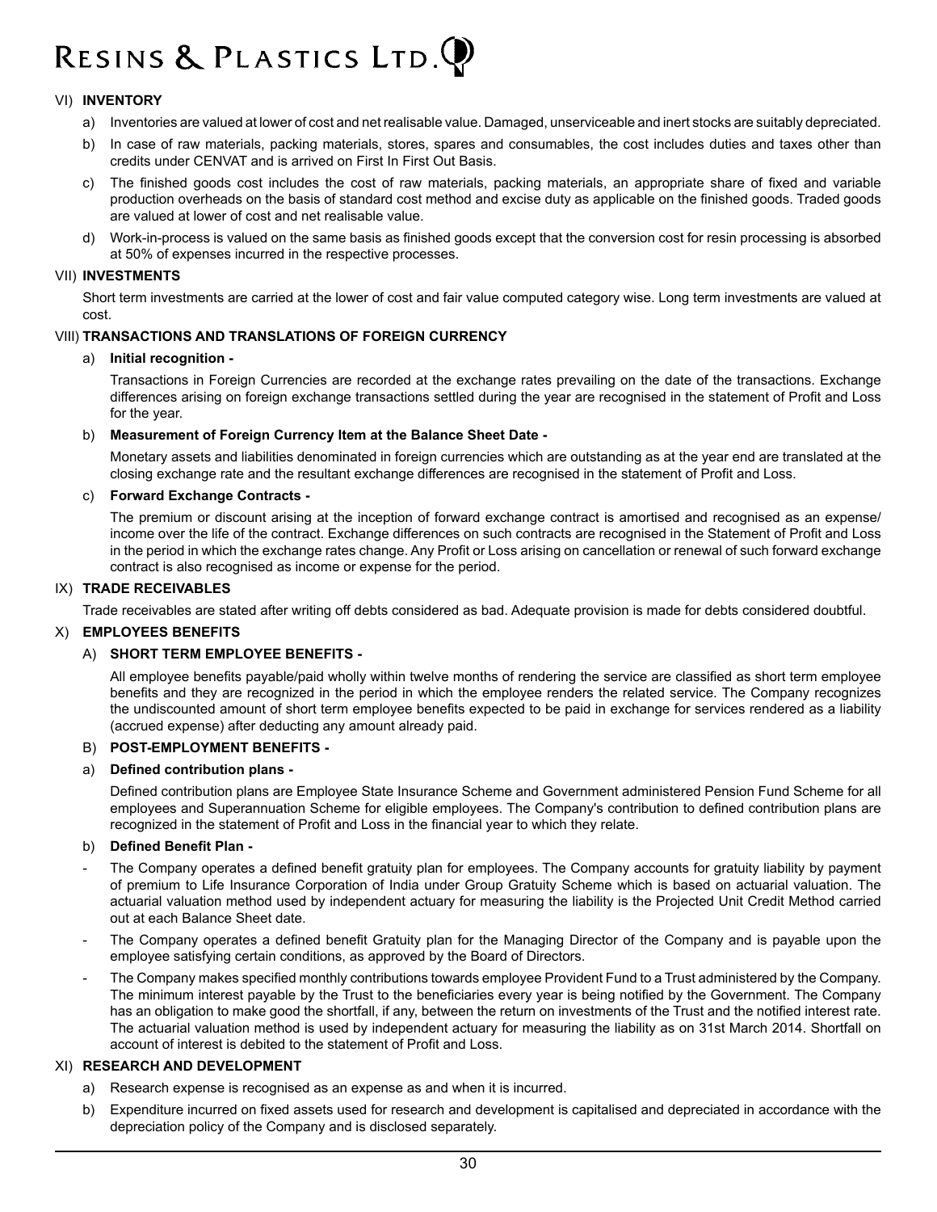### VI) INVENTORY

a) Inventories are valued at lower of cost and net realisable value. Damaged, unserviceable and inert stocks are suitably depreciated.

b) In case of raw materials, packing materials, stores, spares and consumables, the cost includes duties and taxes other than credits under CENVAT and is arrived on First In First Out Basis.

c) The finished goods cost includes the cost of raw materials, packing materials, an appropriate share of fixed and variable production overheads on the basis of standard cost method and excise duty as applicable on the finished goods. Traded goods are valued at lower of cost and net realisable value.

d) Work-in-process is valued on the same basis as finished goods except that the conversion cost for resin processing is absorbed at 50% of expenses incurred in the respective processes.

### VII) INVESTMENTS

Short term investments are carried at the lower of cost and fair value computed category wise. Long term investments are valued at cost.

### VIII) TRANSACTIONS AND TRANSLATIONS OF FOREIGN CURRENCY

a) **Initial recognition -**

Transactions in Foreign Currencies are recorded at the exchange rates prevailing on the date of the transactions. Exchange differences arising on foreign exchange transactions settled during the year are recognised in the statement of Profit and Loss for the year.

b) **Measurement of Foreign Currency Item at the Balance Sheet Date -**

Monetary assets and liabilities denominated in foreign currencies which are outstanding as at the year end are translated at the closing exchange rate and the resultant exchange differences are recognised in the statement of Profit and Loss.

c) **Forward Exchange Contracts -**

The premium or discount arising at the inception of forward exchange contract is amortised and recognised as an expense/ income over the life of the contract. Exchange differences on such contracts are recognised in the Statement of Profit and Loss in the period in which the exchange rates change. Any Profit or Loss arising on cancellation or renewal of such forward exchange contract is also recognised as income or expense for the period.

### IX) TRADE RECEIVABLES

Trade receivables are stated after writing off debts considered as bad. Adequate provision is made for debts considered doubtful.

### X) EMPLOYEES BENEFITS

A) **SHORT TERM EMPLOYEE BENEFITS -**

All employee benefits payable/paid wholly within twelve months of rendering the service are classified as short term employee benefits and they are recognized in the period in which the employee renders the related service. The Company recognizes the undiscounted amount of short term employee benefits expected to be paid in exchange for services rendered as a liability (accrued expense) after deducting any amount already paid.

B) **POST-EMPLOYMENT BENEFITS -**

a) **Defined contribution plans -**

Defined contribution plans are Employee State Insurance Scheme and Government administered Pension Fund Scheme for all employees and Superannuation Scheme for eligible employees. The Company's contribution to defined contribution plans are recognized in the statement of Profit and Loss in the financial year to which they relate.

b) **Defined Benefit Plan -**

- The Company operates a defined benefit gratuity plan for employees. The Company accounts for gratuity liability by payment of premium to Life Insurance Corporation of India under Group Gratuity Scheme which is based on actuarial valuation. The actuarial valuation method used by independent actuary for measuring the liability is the Projected Unit Credit Method carried out at each Balance Sheet date.
- The Company operates a defined benefit Gratuity plan for the Managing Director of the Company and is payable upon the employee satisfying certain conditions, as approved by the Board of Directors.
- The Company makes specified monthly contributions towards employee Provident Fund to a Trust administered by the Company. The minimum interest payable by the Trust to the beneficiaries every year is being notified by the Government. The Company has an obligation to make good the shortfall, if any, between the return on investments of the Trust and the notified interest rate. The actuarial valuation method is used by independent actuary for measuring the liability as on 31st March 2014. Shortfall on account of interest is debited to the statement of Profit and Loss.

### XI) RESEARCH AND DEVELOPMENT

a) Research expense is recognised as an expense as and when it is incurred.

b) Expenditure incurred on fixed assets used for research and development is capitalised and depreciated in accordance with the depreciation policy of the Company and is disclosed separately.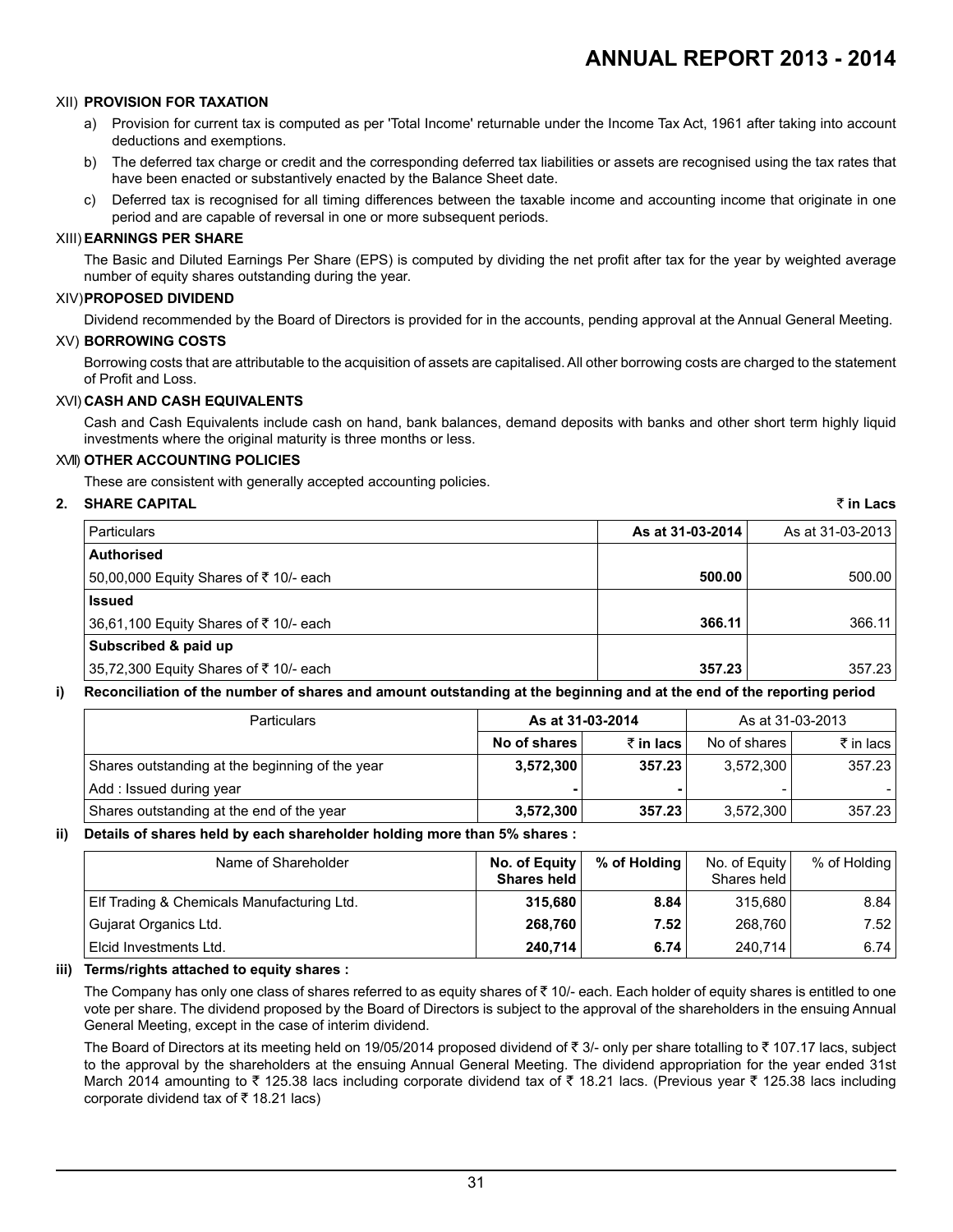### XII) PROVISION FOR TAXATION

a) Provision for current tax is computed as per 'Total Income' returnable under the Income Tax Act, 1961 after taking into account deductions and exemptions.

b) The deferred tax charge or credit and the corresponding deferred tax liabilities or assets are recognised using the tax rates that have been enacted or substantively enacted by the Balance Sheet date.

c) Deferred tax is recognised for all timing differences between the taxable income and accounting income that originate in one period and are capable of reversal in one or more subsequent periods.

### XIII) EARNINGS PER SHARE

The Basic and Diluted Earnings Per Share (EPS) is computed by dividing the net profit after tax for the year by weighted average number of equity shares outstanding during the year.

### XIV) PROPOSED DIVIDEND

Dividend recommended by the Board of Directors is provided for in the accounts, pending approval at the Annual General Meeting.

### XV) BORROWING COSTS

Borrowing costs that are attributable to the acquisition of assets are capitalised. All other borrowing costs are charged to the statement of Profit and Loss.

### XVI) CASH AND CASH EQUIVALENTS

Cash and Cash Equivalents include cash on hand, bank balances, demand deposits with banks and other short term highly liquid investments where the original maturity is three months or less.

### XVII) OTHER ACCOUNTING POLICIES

These are consistent with generally accepted accounting policies.

## 2. SHARE CAPITAL

**₹ in Lacs**

| Particulars | As at 31-03-2014 | As at 31-03-2013 |
|---|---|---|
| **Authorised** | | |
| 50,00,000 Equity Shares of ₹ 10/- each | **500.00** | 500.00 |
| **Issued** | | |
| 36,61,100 Equity Shares of ₹ 10/- each | **366.11** | 366.11 |
| **Subscribed & paid up** | | |
| 35,72,300 Equity Shares of ₹ 10/- each | **357.23** | 357.23 |

**i) Reconciliation of the number of shares and amount outstanding at the beginning and at the end of the reporting period**

| Particulars | As at 31-03-2014 | | As at 31-03-2013 | |
|---|---|---|---|---|
| | No of shares | ₹ in lacs | No of shares | ₹ in lacs |
| Shares outstanding at the beginning of the year | **3,572,300** | **357.23** | 3,572,300 | 357.23 |
| Add : Issued during year | **-** | **-** | - | - |
| Shares outstanding at the end of the year | **3,572,300** | **357.23** | 3,572,300 | 357.23 |

**ii) Details of shares held by each shareholder holding more than 5% shares :**

| Name of Shareholder | No. of Equity Shares held | % of Holding | No. of Equity Shares held | % of Holding |
|---|---|---|---|---|
| Elf Trading & Chemicals Manufacturing Ltd. | **315,680** | **8.84** | 315,680 | 8.84 |
| Gujarat Organics Ltd. | **268,760** | **7.52** | 268,760 | 7.52 |
| Elcid Investments Ltd. | **240,714** | **6.74** | 240,714 | 6.74 |

**iii) Terms/rights attached to equity shares :**

The Company has only one class of shares referred to as equity shares of ₹ 10/- each. Each holder of equity shares is entitled to one vote per share. The dividend proposed by the Board of Directors is subject to the approval of the shareholders in the ensuing Annual General Meeting, except in the case of interim dividend.

The Board of Directors at its meeting held on 19/05/2014 proposed dividend of ₹ 3/- only per share totalling to ₹ 107.17 lacs, subject to the approval by the shareholders at the ensuing Annual General Meeting. The dividend appropriation for the year ended 31st March 2014 amounting to ₹ 125.38 lacs including corporate dividend tax of ₹ 18.21 lacs. (Previous year ₹ 125.38 lacs including corporate dividend tax of ₹ 18.21 lacs)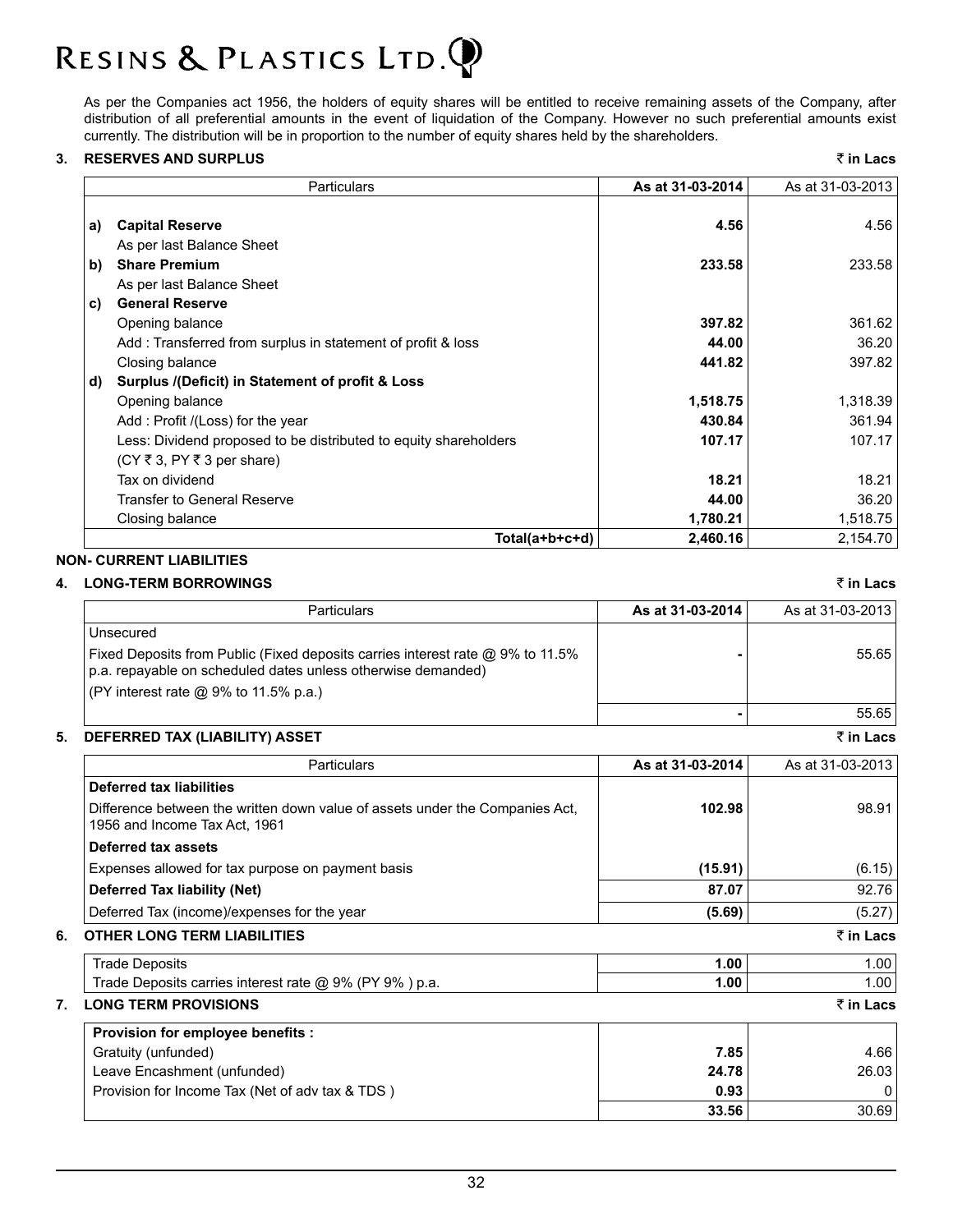As per the Companies act 1956, the holders of equity shares will be entitled to receive remaining assets of the Company, after distribution of all preferential amounts in the event of liquidation of the Company. However no such preferential amounts exist currently. The distribution will be in proportion to the number of equity shares held by the shareholders.

## 3. RESERVES AND SURPLUS

₹ in Lacs

| | Particulars | As at 31-03-2014 | As at 31-03-2013 |
|---|---|---|---|
| **a)** | **Capital Reserve** | **4.56** | 4.56 |
| | As per last Balance Sheet | | |
| **b)** | **Share Premium** | **233.58** | 233.58 |
| | As per last Balance Sheet | | |
| **c)** | **General Reserve** | | |
| | Opening balance | **397.82** | 361.62 |
| | Add : Transferred from surplus in statement of profit & loss | **44.00** | 36.20 |
| | Closing balance | **441.82** | 397.82 |
| **d)** | **Surplus /(Deficit) in Statement of profit & Loss** | | |
| | Opening balance | **1,518.75** | 1,318.39 |
| | Add : Profit /(Loss) for the year | **430.84** | 361.94 |
| | Less: Dividend proposed to be distributed to equity shareholders | **107.17** | 107.17 |
| | (CY ₹ 3, PY ₹ 3 per share) | | |
| | Tax on dividend | **18.21** | 18.21 |
| | Transfer to General Reserve | **44.00** | 36.20 |
| | Closing balance | **1,780.21** | 1,518.75 |
| | **Total(a+b+c+d)** | **2,460.16** | 2,154.70 |

**NON- CURRENT LIABILITIES**

## 4. LONG-TERM BORROWINGS

₹ in Lacs

| Particulars | As at 31-03-2014 | As at 31-03-2013 |
|---|---|---|
| Unsecured | | |
| Fixed Deposits from Public (Fixed deposits carries interest rate @ 9% to 11.5% p.a. repayable on scheduled dates unless otherwise demanded) | - | 55.65 |
| (PY interest rate @ 9% to 11.5% p.a.) | | |
| | - | 55.65 |

## 5. DEFERRED TAX (LIABILITY) ASSET

₹ in Lacs

| Particulars | As at 31-03-2014 | As at 31-03-2013 |
|---|---|---|
| **Deferred tax liabilities** | | |
| Difference between the written down value of assets under the Companies Act, 1956 and Income Tax Act, 1961 | **102.98** | 98.91 |
| **Deferred tax assets** | | |
| Expenses allowed for tax purpose on payment basis | **(15.91)** | (6.15) |
| **Deferred Tax liability (Net)** | **87.07** | 92.76 |
| Deferred Tax (income)/expenses for the year | **(5.69)** | (5.27) |

## 6. OTHER LONG TERM LIABILITIES

₹ in Lacs

| | | |
|---|---|---|
| Trade Deposits | **1.00** | 1.00 |
| Trade Deposits carries interest rate @ 9% (PY 9% ) p.a. | **1.00** | 1.00 |

## 7. LONG TERM PROVISIONS

₹ in Lacs

| | | |
|---|---|---|
| **Provision for employee benefits :** | | |
| Gratuity (unfunded) | **7.85** | 4.66 |
| Leave Encashment (unfunded) | **24.78** | 26.03 |
| Provision for Income Tax (Net of adv tax & TDS ) | **0.93** | 0 |
| | **33.56** | 30.69 |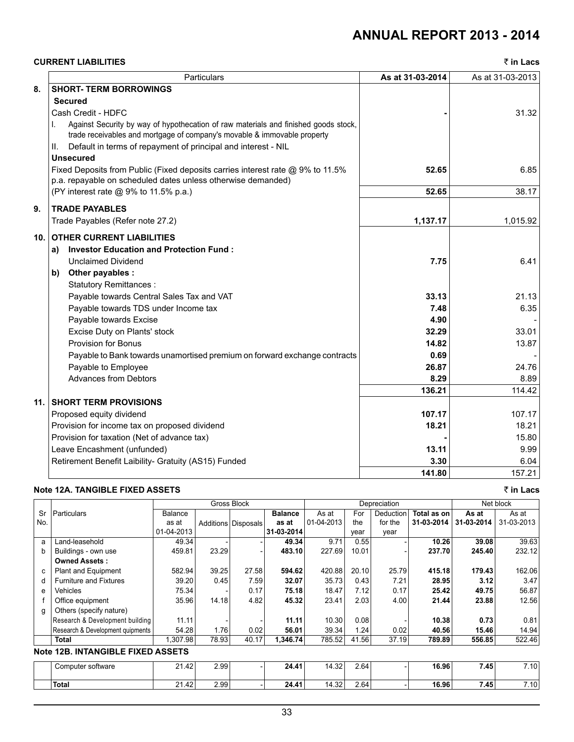## CURRENT LIABILITIES

₹ in Lacs

| | Particulars | As at 31-03-2014 | As at 31-03-2013 |
|---|---|---|---|
| **8.** | **SHORT- TERM BORROWINGS** | | |
| | **Secured** | | |
| | Cash Credit - HDFC | - | 31.32 |
| | I. Against Security by way of hypothecation of raw materials and finished goods stock, trade receivables and mortgage of company's movable & immovable property | | |
| | II. Default in terms of repayment of principal and interest - NIL | | |
| | **Unsecured** | | |
| | Fixed Deposits from Public (Fixed deposits carries interest rate @ 9% to 11.5% p.a. repayable on scheduled dates unless otherwise demanded) | **52.65** | 6.85 |
| | (PY interest rate @ 9% to 11.5% p.a.) | **52.65** | 38.17 |
| **9.** | **TRADE PAYABLES** | | |
| | Trade Payables (Refer note 27.2) | **1,137.17** | 1,015.92 |
| **10.** | **OTHER CURRENT LIABILITIES** | | |
| | **a) Investor Education and Protection Fund :** | | |
| | Unclaimed Dividend | **7.75** | 6.41 |
| | **b) Other payables :** | | |
| | Statutory Remittances : | | |
| | Payable towards Central Sales Tax and VAT | **33.13** | 21.13 |
| | Payable towards TDS under Income tax | **7.48** | 6.35 |
| | Payable towards Excise | **4.90** | - |
| | Excise Duty on Plants' stock | **32.29** | 33.01 |
| | Provision for Bonus | **14.82** | 13.87 |
| | Payable to Bank towards unamortised premium on forward exchange contracts | **0.69** | - |
| | Payable to Employee | **26.87** | 24.76 |
| | Advances from Debtors | **8.29** | 8.89 |
| | | **136.21** | 114.42 |
| **11.** | **SHORT TERM PROVISIONS** | | |
| | Proposed equity dividend | **107.17** | 107.17 |
| | Provision for income tax on proposed dividend | **18.21** | 18.21 |
| | Provision for taxation (Net of advance tax) | **-** | 15.80 |
| | Leave Encashment (unfunded) | **13.11** | 9.99 |
| | Retirement Benefit Laibility- Gratuity (AS15) Funded | **3.30** | 6.04 |
| | | **141.80** | 157.21 |

### Note 12A. TANGIBLE FIXED ASSETS

₹ in Lacs

| Sr No. | Particulars | Gross Block | | | | Depreciation | | | | Net block | |
|---|---|---|---|---|---|---|---|---|---|---|---|
| | | Balance as at 01-04-2013 | Additions | Disposals | **Balance as at 31-03-2014** | As at 01-04-2013 | For the year | Deduction for the year | **Total as on 31-03-2014** | **As at 31-03-2014** | As at 31-03-2013 |
| a | Land-leasehold | 49.34 | - | - | **49.34** | 9.71 | 0.55 | - | **10.26** | **39.08** | 39.63 |
| b | Buildings - own use | 459.81 | 23.29 | - | **483.10** | 227.69 | 10.01 | - | **237.70** | **245.40** | 232.12 |
| | **Owned Assets :** | | | | | | | | | | |
| c | Plant and Equipment | 582.94 | 39.25 | 27.58 | **594.62** | 420.88 | 20.10 | 25.79 | **415.18** | **179.43** | 162.06 |
| d | Furniture and Fixtures | 39.20 | 0.45 | 7.59 | **32.07** | 35.73 | 0.43 | 7.21 | **28.95** | **3.12** | 3.47 |
| e | Vehicles | 75.34 | - | 0.17 | **75.18** | 18.47 | 7.12 | 0.17 | **25.42** | **49.75** | 56.87 |
| f | Office equipment | 35.96 | 14.18 | 4.82 | **45.32** | 23.41 | 2.03 | 4.00 | **21.44** | **23.88** | 12.56 |
| g | Others (specify nature) | | | | | | | | | | |
| | Research & Development building | 11.11 | - | - | **11.11** | 10.30 | 0.08 | - | **10.38** | **0.73** | 0.81 |
| | Research & Development quipments | 54.28 | 1.76 | 0.02 | **56.01** | 39.34 | 1.24 | 0.02 | **40.56** | **15.46** | 14.94 |
| | **Total** | 1,307.98 | 78.93 | 40.17 | **1,346.74** | 785.52 | 41.56 | 37.19 | **789.89** | **556.85** | 522.46 |

### Note 12B. INTANGIBLE FIXED ASSETS

| Sr No. | Particulars | Balance as at 01-04-2013 | Additions | Disposals | **Balance as at 31-03-2014** | As at 01-04-2013 | For the year | Deduction for the year | **Total as on 31-03-2014** | **As at 31-03-2014** | As at 31-03-2013 |
|---|---|---|---|---|---|---|---|---|---|---|---|
| | Computer software | 21.42 | 2.99 | - | **24.41** | 14.32 | 2.64 | - | **16.96** | **7.45** | 7.10 |
| | **Total** | 21.42 | 2.99 | - | **24.41** | 14.32 | 2.64 | - | **16.96** | **7.45** | 7.10 |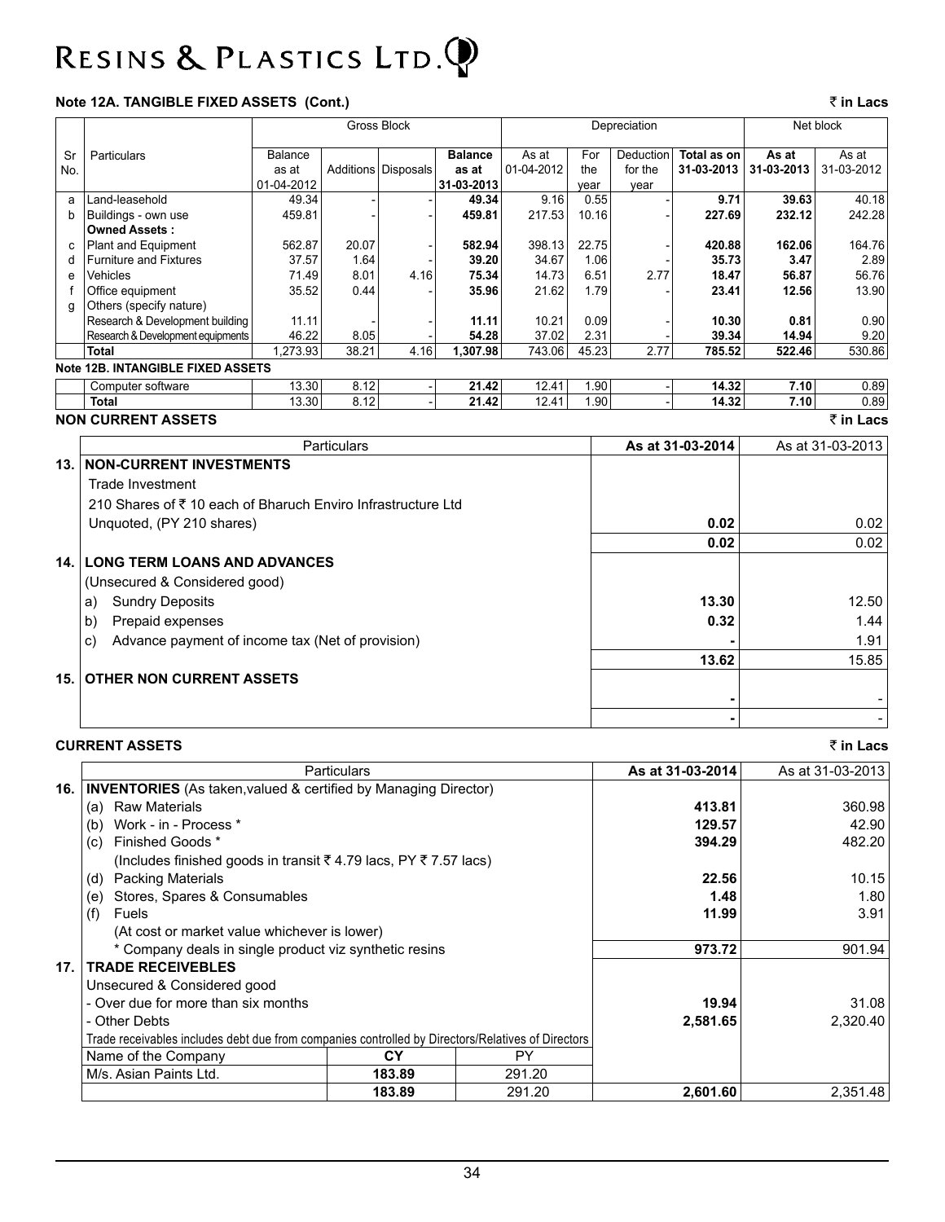### Note 12A. TANGIBLE FIXED ASSETS (Cont.)

₹ in Lacs

| Sr No. | Particulars | Gross Block | | | | Depreciation | | | | Net block | |
|---|---|---|---|---|---|---|---|---|---|---|---|
| | | Balance as at 01-04-2012 | Additions | Disposals | **Balance as at 31-03-2013** | As at 01-04-2012 | For the year | Deduction for the year | **Total as on 31-03-2013** | **As at 31-03-2013** | As at 31-03-2012 |
| a | Land-leasehold | 49.34 | - | - | **49.34** | 9.16 | 0.55 | - | **9.71** | **39.63** | 40.18 |
| b | Buildings - own use | 459.81 | - | - | **459.81** | 217.53 | 10.16 | - | **227.69** | **232.12** | 242.28 |
| | **Owned Assets :** | | | | | | | | | | |
| c | Plant and Equipment | 562.87 | 20.07 | - | **582.94** | 398.13 | 22.75 | - | **420.88** | **162.06** | 164.76 |
| d | Furniture and Fixtures | 37.57 | 1.64 | - | **39.20** | 34.67 | 1.06 | - | **35.73** | **3.47** | 2.89 |
| e | Vehicles | 71.49 | 8.01 | 4.16 | **75.34** | 14.73 | 6.51 | 2.77 | **18.47** | **56.87** | 56.76 |
| f | Office equipment | 35.52 | 0.44 | - | **35.96** | 21.62 | 1.79 | - | **23.41** | **12.56** | 13.90 |
| g | Others (specify nature) | | | | | | | | | | |
| | Research & Development building | 11.11 | - | - | **11.11** | 10.21 | 0.09 | - | **10.30** | **0.81** | 0.90 |
| | Research & Development equipments | 46.22 | 8.05 | - | **54.28** | 37.02 | 2.31 | - | **39.34** | **14.94** | 9.20 |
| | **Total** | 1,273.93 | 38.21 | 4.16 | **1,307.98** | 743.06 | 45.23 | 2.77 | **785.52** | **522.46** | 530.86 |

### Note 12B. INTANGIBLE FIXED ASSETS

| | Particulars | Balance as at 01-04-2012 | Additions | Disposals | **Balance as at 31-03-2013** | As at 01-04-2012 | For the year | Deduction for the year | **Total as on 31-03-2013** | **As at 31-03-2013** | As at 31-03-2012 |
|---|---|---|---|---|---|---|---|---|---|---|---|
| | Computer software | 13.30 | 8.12 | - | **21.42** | 12.41 | 1.90 | - | **14.32** | **7.10** | 0.89 |
| | **Total** | 13.30 | 8.12 | - | **21.42** | 12.41 | 1.90 | - | **14.32** | **7.10** | 0.89 |

## NON CURRENT ASSETS

₹ in Lacs

| | Particulars | **As at 31-03-2014** | As at 31-03-2013 |
|---|---|---|---|
| **13.** | **NON-CURRENT INVESTMENTS** | | |
| | Trade Investment | | |
| | 210 Shares of ₹ 10 each of Bharuch Enviro Infrastructure Ltd | | |
| | Unquoted, (PY 210 shares) | **0.02** | 0.02 |
| | | **0.02** | 0.02 |
| **14.** | **LONG TERM LOANS AND ADVANCES** | | |
| | (Unsecured & Considered good) | | |
| | a) Sundry Deposits | **13.30** | 12.50 |
| | b) Prepaid expenses | **0.32** | 1.44 |
| | c) Advance payment of income tax (Net of provision) | **-** | 1.91 |
| | | **13.62** | 15.85 |
| **15.** | **OTHER NON CURRENT ASSETS** | | |
| | | **-** | - |
| | | **-** | - |

## CURRENT ASSETS

₹ in Lacs

| | Particulars | **As at 31-03-2014** | As at 31-03-2013 |
|---|---|---|---|
| **16.** | **INVENTORIES** (As taken,valued & certified by Managing Director) | | |
| | (a) Raw Materials | **413.81** | 360.98 |
| | (b) Work - in - Process * | **129.57** | 42.90 |
| | (c) Finished Goods * | **394.29** | 482.20 |
| | (Includes finished goods in transit ₹ 4.79 lacs, PY ₹ 7.57 lacs) | | |
| | (d) Packing Materials | **22.56** | 10.15 |
| | (e) Stores, Spares & Consumables | **1.48** | 1.80 |
| | (f) Fuels | **11.99** | 3.91 |
| | (At cost or market value whichever is lower) | | |
| | * Company deals in single product viz synthetic resins | **973.72** | 901.94 |
| **17.** | **TRADE RECEIVEBLES** | | |
| | Unsecured & Considered good | | |
| | - Over due for more than six months | **19.94** | 31.08 |
| | - Other Debts | **2,581.65** | 2,320.40 |
| | Trade receivables includes debt due from companies controlled by Directors/Relatives of Directors | | |
| | Name of the Company — **CY** — PY | | |
| | M/s. Asian Paints Ltd. — **183.89** — 291.20 | | |
| | **183.89** — 291.20 | **2,601.60** | 2,351.48 |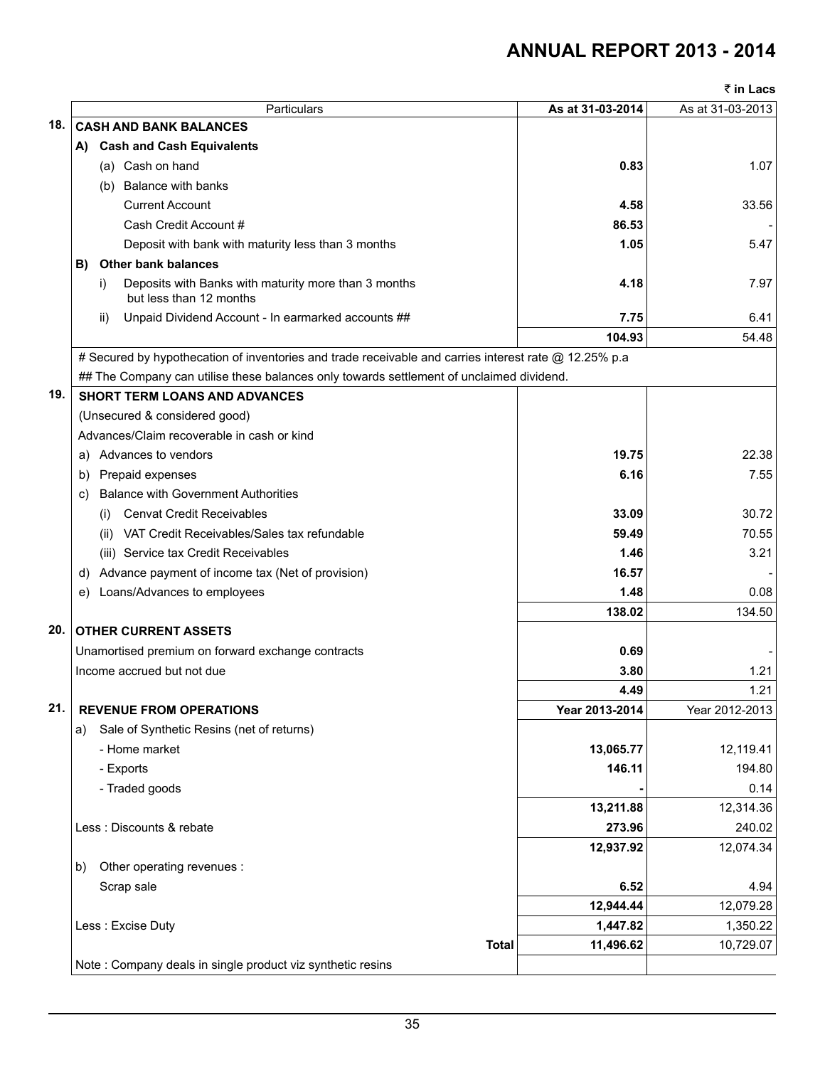# ANNUAL REPORT 2013 - 2014

₹ in Lacs

| | Particulars | As at 31-03-2014 | As at 31-03-2013 |
|---|---|---|---|
| **18.** | **CASH AND BANK BALANCES** | | |
| | **A) Cash and Cash Equivalents** | | |
| | (a) Cash on hand | **0.83** | 1.07 |
| | (b) Balance with banks | | |
| | Current Account | **4.58** | 33.56 |
| | Cash Credit Account # | **86.53** | - |
| | Deposit with bank with maturity less than 3 months | **1.05** | 5.47 |
| | **B) Other bank balances** | | |
| | i) Deposits with Banks with maturity more than 3 months but less than 12 months | **4.18** | 7.97 |
| | ii) Unpaid Dividend Account - In earmarked accounts ## | **7.75** | 6.41 |
| | | **104.93** | 54.48 |
| | # Secured by hypothecation of inventories and trade receivable and carries interest rate @ 12.25% p.a | | |
| | ## The Company can utilise these balances only towards settlement of unclaimed dividend. | | |
| **19.** | **SHORT TERM LOANS AND ADVANCES** | | |
| | (Unsecured & considered good) | | |
| | Advances/Claim recoverable in cash or kind | | |
| | a) Advances to vendors | **19.75** | 22.38 |
| | b) Prepaid expenses | **6.16** | 7.55 |
| | c) Balance with Government Authorities | | |
| | (i) Cenvat Credit Receivables | **33.09** | 30.72 |
| | (ii) VAT Credit Receivables/Sales tax refundable | **59.49** | 70.55 |
| | (iii) Service tax Credit Receivables | **1.46** | 3.21 |
| | d) Advance payment of income tax (Net of provision) | **16.57** | - |
| | e) Loans/Advances to employees | **1.48** | 0.08 |
| | | **138.02** | 134.50 |
| **20.** | **OTHER CURRENT ASSETS** | | |
| | Unamortised premium on forward exchange contracts | **0.69** | - |
| | Income accrued but not due | **3.80** | 1.21 |
| | | **4.49** | 1.21 |
| **21.** | **REVENUE FROM OPERATIONS** | **Year 2013-2014** | Year 2012-2013 |
| | a) Sale of Synthetic Resins (net of returns) | | |
| | - Home market | **13,065.77** | 12,119.41 |
| | - Exports | **146.11** | 194.80 |
| | - Traded goods | **-** | 0.14 |
| | | **13,211.88** | 12,314.36 |
| | Less : Discounts & rebate | **273.96** | 240.02 |
| | | **12,937.92** | 12,074.34 |
| | b) Other operating revenues : | | |
| | Scrap sale | **6.52** | 4.94 |
| | | **12,944.44** | 12,079.28 |
| | Less : Excise Duty | **1,447.82** | 1,350.22 |
| | **Total** | **11,496.62** | 10,729.07 |
| | Note : Company deals in single product viz synthetic resins | | |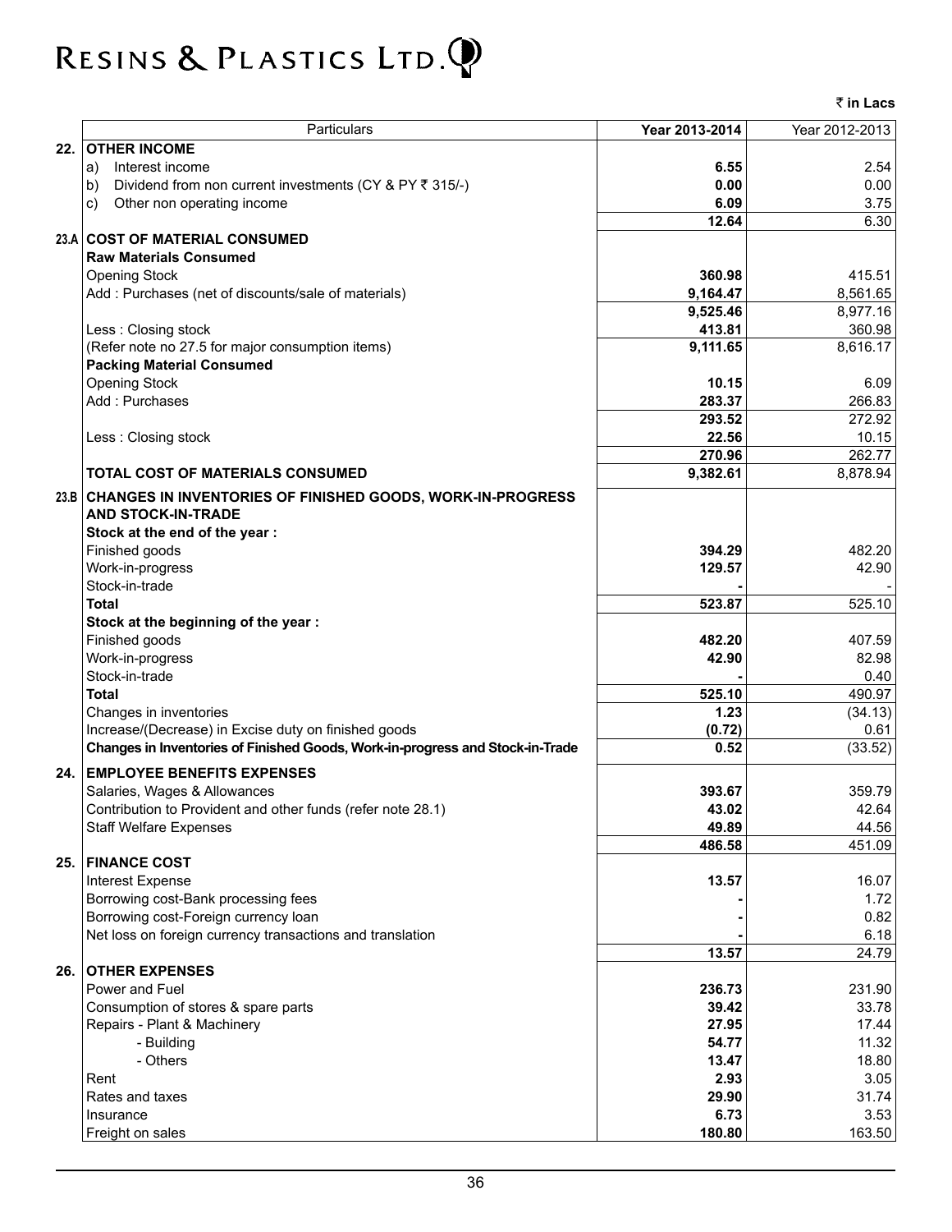₹ in Lacs

| | Particulars | Year 2013-2014 | Year 2012-2013 |
|---|---|---|---|
| **22.** | **OTHER INCOME** | | |
| | a) Interest income | **6.55** | 2.54 |
| | b) Dividend from non current investments (CY & PY ₹ 315/-) | **0.00** | 0.00 |
| | c) Other non operating income | **6.09** | 3.75 |
| | | **12.64** | 6.30 |
| **23.A** | **COST OF MATERIAL CONSUMED** | | |
| | **Raw Materials Consumed** | | |
| | Opening Stock | **360.98** | 415.51 |
| | Add : Purchases (net of discounts/sale of materials) | **9,164.47** | 8,561.65 |
| | | **9,525.46** | 8,977.16 |
| | Less : Closing stock | **413.81** | 360.98 |
| | (Refer note no 27.5 for major consumption items) | **9,111.65** | 8,616.17 |
| | **Packing Material Consumed** | | |
| | Opening Stock | **10.15** | 6.09 |
| | Add : Purchases | **283.37** | 266.83 |
| | | **293.52** | 272.92 |
| | Less : Closing stock | **22.56** | 10.15 |
| | | **270.96** | 262.77 |
| | **TOTAL COST OF MATERIALS CONSUMED** | **9,382.61** | 8,878.94 |
| **23.B** | **CHANGES IN INVENTORIES OF FINISHED GOODS, WORK-IN-PROGRESS AND STOCK-IN-TRADE** | | |
| | **Stock at the end of the year :** | | |
| | Finished goods | **394.29** | 482.20 |
| | Work-in-progress | **129.57** | 42.90 |
| | Stock-in-trade | **-** | - |
| | **Total** | **523.87** | 525.10 |
| | **Stock at the beginning of the year :** | | |
| | Finished goods | **482.20** | 407.59 |
| | Work-in-progress | **42.90** | 82.98 |
| | Stock-in-trade | **-** | 0.40 |
| | **Total** | **525.10** | 490.97 |
| | Changes in inventories | **1.23** | (34.13) |
| | Increase/(Decrease) in Excise duty on finished goods | **(0.72)** | 0.61 |
| | **Changes in Inventories of Finished Goods, Work-in-progress and Stock-in-Trade** | **0.52** | (33.52) |
| **24.** | **EMPLOYEE BENEFITS EXPENSES** | | |
| | Salaries, Wages & Allowances | **393.67** | 359.79 |
| | Contribution to Provident and other funds (refer note 28.1) | **43.02** | 42.64 |
| | Staff Welfare Expenses | **49.89** | 44.56 |
| | | **486.58** | 451.09 |
| **25.** | **FINANCE COST** | | |
| | Interest Expense | **13.57** | 16.07 |
| | Borrowing cost-Bank processing fees | **-** | 1.72 |
| | Borrowing cost-Foreign currency loan | **-** | 0.82 |
| | Net loss on foreign currency transactions and translation | **-** | 6.18 |
| | | **13.57** | 24.79 |
| **26.** | **OTHER EXPENSES** | | |
| | Power and Fuel | **236.73** | 231.90 |
| | Consumption of stores & spare parts | **39.42** | 33.78 |
| | Repairs - Plant & Machinery | **27.95** | 17.44 |
| | - Building | **54.77** | 11.32 |
| | - Others | **13.47** | 18.80 |
| | Rent | **2.93** | 3.05 |
| | Rates and taxes | **29.90** | 31.74 |
| | Insurance | **6.73** | 3.53 |
| | Freight on sales | **180.80** | 163.50 |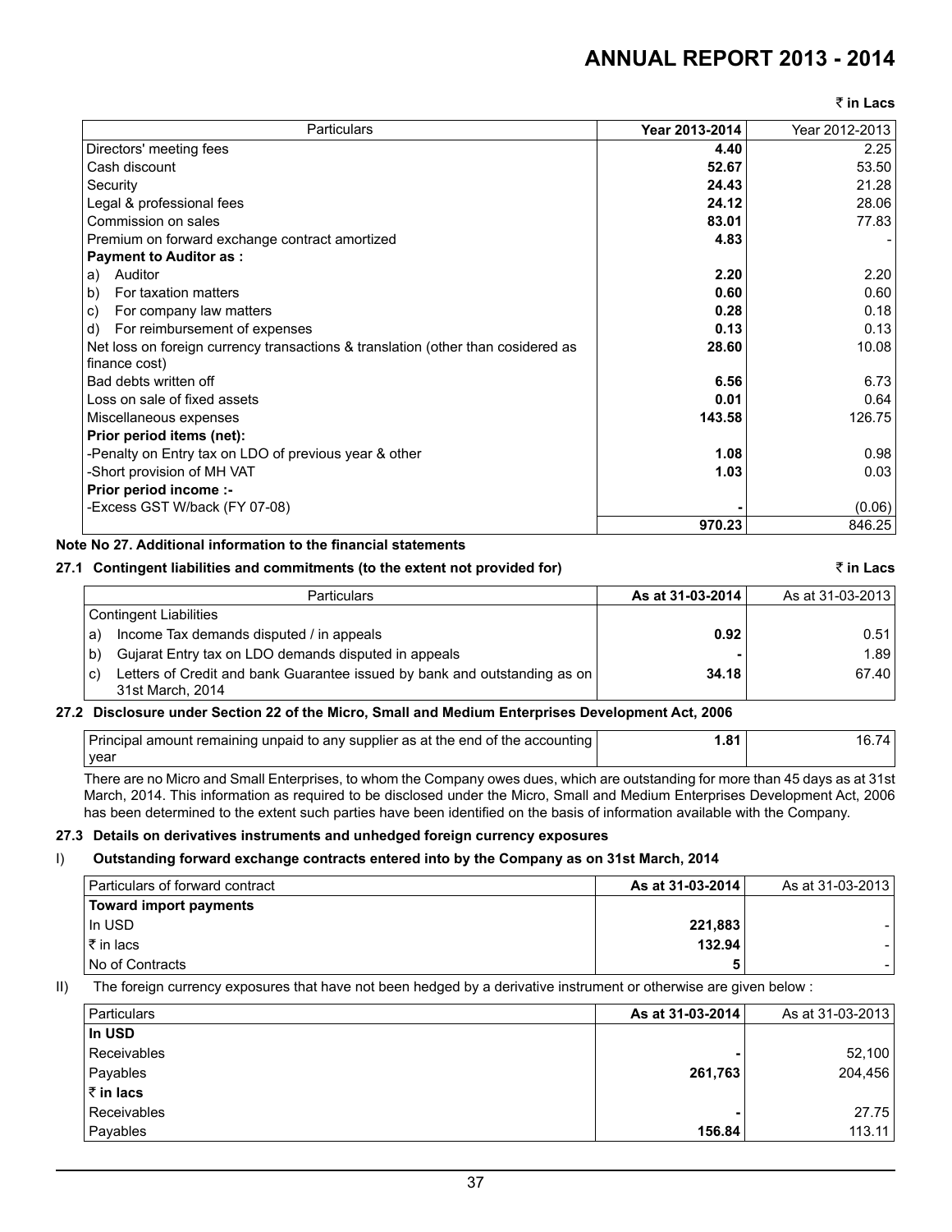₹ in Lacs

| Particulars | Year 2013-2014 | Year 2012-2013 |
|---|---|---|
| Directors' meeting fees | **4.40** | 2.25 |
| Cash discount | **52.67** | 53.50 |
| Security | **24.43** | 21.28 |
| Legal & professional fees | **24.12** | 28.06 |
| Commission on sales | **83.01** | 77.83 |
| Premium on forward exchange contract amortized | **4.83** | - |
| **Payment to Auditor as :** | | |
| a) Auditor | **2.20** | 2.20 |
| b) For taxation matters | **0.60** | 0.60 |
| c) For company law matters | **0.28** | 0.18 |
| d) For reimbursement of expenses | **0.13** | 0.13 |
| Net loss on foreign currency transactions & translation (other than cosidered as finance cost) | **28.60** | 10.08 |
| Bad debts written off | **6.56** | 6.73 |
| Loss on sale of fixed assets | **0.01** | 0.64 |
| Miscellaneous expenses | **143.58** | 126.75 |
| **Prior period items (net):** | | |
| -Penalty on Entry tax on LDO of previous year & other | **1.08** | 0.98 |
| -Short provision of MH VAT | **1.03** | 0.03 |
| **Prior period income :-** | | |
| -Excess GST W/back (FY 07-08) | **-** | (0.06) |
| | **970.23** | 846.25 |

**Note No 27. Additional information to the financial statements**

**27.1 Contingent liabilities and commitments (to the extent not provided for)** **₹ in Lacs**

| Particulars | As at 31-03-2014 | As at 31-03-2013 |
|---|---|---|
| Contingent Liabilities | | |
| a) Income Tax demands disputed / in appeals | **0.92** | 0.51 |
| b) Gujarat Entry tax on LDO demands disputed in appeals | **-** | 1.89 |
| c) Letters of Credit and bank Guarantee issued by bank and outstanding as on 31st March, 2014 | **34.18** | 67.40 |

**27.2 Disclosure under Section 22 of the Micro, Small and Medium Enterprises Development Act, 2006**

| | | |
|---|---|---|
| Principal amount remaining unpaid to any supplier as at the end of the accounting year | **1.81** | 16.74 |

There are no Micro and Small Enterprises, to whom the Company owes dues, which are outstanding for more than 45 days as at 31st March, 2014. This information as required to be disclosed under the Micro, Small and Medium Enterprises Development Act, 2006 has been determined to the extent such parties have been identified on the basis of information available with the Company.

**27.3 Details on derivatives instruments and unhedged foreign currency exposures**

I) **Outstanding forward exchange contracts entered into by the Company as on 31st March, 2014**

| Particulars of forward contract | As at 31-03-2014 | As at 31-03-2013 |
|---|---|---|
| **Toward import payments** | | |
| In USD | **221,883** | - |
| ₹ in lacs | **132.94** | - |
| No of Contracts | **5** | - |

II) The foreign currency exposures that have not been hedged by a derivative instrument or otherwise are given below :

| Particulars | As at 31-03-2014 | As at 31-03-2013 |
|---|---|---|
| **In USD** | | |
| Receivables | **-** | 52,100 |
| Payables | **261,763** | 204,456 |
| **₹ in lacs** | | |
| Receivables | **-** | 27.75 |
| Payables | **156.84** | 113.11 |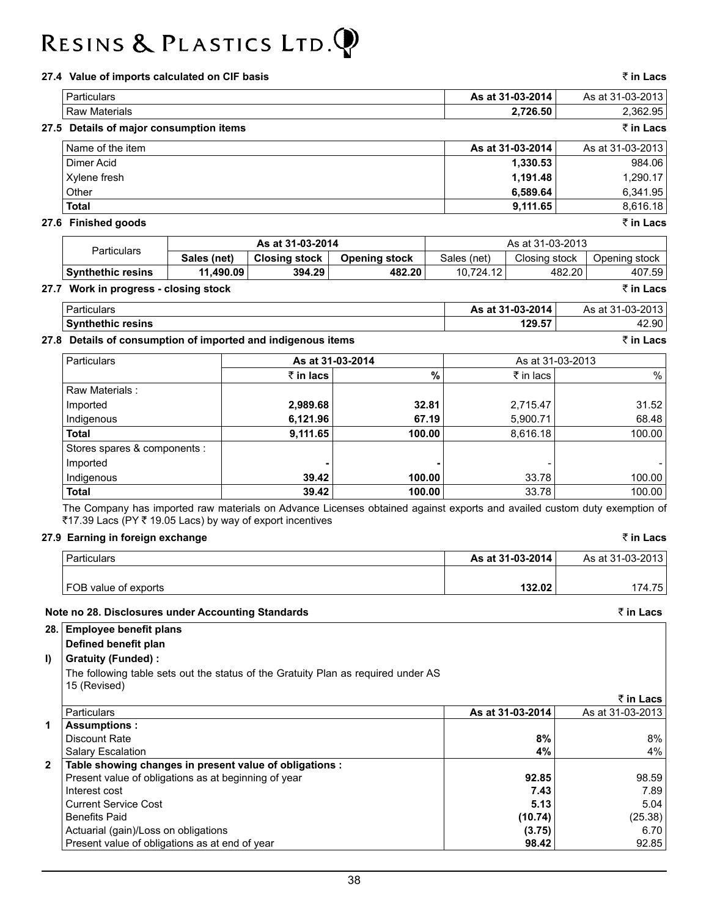### 27.4 Value of imports calculated on CIF basis

₹ in Lacs

| Particulars | As at 31-03-2014 | As at 31-03-2013 |
|---|---|---|
| Raw Materials | **2,726.50** | 2,362.95 |

### 27.5 Details of major consumption items

₹ in Lacs

| Name of the item | As at 31-03-2014 | As at 31-03-2013 |
|---|---|---|
| Dimer Acid | **1,330.53** | 984.06 |
| Xylene fresh | **1,191.48** | 1,290.17 |
| Other | **6,589.64** | 6,341.95 |
| **Total** | **9,111.65** | 8,616.18 |

### 27.6 Finished goods

₹ in Lacs

| Particulars | As at 31-03-2014 | | | As at 31-03-2013 | | |
|---|---|---|---|---|---|---|
| | Sales (net) | Closing stock | Opening stock | Sales (net) | Closing stock | Opening stock |
| **Synthethic resins** | **11,490.09** | **394.29** | **482.20** | 10,724.12 | 482.20 | 407.59 |

### 27.7 Work in progress - closing stock

₹ in Lacs

| Particulars | As at 31-03-2014 | As at 31-03-2013 |
|---|---|---|
| **Synthethic resins** | **129.57** | 42.90 |

### 27.8 Details of consumption of imported and indigenous items

₹ in Lacs

| Particulars | As at 31-03-2014 | | As at 31-03-2013 | |
|---|---|---|---|---|
| | ₹ in lacs | % | ₹ in lacs | % |
| Raw Materials : | | | | |
| Imported | **2,989.68** | **32.81** | 2,715.47 | 31.52 |
| Indigenous | **6,121.96** | **67.19** | 5,900.71 | 68.48 |
| **Total** | **9,111.65** | **100.00** | 8,616.18 | 100.00 |
| Stores spares & components : | | | | |
| Imported | **-** | **-** | - | - |
| Indigenous | **39.42** | **100.00** | 33.78 | 100.00 |
| **Total** | **39.42** | **100.00** | 33.78 | 100.00 |

The Company has imported raw materials on Advance Licenses obtained against exports and availed custom duty exemption of ₹17.39 Lacs (PY ₹ 19.05 Lacs) by way of export incentives

### 27.9 Earning in foreign exchange

₹ in Lacs

| Particulars | As at 31-03-2014 | As at 31-03-2013 |
|---|---|---|
| FOB value of exports | **132.02** | 174.75 |

## Note no 28. Disclosures under Accounting Standards

₹ in Lacs

**28. Employee benefit plans**

**Defined benefit plan**

**I) Gratuity (Funded) :**

The following table sets out the status of the Gratuity Plan as required under AS 15 (Revised)

₹ in Lacs

| | Particulars | As at 31-03-2014 | As at 31-03-2013 |
|---|---|---|---|
| **1** | **Assumptions :** | | |
| | Discount Rate | **8%** | 8% |
| | Salary Escalation | **4%** | 4% |
| **2** | **Table showing changes in present value of obligations :** | | |
| | Present value of obligations as at beginning of year | **92.85** | 98.59 |
| | Interest cost | **7.43** | 7.89 |
| | Current Service Cost | **5.13** | 5.04 |
| | Benefits Paid | **(10.74)** | (25.38) |
| | Actuarial (gain)/Loss on obligations | **(3.75)** | 6.70 |
| | Present value of obligations as at end of year | **98.42** | 92.85 |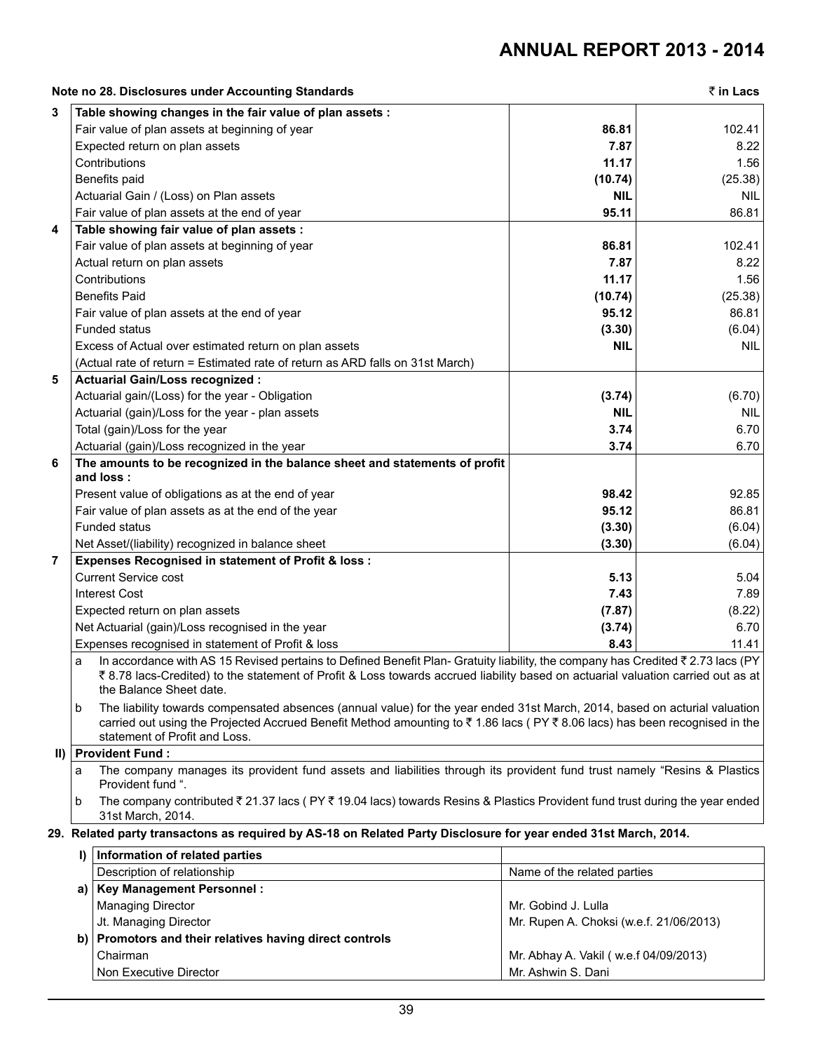**Note no 28. Disclosures under Accounting Standards** ₹ in Lacs

| | | | |
|---|---|---|---|
| **3** | **Table showing changes in the fair value of plan assets :** | | |
| | Fair value of plan assets at beginning of year | **86.81** | 102.41 |
| | Expected return on plan assets | **7.87** | 8.22 |
| | Contributions | **11.17** | 1.56 |
| | Benefits paid | **(10.74)** | (25.38) |
| | Actuarial Gain / (Loss) on Plan assets | **NIL** | NIL |
| | Fair value of plan assets at the end of year | **95.11** | 86.81 |
| **4** | **Table showing fair value of plan assets :** | | |
| | Fair value of plan assets at beginning of year | **86.81** | 102.41 |
| | Actual return on plan assets | **7.87** | 8.22 |
| | Contributions | **11.17** | 1.56 |
| | Benefits Paid | **(10.74)** | (25.38) |
| | Fair value of plan assets at the end of year | **95.12** | 86.81 |
| | Funded status | **(3.30)** | (6.04) |
| | Excess of Actual over estimated return on plan assets | **NIL** | NIL |
| | (Actual rate of return = Estimated rate of return as ARD falls on 31st March) | | |
| **5** | **Actuarial Gain/Loss recognized :** | | |
| | Actuarial gain/(Loss) for the year - Obligation | **(3.74)** | (6.70) |
| | Actuarial (gain)/Loss for the year - plan assets | **NIL** | NIL |
| | Total (gain)/Loss for the year | **3.74** | 6.70 |
| | Actuarial (gain)/Loss recognized in the year | **3.74** | 6.70 |
| **6** | **The amounts to be recognized in the balance sheet and statements of profit and loss :** | | |
| | Present value of obligations as at the end of year | **98.42** | 92.85 |
| | Fair value of plan assets as at the end of the year | **95.12** | 86.81 |
| | Funded status | **(3.30)** | (6.04) |
| | Net Asset/(liability) recognized in balance sheet | **(3.30)** | (6.04) |
| **7** | **Expenses Recognised in statement of Profit & loss :** | | |
| | Current Service cost | **5.13** | 5.04 |
| | Interest Cost | **7.43** | 7.89 |
| | Expected return on plan assets | **(7.87)** | (8.22) |
| | Net Actuarial (gain)/Loss recognised in the year | **(3.74)** | 6.70 |
| | Expenses recognised in statement of Profit & loss | **8.43** | 11.41 |

a. In accordance with AS 15 Revised pertains to Defined Benefit Plan- Gratuity liability, the company has Credited ₹ 2.73 lacs (PY ₹ 8.78 lacs-Credited) to the statement of Profit & Loss towards accrued liability based on actuarial valuation carried out as at the Balance Sheet date.

b. The liability towards compensated absences (annual value) for the year ended 31st March, 2014, based on acturial valuation carried out using the Projected Accrued Benefit Method amounting to ₹ 1.86 lacs ( PY ₹ 8.06 lacs) has been recognised in the statement of Profit and Loss.

**II) Provident Fund :**

a. The company manages its provident fund assets and liabilities through its provident fund trust namely "Resins & Plastics Provident fund ".

b. The company contributed ₹ 21.37 lacs ( PY ₹ 19.04 lacs) towards Resins & Plastics Provident fund trust during the year ended 31st March, 2014.

**29. Related party transactons as required by AS-18 on Related Party Disclosure for year ended 31st March, 2014.**

| | | |
|---|---|---|
| **I)** | **Information of related parties** | |
| | Description of relationship | Name of the related parties |
| **a)** | **Key Management Personnel :** | |
| | Managing Director | Mr. Gobind J. Lulla |
| | Jt. Managing Director | Mr. Rupen A. Choksi (w.e.f. 21/06/2013) |
| **b)** | **Promotors and their relatives having direct controls** | |
| | Chairman | Mr. Abhay A. Vakil ( w.e.f 04/09/2013) |
| | Non Executive Director | Mr. Ashwin S. Dani |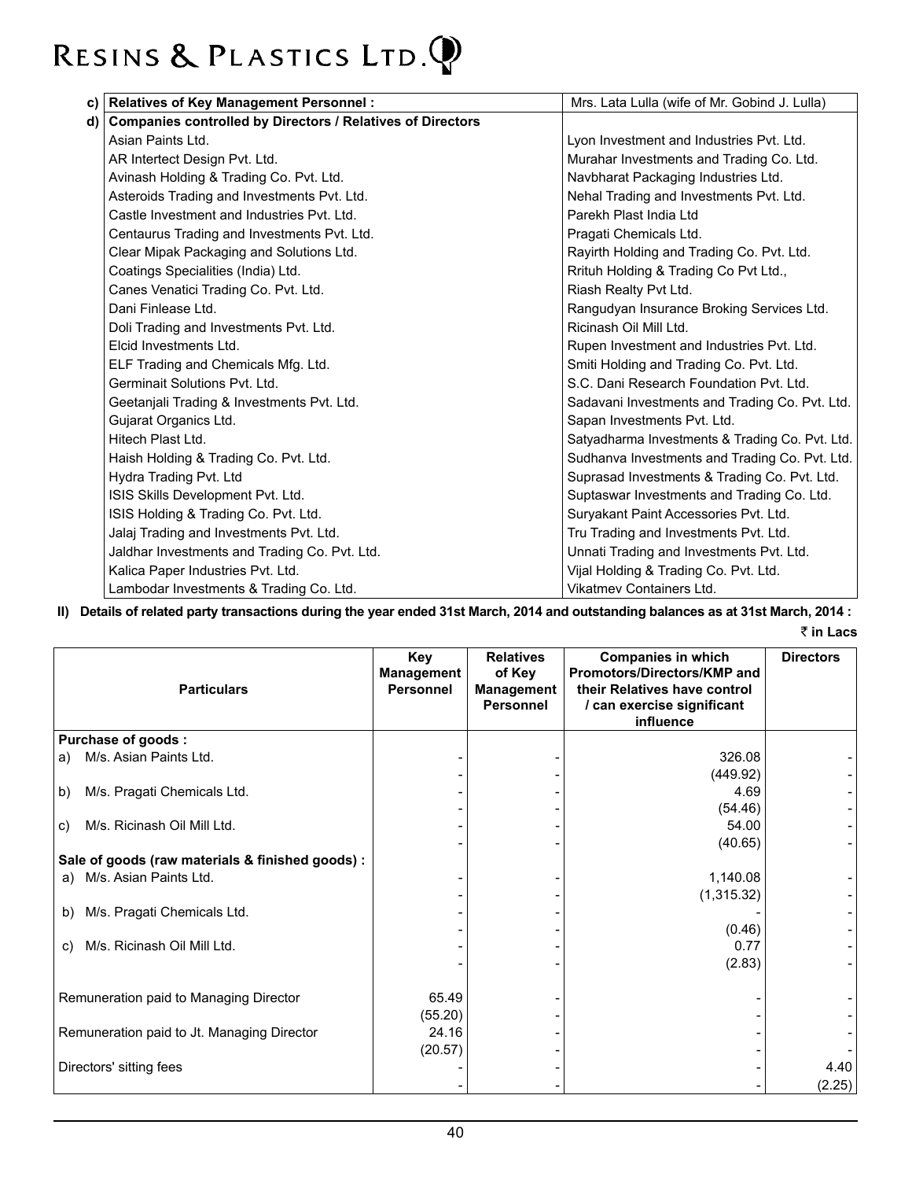| | | |
|---|---|---|
| **c)** | **Relatives of Key Management Personnel :** | Mrs. Lata Lulla (wife of Mr. Gobind J. Lulla) |
| **d)** | **Companies controlled by Directors / Relatives of Directors** | |
| | Asian Paints Ltd. | Lyon Investment and Industries Pvt. Ltd. |
| | AR Intertect Design Pvt. Ltd. | Murahar Investments and Trading Co. Ltd. |
| | Avinash Holding & Trading Co. Pvt. Ltd. | Navbharat Packaging Industries Ltd. |
| | Asteroids Trading and Investments Pvt. Ltd. | Nehal Trading and Investments Pvt. Ltd. |
| | Castle Investment and Industries Pvt. Ltd. | Parekh Plast India Ltd |
| | Centaurus Trading and Investments Pvt. Ltd. | Pragati Chemicals Ltd. |
| | Clear Mipak Packaging and Solutions Ltd. | Rayirth Holding and Trading Co. Pvt. Ltd. |
| | Coatings Specialities (India) Ltd. | Rrituh Holding & Trading Co Pvt Ltd., |
| | Canes Venatici Trading Co. Pvt. Ltd. | Riash Realty Pvt Ltd. |
| | Dani Finlease Ltd. | Rangudyan Insurance Broking Services Ltd. |
| | Doli Trading and Investments Pvt. Ltd. | Ricinash Oil Mill Ltd. |
| | Elcid Investments Ltd. | Rupen Investment and Industries Pvt. Ltd. |
| | ELF Trading and Chemicals Mfg. Ltd. | Smiti Holding and Trading Co. Pvt. Ltd. |
| | Germinait Solutions Pvt. Ltd. | S.C. Dani Research Foundation Pvt. Ltd. |
| | Geetanjali Trading & Investments Pvt. Ltd. | Sadavani Investments and Trading Co. Pvt. Ltd. |
| | Gujarat Organics Ltd. | Sapan Investments Pvt. Ltd. |
| | Hitech Plast Ltd. | Satyadharma Investments & Trading Co. Pvt. Ltd. |
| | Haish Holding & Trading Co. Pvt. Ltd. | Sudhanva Investments and Trading Co. Pvt. Ltd. |
| | Hydra Trading Pvt. Ltd | Suprasad Investments & Trading Co. Pvt. Ltd. |
| | ISIS Skills Development Pvt. Ltd. | Suptaswar Investments and Trading Co. Ltd. |
| | ISIS Holding & Trading Co. Pvt. Ltd. | Suryakant Paint Accessories Pvt. Ltd. |
| | Jalaj Trading and Investments Pvt. Ltd. | Tru Trading and Investments Pvt. Ltd. |
| | Jaldhar Investments and Trading Co. Pvt. Ltd. | Unnati Trading and Investments Pvt. Ltd. |
| | Kalica Paper Industries Pvt. Ltd. | Vijal Holding & Trading Co. Pvt. Ltd. |
| | Lambodar Investments & Trading Co. Ltd. | Vikatmev Containers Ltd. |

**II) Details of related party transactions during the year ended 31st March, 2014 and outstanding balances as at 31st March, 2014 :**

₹ in Lacs

| Particulars | Key Management Personnel | Relatives of Key Management Personnel | Companies in which Promotors/Directors/KMP and their Relatives have control / can exercise significant influence | Directors |
|---|---|---|---|---|
| **Purchase of goods :** | | | | |
| a) M/s. Asian Paints Ltd. | - | - | 326.08 | - |
| | - | - | (449.92) | - |
| b) M/s. Pragati Chemicals Ltd. | - | - | 4.69 | - |
| | - | - | (54.46) | - |
| c) M/s. Ricinash Oil Mill Ltd. | - | - | 54.00 | - |
| | - | - | (40.65) | - |
| **Sale of goods (raw materials & finished goods) :** | | | | |
| a) M/s. Asian Paints Ltd. | - | - | 1,140.08 | - |
| | - | - | (1,315.32) | - |
| b) M/s. Pragati Chemicals Ltd. | - | - | - | - |
| | - | - | (0.46) | - |
| c) M/s. Ricinash Oil Mill Ltd. | - | - | 0.77 | - |
| | - | - | (2.83) | - |
| Remuneration paid to Managing Director | 65.49 | - | - | - |
| | (55.20) | - | - | - |
| Remuneration paid to Jt. Managing Director | 24.16 | - | - | - |
| | (20.57) | - | - | - |
| Directors' sitting fees | - | - | - | 4.40 |
| | - | - | - | (2.25) |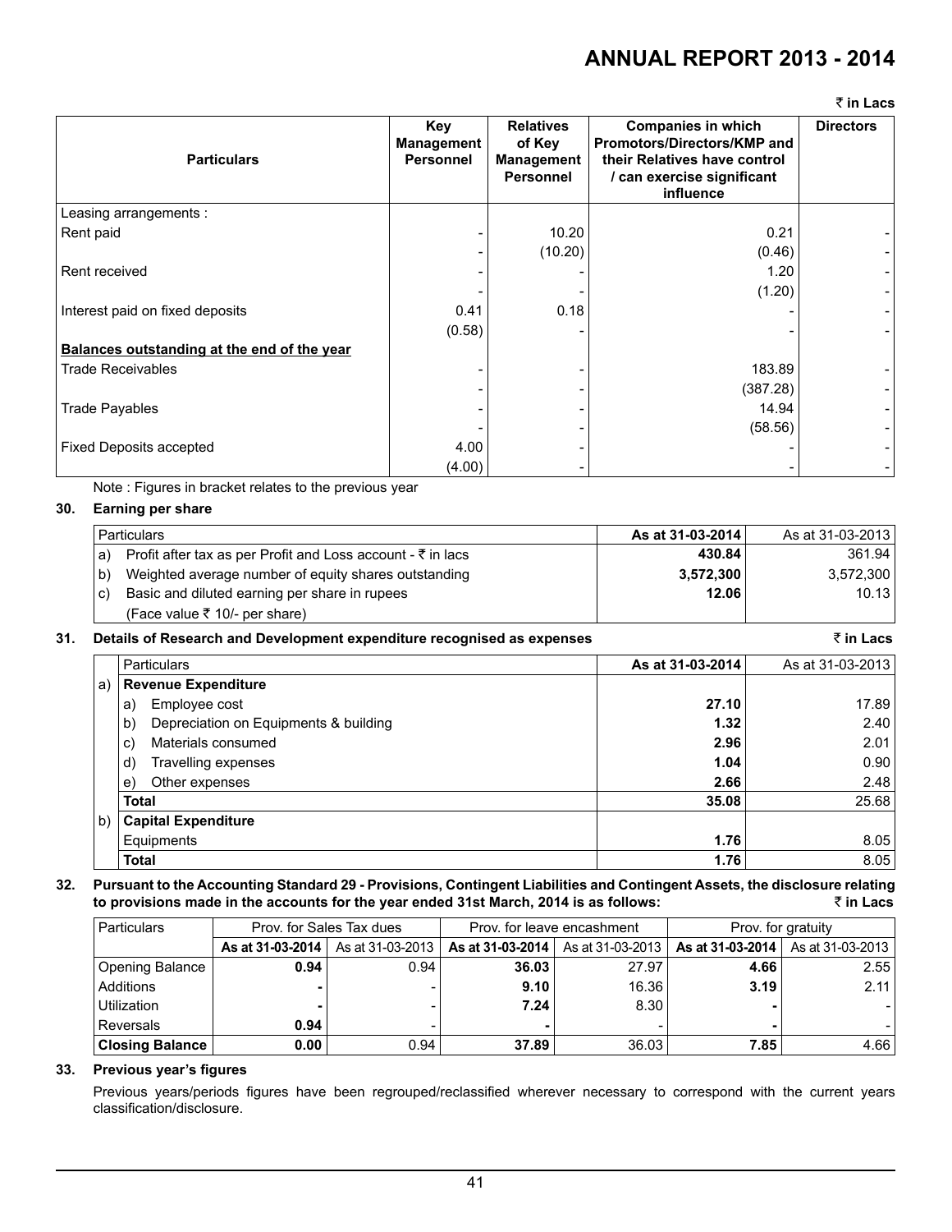₹ in Lacs

| Particulars | Key Management Personnel | Relatives of Key Management Personnel | Companies in which Promotors/Directors/KMP and their Relatives have control / can exercise significant influence | Directors |
|---|---|---|---|---|
| Leasing arrangements : | | | | |
| Rent paid | - | 10.20 | 0.21 | - |
| | - | (10.20) | (0.46) | - |
| Rent received | - | - | 1.20 | - |
| | - | - | (1.20) | - |
| Interest paid on fixed deposits | 0.41 | 0.18 | - | - |
| | (0.58) | - | - | - |
| **Balances outstanding at the end of the year** | | | | |
| Trade Receivables | - | - | 183.89 | - |
| | - | - | (387.28) | - |
| Trade Payables | - | - | 14.94 | - |
| | - | - | (58.56) | - |
| Fixed Deposits accepted | 4.00 | - | - | - |
| | (4.00) | - | - | - |

Note : Figures in bracket relates to the previous year

**30. Earning per share**

| | Particulars | As at 31-03-2014 | As at 31-03-2013 |
|---|---|---|---|
| a) | Profit after tax as per Profit and Loss account - ₹ in lacs | **430.84** | 361.94 |
| b) | Weighted average number of equity shares outstanding | **3,572,300** | 3,572,300 |
| c) | Basic and diluted earning per share in rupees (Face value ₹ 10/- per share) | **12.06** | 10.13 |

**31. Details of Research and Development expenditure recognised as expenses** ₹ **in Lacs**

| | Particulars | As at 31-03-2014 | As at 31-03-2013 |
|---|---|---|---|
| a) | **Revenue Expenditure** | | |
| | a) Employee cost | **27.10** | 17.89 |
| | b) Depreciation on Equipments & building | **1.32** | 2.40 |
| | c) Materials consumed | **2.96** | 2.01 |
| | d) Travelling expenses | **1.04** | 0.90 |
| | e) Other expenses | **2.66** | 2.48 |
| | **Total** | **35.08** | 25.68 |
| b) | **Capital Expenditure** | | |
| | Equipments | **1.76** | 8.05 |
| | **Total** | **1.76** | 8.05 |

**32. Pursuant to the Accounting Standard 29 - Provisions, Contingent Liabilities and Contingent Assets, the disclosure relating to provisions made in the accounts for the year ended 31st March, 2014 is as follows:** ₹ **in Lacs**

| Particulars | Prov. for Sales Tax dues | | Prov. for leave encashment | | Prov. for gratuity | |
|---|---|---|---|---|---|---|
| | **As at 31-03-2014** | As at 31-03-2013 | **As at 31-03-2014** | As at 31-03-2013 | **As at 31-03-2014** | As at 31-03-2013 |
| Opening Balance | **0.94** | 0.94 | **36.03** | 27.97 | **4.66** | 2.55 |
| Additions | **-** | - | **9.10** | 16.36 | **3.19** | 2.11 |
| Utilization | **-** | - | **7.24** | 8.30 | **-** | - |
| Reversals | **0.94** | - | **-** | - | **-** | - |
| **Closing Balance** | **0.00** | 0.94 | **37.89** | 36.03 | **7.85** | 4.66 |

**33. Previous year's figures**

Previous years/periods figures have been regrouped/reclassified wherever necessary to correspond with the current years classification/disclosure.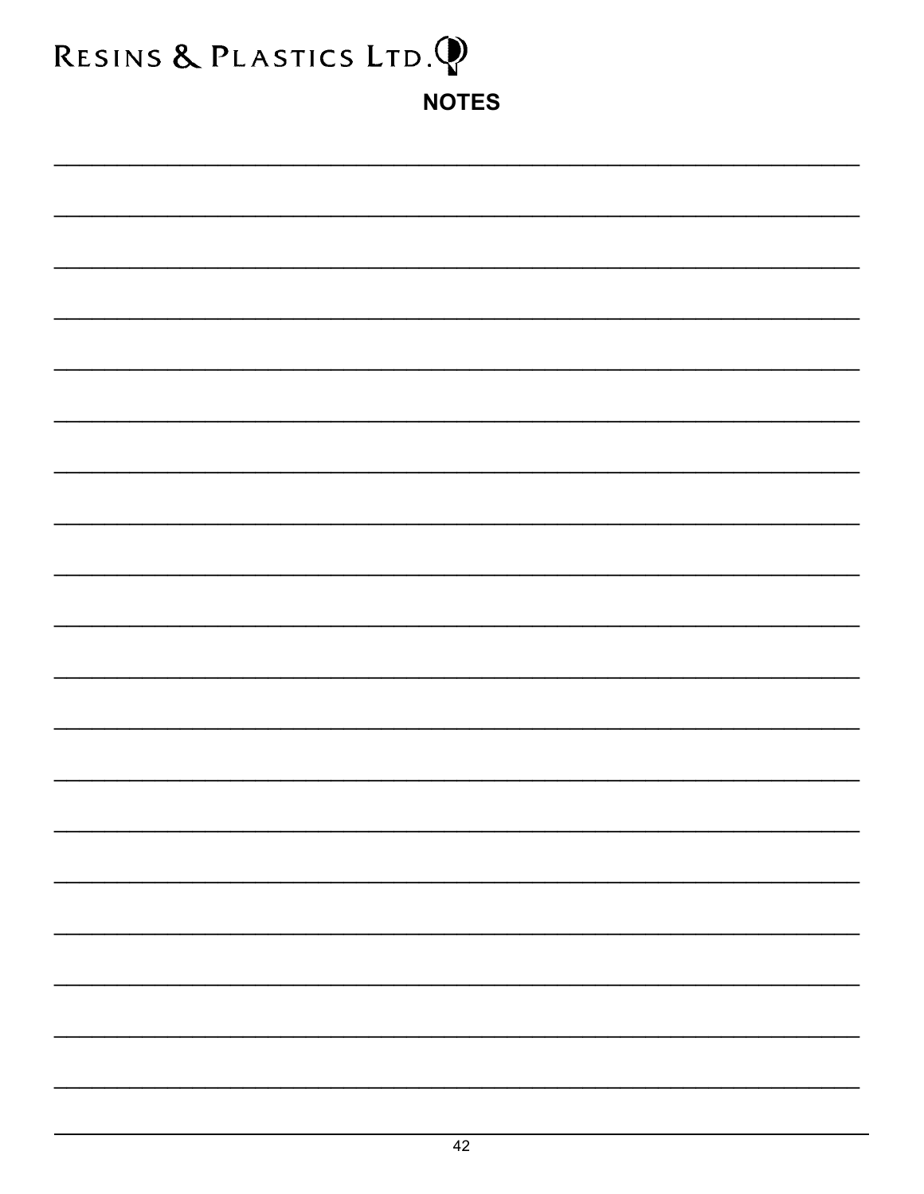# NOTES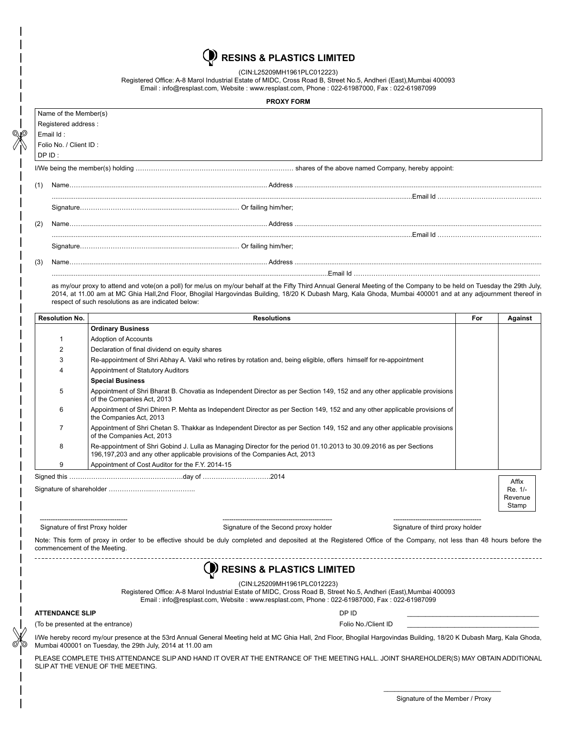# RESINS & PLASTICS LIMITED

(CIN:L25209MH1961PLC012223)

Registered Office: A-8 Marol Industrial Estate of MIDC, Cross Road B, Street No.5, Andheri (East),Mumbai 400093

Email : info@resplast.com, Website : www.resplast.com, Phone : 022-61987000, Fax : 022-61987099

**PROXY FORM**

Name of the Member(s)
Registered address :
Email Id :
Folio No. / Client ID :
DP ID :

I/We being the member(s) holding …………………………………………………………… shares of the above named Company, hereby appoint:

(1) Name……................................................................................................ Address .......................................................................................................................................

.......................................................................................................................................................................................Email Id ……………………………………...….

Signature…………………………........................................... Or failing him/her;

(2) Name……................................................................................................ Address .......................................................................................................................................

.......................................................................................................................................................................................Email Id ……………………………………...….

Signature…………………………........................................... Or failing him/her;

(3) Name……................................................................................................ Address .......................................................................................................................................

......................................................................................................................................................Email Id ……………………………………...................................................

as my/our proxy to attend and vote(on a poll) for me/us on my/our behalf at the Fifty Third Annual General Meeting of the Company to be held on Tuesday the 29th July, 2014, at 11.00 am at MC Ghia Hall,2nd Floor, Bhogilal Hargovindas Building, 18/20 K Dubash Marg, Kala Ghoda, Mumbai 400001 and at any adjournment thereof in respect of such resolutions as are indicated below:

| Resolution No. | Resolutions | For | Against |
|---|---|---|---|
| | **Ordinary Business** | | |
| 1 | Adoption of Accounts | | |
| 2 | Declaration of final dividend on equity shares | | |
| 3 | Re-appointment of Shri Abhay A. Vakil who retires by rotation and, being eligible, offers himself for re-appointment | | |
| 4 | Appointment of Statutory Auditors | | |
| | **Special Business** | | |
| 5 | Appointment of Shri Bharat B. Chovatia as Independent Director as per Section 149, 152 and any other applicable provisions of the Companies Act, 2013 | | |
| 6 | Appointment of Shri Dhiren P. Mehta as Independent Director as per Section 149, 152 and any other applicable provisions of the Companies Act, 2013 | | |
| 7 | Appointment of Shri Chetan S. Thakkar as Independent Director as per Section 149, 152 and any other applicable provisions of the Companies Act, 2013 | | |
| 8 | Re-appointment of Shri Gobind J. Lulla as Managing Director for the period 01.10.2013 to 30.09.2016 as per Sections 196,197,203 and any other applicable provisions of the Companies Act, 2013 | | |
| 9 | Appointment of Cost Auditor for the F.Y. 2014-15 | | |

Signed this ……………………………………………day of …………………………..2014

Signature of shareholder ………………….………………..

Affix Re. 1/- Revenue Stamp

Signature of first Proxy holder | Signature of the Second proxy holder | Signature of third proxy holder

Note: This form of proxy in order to be effective should be duly completed and deposited at the Registered Office of the Company, not less than 48 hours before the commencement of the Meeting.

---

# RESINS & PLASTICS LIMITED

(CIN:L25209MH1961PLC012223)

Registered Office: A-8 Marol Industrial Estate of MIDC, Cross Road B, Street No.5, Andheri (East),Mumbai 400093

Email : info@resplast.com, Website : www.resplast.com, Phone : 022-61987000, Fax : 022-61987099

**ATTENDANCE SLIP**

(To be presented at the entrance)

DP ID ________________________________

Folio No./Client ID ________________________________

I/We hereby record my/our presence at the 53rd Annual General Meeting held at MC Ghia Hall, 2nd Floor, Bhogilal Hargovindas Building, 18/20 K Dubash Marg, Kala Ghoda, Mumbai 400001 on Tuesday, the 29th July, 2014 at 11.00 am

PLEASE COMPLETE THIS ATTENDANCE SLIP AND HAND IT OVER AT THE ENTRANCE OF THE MEETING HALL. JOINT SHAREHOLDER(S) MAY OBTAIN ADDITIONAL SLIP AT THE VENUE OF THE MEETING.

________________________________

Signature of the Member / Proxy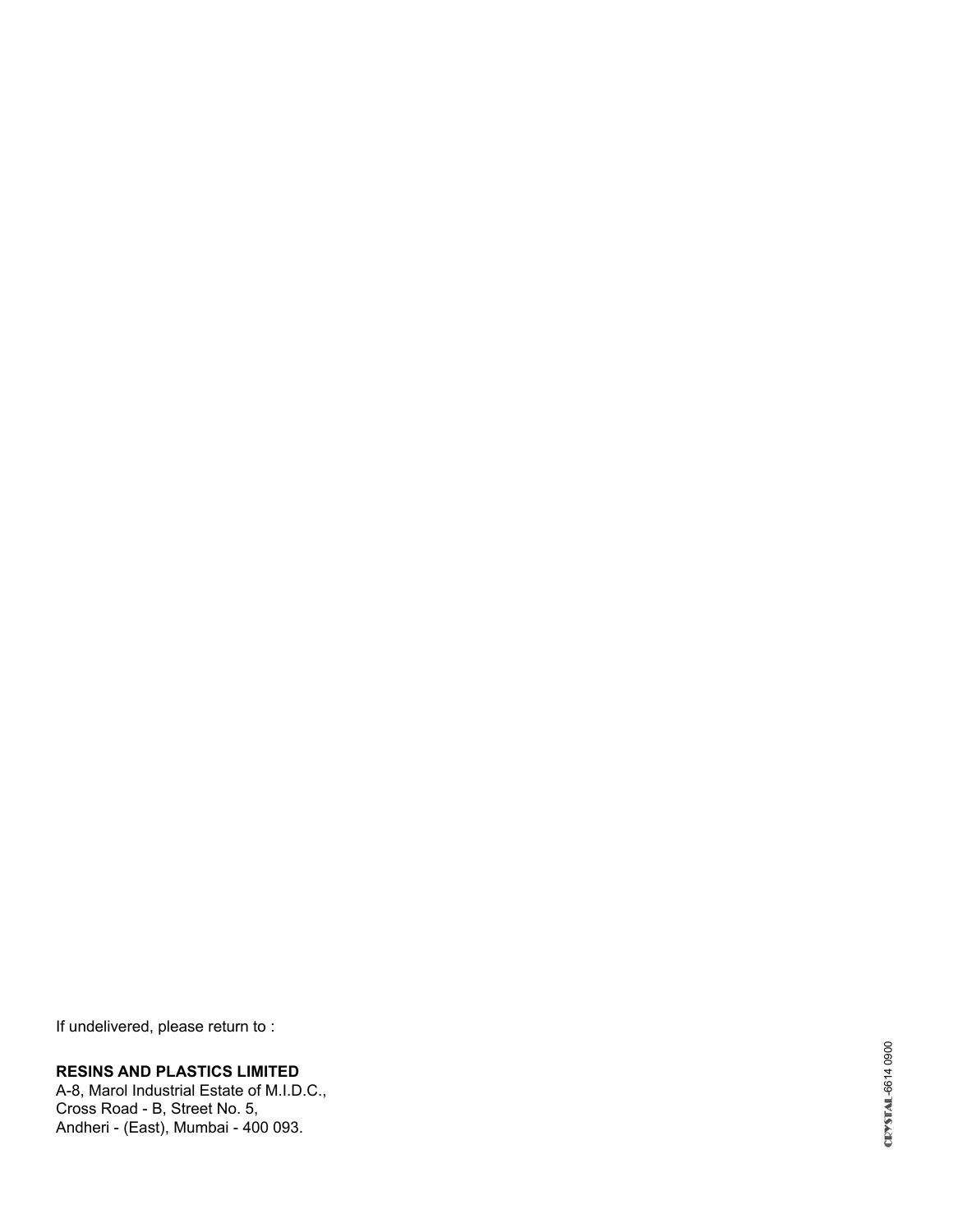If undelivered, please return to :

**RESINS AND PLASTICS LIMITED**
A-8, Marol Industrial Estate of M.I.D.C.,
Cross Road - B, Street No. 5,
Andheri - (East), Mumbai - 400 093.

CRYSTAL-6614 0900